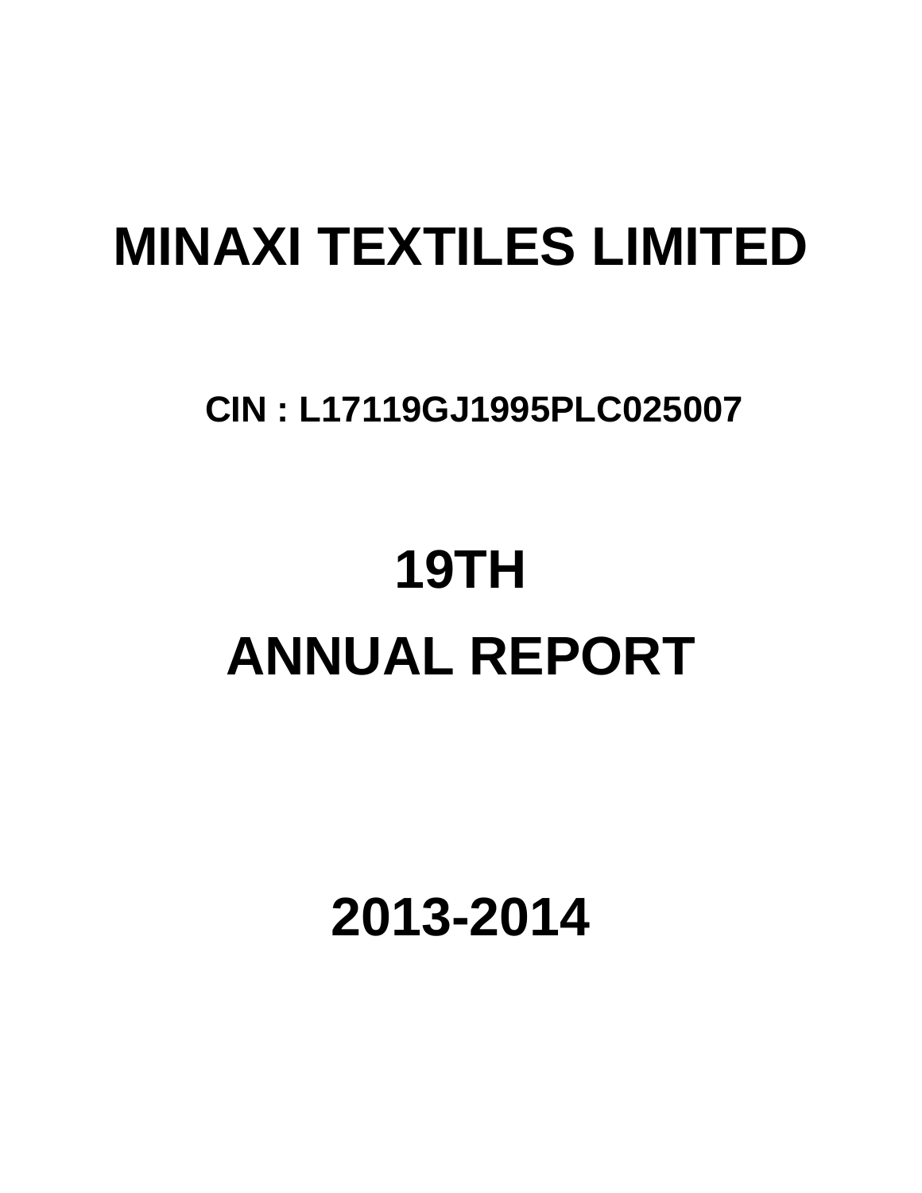# MINAXI TEXTILES LIMITED

**CIN : L17119GJ1995PLC025007**

# 19TH

# ANNUAL REPORT

# 2013-2014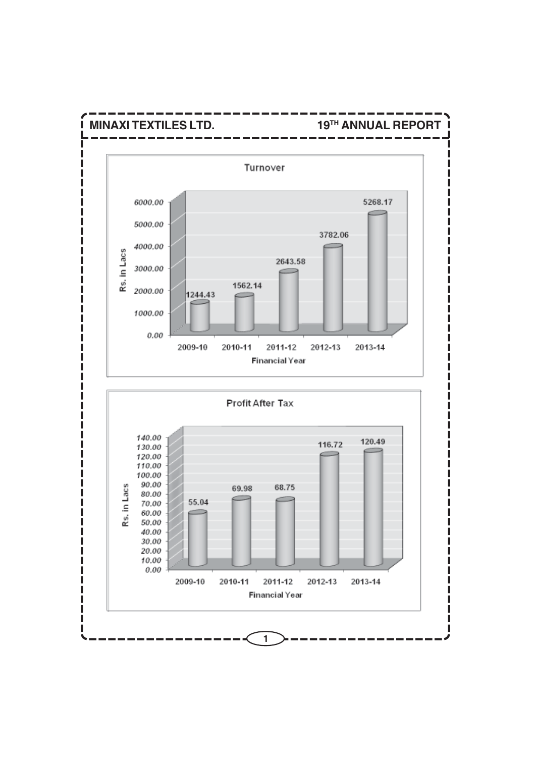## Turnover

| Financial Year | Rs. in Lacs |
|---|---|
| 2009-10 | 1244.43 |
| 2010-11 | 1562.14 |
| 2011-12 | 2643.58 |
| 2012-13 | 3782.06 |
| 2013-14 | 5268.17 |

## Profit After Tax

| Financial Year | Rs. in Lacs |
|---|---|
| 2009-10 | 55.04 |
| 2010-11 | 69.98 |
| 2011-12 | 68.75 |
| 2012-13 | 116.72 |
| 2013-14 | 120.49 |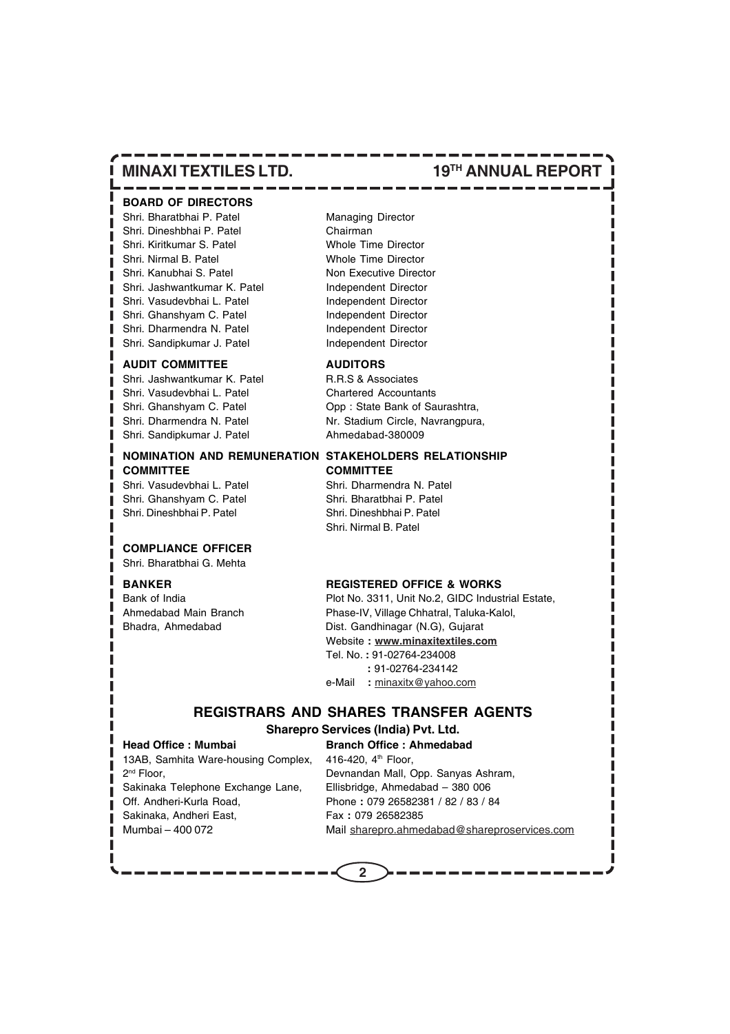## BOARD OF DIRECTORS

| | |
|---|---|
| Shri. Bharatbhai P. Patel | Managing Director |
| Shri. Dineshbhai P. Patel | Chairman |
| Shri. Kiritkumar S. Patel | Whole Time Director |
| Shri. Nirmal B. Patel | Whole Time Director |
| Shri. Kanubhai S. Patel | Non Executive Director |
| Shri. Jashwantkumar K. Patel | Independent Director |
| Shri. Vasudevbhai L. Patel | Independent Director |
| Shri. Ghanshyam C. Patel | Independent Director |
| Shri. Dharmendra N. Patel | Independent Director |
| Shri. Sandipkumar J. Patel | Independent Director |

## AUDIT COMMITTEE

Shri. Jashwantkumar K. Patel
Shri. Vasudevbhai L. Patel
Shri. Ghanshyam C. Patel
Shri. Dharmendra N. Patel
Shri. Sandipkumar J. Patel

## AUDITORS

R.R.S & Associates
Chartered Accountants
Opp : State Bank of Saurashtra,
Nr. Stadium Circle, Navrangpura,
Ahmedabad-380009

## NOMINATION AND REMUNERATION COMMITTEE

Shri. Vasudevbhai L. Patel
Shri. Ghanshyam C. Patel
Shri. Dineshbhai P. Patel

## STAKEHOLDERS RELATIONSHIP COMMITTEE

Shri. Dharmendra N. Patel
Shri. Bharatbhai P. Patel
Shri. Dineshbhai P. Patel
Shri. Nirmal B. Patel

## COMPLIANCE OFFICER

Shri. Bharatbhai G. Mehta

## BANKER

Bank of India
Ahmedabad Main Branch
Bhadra, Ahmedabad

## REGISTERED OFFICE & WORKS

Plot No. 3311, Unit No.2, GIDC Industrial Estate,
Phase-IV, Village Chhatral, Taluka-Kalol,
Dist. Gandhinagar (N.G), Gujarat
Website **: www.minaxitextiles.com**
Tel. No. **:** 91-02764-234008
**:** 91-02764-234142
e-Mail **:** minaxitx@yahoo.com

## REGISTRARS AND SHARES TRANSFER AGENTS

**Sharepro Services (India) Pvt. Ltd.**

**Head Office : Mumbai**

13AB, Samhita Ware-housing Complex,
2nd Floor,
Sakinaka Telephone Exchange Lane,
Off. Andheri-Kurla Road,
Sakinaka, Andheri East,
Mumbai – 400 072

**Branch Office : Ahmedabad**

416-420, 4th Floor,
Devnandan Mall, Opp. Sanyas Ashram,
Ellisbridge, Ahmedabad – 380 006
Phone **:** 079 26582381 / 82 / 83 / 84
Fax **:** 079 26582385
Mail sharepro.ahmedabad@shareproservices.com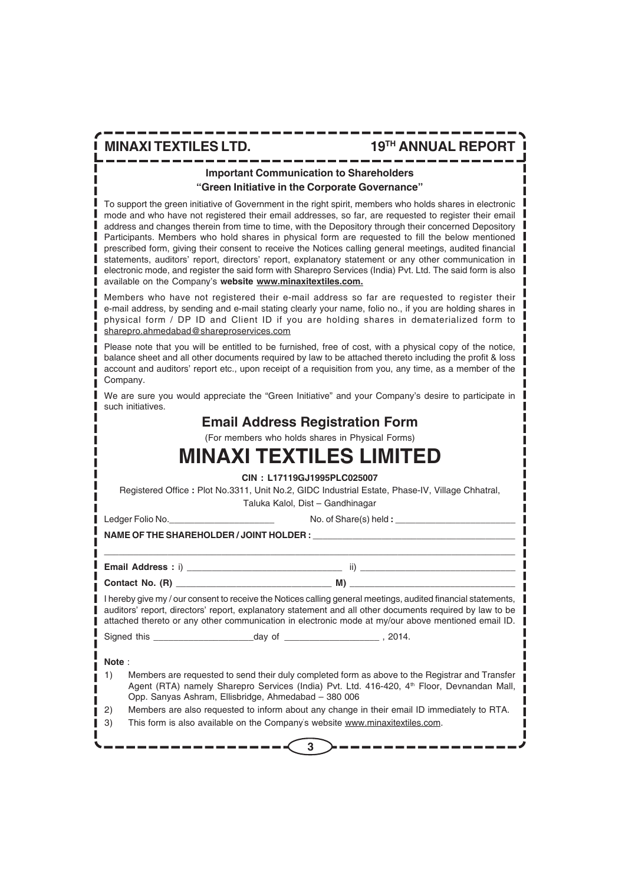## Important Communication to Shareholders
## "Green Initiative in the Corporate Governance"

To support the green initiative of Government in the right spirit, members who holds shares in electronic mode and who have not registered their email addresses, so far, are requested to register their email address and changes therein from time to time, with the Depository through their concerned Depository Participants. Members who hold shares in physical form are requested to fill the below mentioned prescribed form, giving their consent to receive the Notices calling general meetings, audited financial statements, auditors' report, directors' report, explanatory statement or any other communication in electronic mode, and register the said form with Sharepro Services (India) Pvt. Ltd. The said form is also available on the Company's **website www.minaxitextiles.com.**

Members who have not registered their e-mail address so far are requested to register their e-mail address, by sending and e-mail stating clearly your name, folio no., if you are holding shares in physical form / DP ID and Client ID if you are holding shares in dematerialized form to sharepro.ahmedabad@shareproservices.com

Please note that you will be entitled to be furnished, free of cost, with a physical copy of the notice, balance sheet and all other documents required by law to be attached thereto including the profit & loss account and auditors' report etc., upon receipt of a requisition from you, any time, as a member of the Company.

We are sure you would appreciate the "Green Initiative" and your Company's desire to participate in such initiatives.

## Email Address Registration Form

(For members who holds shares in Physical Forms)

# MINAXI TEXTILES LIMITED

**CIN : L17119GJ1995PLC025007**

Registered Office **:** Plot No.3311, Unit No.2, GIDC Industrial Estate, Phase-IV, Village Chhatral, Taluka Kalol, Dist – Gandhinagar

Ledger Folio No.____________________ No. of Share(s) held **:** ________________________

**NAME OF THE SHAREHOLDER / JOINT HOLDER :** ______________________________________

_______________________________________________________________________________

**Email Address :** i) ______________________________ ii) ______________________________

**Contact No. (R)** ______________________________ **M)** ______________________________

I hereby give my / our consent to receive the Notices calling general meetings, audited financial statements, auditors' report, directors' report, explanatory statement and all other documents required by law to be attached thereto or any other communication in electronic mode at my/our above mentioned email ID.

Signed this ___________________day of __________________ , 2014.

**Note** :

1) Members are requested to send their duly completed form as above to the Registrar and Transfer Agent (RTA) namely Sharepro Services (India) Pvt. Ltd. 416-420, 4th Floor, Devnandan Mall, Opp. Sanyas Ashram, Ellisbridge, Ahmedabad – 380 006
2) Members are also requested to inform about any change in their email ID immediately to RTA.
3) This form is also available on the Company's website www.minaxitextiles.com.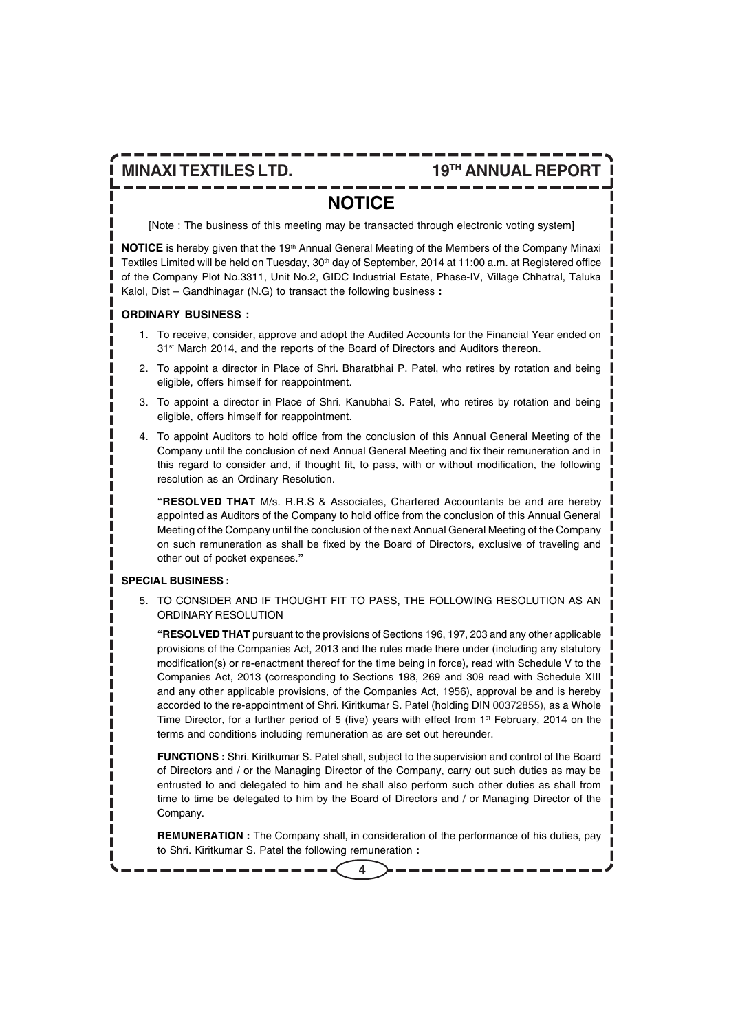# NOTICE

[Note : The business of this meeting may be transacted through electronic voting system]

**NOTICE** is hereby given that the 19th Annual General Meeting of the Members of the Company Minaxi Textiles Limited will be held on Tuesday, 30th day of September, 2014 at 11:00 a.m. at Registered office of the Company Plot No.3311, Unit No.2, GIDC Industrial Estate, Phase-IV, Village Chhatral, Taluka Kalol, Dist – Gandhinagar (N.G) to transact the following business **:**

## ORDINARY BUSINESS :

1. To receive, consider, approve and adopt the Audited Accounts for the Financial Year ended on 31st March 2014, and the reports of the Board of Directors and Auditors thereon.
2. To appoint a director in Place of Shri. Bharatbhai P. Patel, who retires by rotation and being eligible, offers himself for reappointment.
3. To appoint a director in Place of Shri. Kanubhai S. Patel, who retires by rotation and being eligible, offers himself for reappointment.
4. To appoint Auditors to hold office from the conclusion of this Annual General Meeting of the Company until the conclusion of next Annual General Meeting and fix their remuneration and in this regard to consider and, if thought fit, to pass, with or without modification, the following resolution as an Ordinary Resolution.

   **"RESOLVED THAT** M/s. R.R.S & Associates, Chartered Accountants be and are hereby appointed as Auditors of the Company to hold office from the conclusion of this Annual General Meeting of the Company until the conclusion of the next Annual General Meeting of the Company on such remuneration as shall be fixed by the Board of Directors, exclusive of traveling and other out of pocket expenses.**"**

## SPECIAL BUSINESS :

5. TO CONSIDER AND IF THOUGHT FIT TO PASS, THE FOLLOWING RESOLUTION AS AN ORDINARY RESOLUTION

   **"RESOLVED THAT** pursuant to the provisions of Sections 196, 197, 203 and any other applicable provisions of the Companies Act, 2013 and the rules made there under (including any statutory modification(s) or re-enactment thereof for the time being in force), read with Schedule V to the Companies Act, 2013 (corresponding to Sections 198, 269 and 309 read with Schedule XIII and any other applicable provisions, of the Companies Act, 1956), approval be and is hereby accorded to the re-appointment of Shri. Kiritkumar S. Patel (holding DIN 00372855), as a Whole Time Director, for a further period of 5 (five) years with effect from 1st February, 2014 on the terms and conditions including remuneration as are set out hereunder.

   **FUNCTIONS :** Shri. Kiritkumar S. Patel shall, subject to the supervision and control of the Board of Directors and / or the Managing Director of the Company, carry out such duties as may be entrusted to and delegated to him and he shall also perform such other duties as shall from time to time be delegated to him by the Board of Directors and / or Managing Director of the Company.

   **REMUNERATION :** The Company shall, in consideration of the performance of his duties, pay to Shri. Kiritkumar S. Patel the following remuneration **:**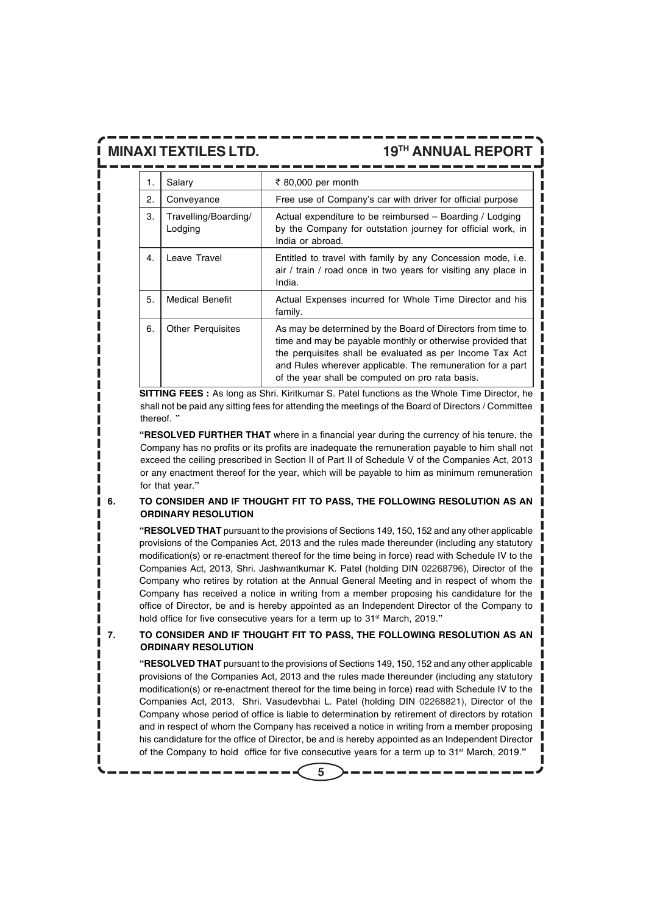| 1. | Salary | ₹ 80,000 per month |
|---|---|---|
| 2. | Conveyance | Free use of Company's car with driver for official purpose |
| 3. | Travelling/Boarding/ Lodging | Actual expenditure to be reimbursed – Boarding / Lodging by the Company for outstation journey for official work, in India or abroad. |
| 4. | Leave Travel | Entitled to travel with family by any Concession mode, i.e. air / train / road once in two years for visiting any place in India. |
| 5. | Medical Benefit | Actual Expenses incurred for Whole Time Director and his family. |
| 6. | Other Perquisites | As may be determined by the Board of Directors from time to time and may be payable monthly or otherwise provided that the perquisites shall be evaluated as per Income Tax Act and Rules wherever applicable. The remuneration for a part of the year shall be computed on pro rata basis. |

**SITTING FEES :** As long as Shri. Kiritkumar S. Patel functions as the Whole Time Director, he shall not be paid any sitting fees for attending the meetings of the Board of Directors / Committee thereof. "

"**RESOLVED FURTHER THAT** where in a financial year during the currency of his tenure, the Company has no profits or its profits are inadequate the remuneration payable to him shall not exceed the ceiling prescribed in Section II of Part II of Schedule V of the Companies Act, 2013 or any enactment thereof for the year, which will be payable to him as minimum remuneration for that year."

**6. TO CONSIDER AND IF THOUGHT FIT TO PASS, THE FOLLOWING RESOLUTION AS AN ORDINARY RESOLUTION**

"**RESOLVED THAT** pursuant to the provisions of Sections 149, 150, 152 and any other applicable provisions of the Companies Act, 2013 and the rules made thereunder (including any statutory modification(s) or re-enactment thereof for the time being in force) read with Schedule IV to the Companies Act, 2013, Shri. Jashwantkumar K. Patel (holding DIN 02268796), Director of the Company who retires by rotation at the Annual General Meeting and in respect of whom the Company has received a notice in writing from a member proposing his candidature for the office of Director, be and is hereby appointed as an Independent Director of the Company to hold office for five consecutive years for a term up to 31st March, 2019."

**7. TO CONSIDER AND IF THOUGHT FIT TO PASS, THE FOLLOWING RESOLUTION AS AN ORDINARY RESOLUTION**

"**RESOLVED THAT** pursuant to the provisions of Sections 149, 150, 152 and any other applicable provisions of the Companies Act, 2013 and the rules made thereunder (including any statutory modification(s) or re-enactment thereof for the time being in force) read with Schedule IV to the Companies Act, 2013, Shri. Vasudevbhai L. Patel (holding DIN 02268821), Director of the Company whose period of office is liable to determination by retirement of directors by rotation and in respect of whom the Company has received a notice in writing from a member proposing his candidature for the office of Director, be and is hereby appointed as an Independent Director of the Company to hold office for five consecutive years for a term up to 31st March, 2019."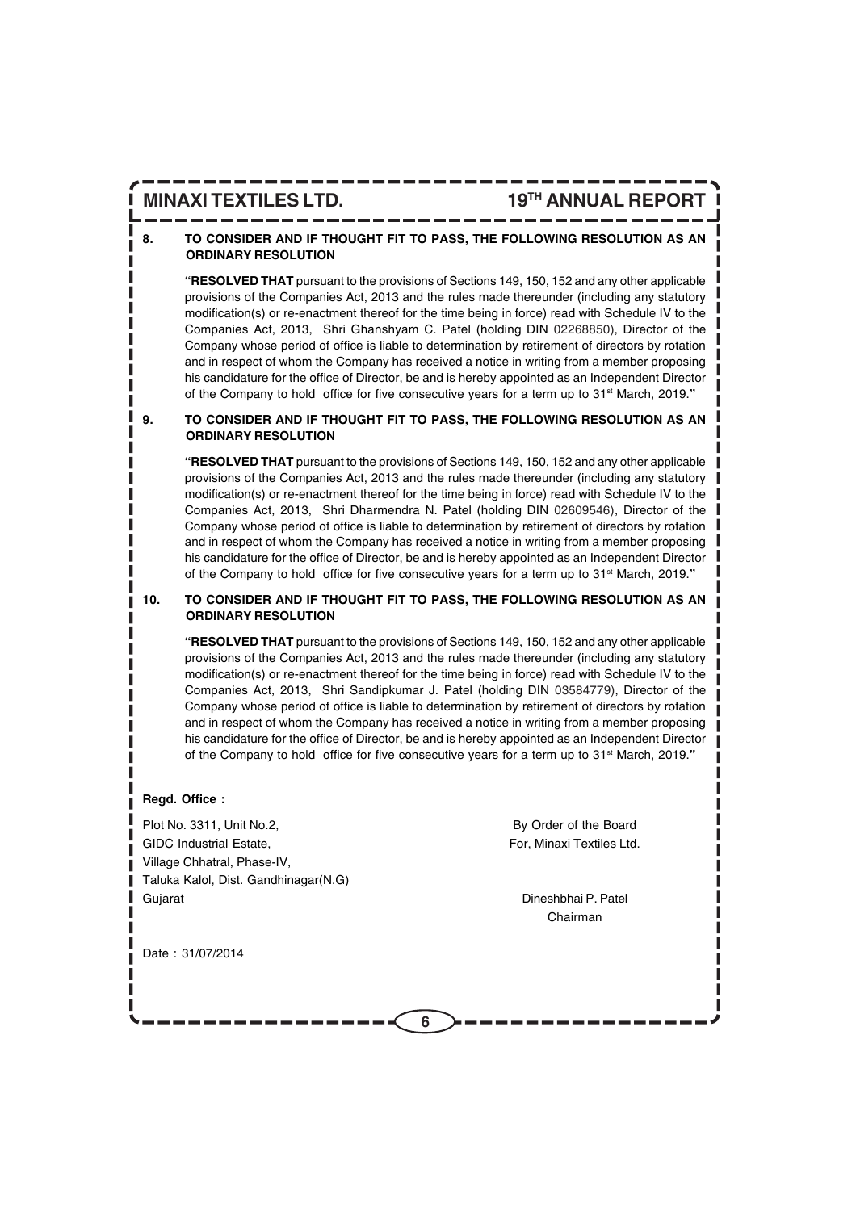**8. TO CONSIDER AND IF THOUGHT FIT TO PASS, THE FOLLOWING RESOLUTION AS AN ORDINARY RESOLUTION**

"**RESOLVED THAT** pursuant to the provisions of Sections 149, 150, 152 and any other applicable provisions of the Companies Act, 2013 and the rules made thereunder (including any statutory modification(s) or re-enactment thereof for the time being in force) read with Schedule IV to the Companies Act, 2013, Shri Ghanshyam C. Patel (holding DIN 02268850), Director of the Company whose period of office is liable to determination by retirement of directors by rotation and in respect of whom the Company has received a notice in writing from a member proposing his candidature for the office of Director, be and is hereby appointed as an Independent Director of the Company to hold office for five consecutive years for a term up to 31st March, 2019."

**9. TO CONSIDER AND IF THOUGHT FIT TO PASS, THE FOLLOWING RESOLUTION AS AN ORDINARY RESOLUTION**

"**RESOLVED THAT** pursuant to the provisions of Sections 149, 150, 152 and any other applicable provisions of the Companies Act, 2013 and the rules made thereunder (including any statutory modification(s) or re-enactment thereof for the time being in force) read with Schedule IV to the Companies Act, 2013, Shri Dharmendra N. Patel (holding DIN 02609546), Director of the Company whose period of office is liable to determination by retirement of directors by rotation and in respect of whom the Company has received a notice in writing from a member proposing his candidature for the office of Director, be and is hereby appointed as an Independent Director of the Company to hold office for five consecutive years for a term up to 31st March, 2019."

**10. TO CONSIDER AND IF THOUGHT FIT TO PASS, THE FOLLOWING RESOLUTION AS AN ORDINARY RESOLUTION**

"**RESOLVED THAT** pursuant to the provisions of Sections 149, 150, 152 and any other applicable provisions of the Companies Act, 2013 and the rules made thereunder (including any statutory modification(s) or re-enactment thereof for the time being in force) read with Schedule IV to the Companies Act, 2013, Shri Sandipkumar J. Patel (holding DIN 03584779), Director of the Company whose period of office is liable to determination by retirement of directors by rotation and in respect of whom the Company has received a notice in writing from a member proposing his candidature for the office of Director, be and is hereby appointed as an Independent Director of the Company to hold office for five consecutive years for a term up to 31st March, 2019."

**Regd. Office :**

Plot No. 3311, Unit No.2,
GIDC Industrial Estate,
Village Chhatral, Phase-IV,
Taluka Kalol, Dist. Gandhinagar(N.G)
Gujarat

By Order of the Board
For, Minaxi Textiles Ltd.

Dineshbhai P. Patel
Chairman

Date : 31/07/2014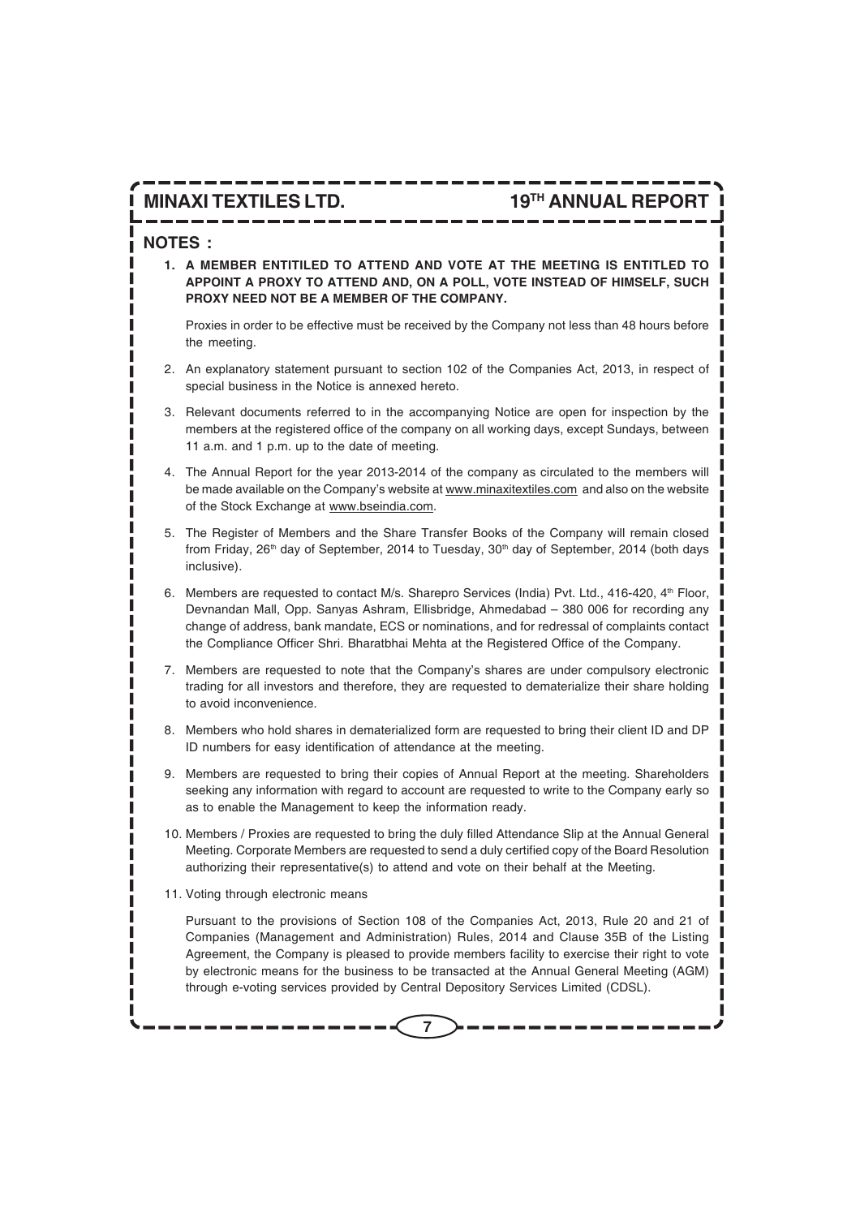## NOTES :

1. **A MEMBER ENTITILED TO ATTEND AND VOTE AT THE MEETING IS ENTITLED TO APPOINT A PROXY TO ATTEND AND, ON A POLL, VOTE INSTEAD OF HIMSELF, SUCH PROXY NEED NOT BE A MEMBER OF THE COMPANY.**

   Proxies in order to be effective must be received by the Company not less than 48 hours before the meeting.

2. An explanatory statement pursuant to section 102 of the Companies Act, 2013, in respect of special business in the Notice is annexed hereto.

3. Relevant documents referred to in the accompanying Notice are open for inspection by the members at the registered office of the company on all working days, except Sundays, between 11 a.m. and 1 p.m. up to the date of meeting.

4. The Annual Report for the year 2013-2014 of the company as circulated to the members will be made available on the Company's website at www.minaxitextiles.com and also on the website of the Stock Exchange at www.bseindia.com.

5. The Register of Members and the Share Transfer Books of the Company will remain closed from Friday, 26th day of September, 2014 to Tuesday, 30th day of September, 2014 (both days inclusive).

6. Members are requested to contact M/s. Sharepro Services (India) Pvt. Ltd., 416-420, 4th Floor, Devnandan Mall, Opp. Sanyas Ashram, Ellisbridge, Ahmedabad – 380 006 for recording any change of address, bank mandate, ECS or nominations, and for redressal of complaints contact the Compliance Officer Shri. Bharatbhai Mehta at the Registered Office of the Company.

7. Members are requested to note that the Company's shares are under compulsory electronic trading for all investors and therefore, they are requested to dematerialize their share holding to avoid inconvenience.

8. Members who hold shares in dematerialized form are requested to bring their client ID and DP ID numbers for easy identification of attendance at the meeting.

9. Members are requested to bring their copies of Annual Report at the meeting. Shareholders seeking any information with regard to account are requested to write to the Company early so as to enable the Management to keep the information ready.

10. Members / Proxies are requested to bring the duly filled Attendance Slip at the Annual General Meeting. Corporate Members are requested to send a duly certified copy of the Board Resolution authorizing their representative(s) to attend and vote on their behalf at the Meeting.

11. Voting through electronic means

    Pursuant to the provisions of Section 108 of the Companies Act, 2013, Rule 20 and 21 of Companies (Management and Administration) Rules, 2014 and Clause 35B of the Listing Agreement, the Company is pleased to provide members facility to exercise their right to vote by electronic means for the business to be transacted at the Annual General Meeting (AGM) through e-voting services provided by Central Depository Services Limited (CDSL).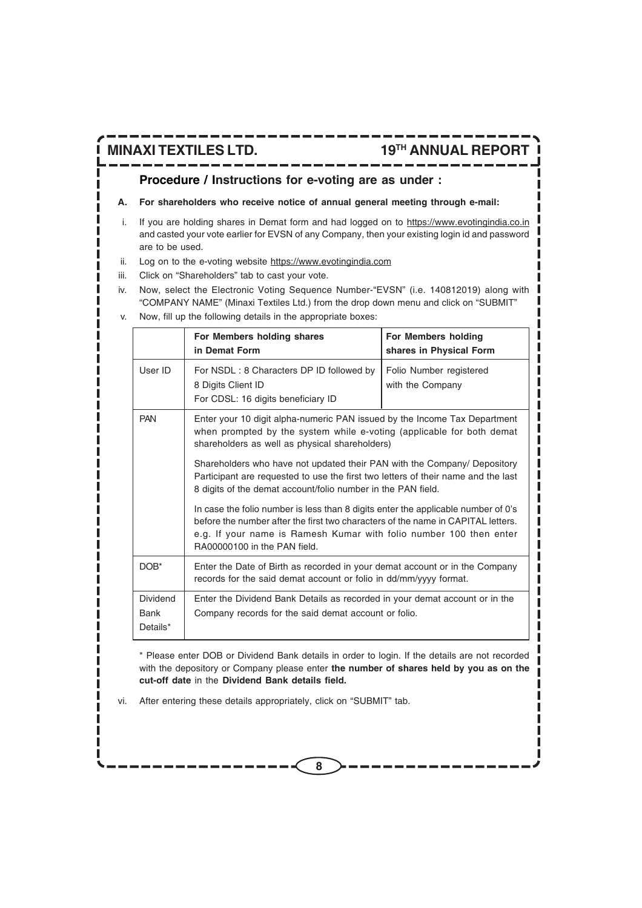## Procedure / Instructions for e-voting are as under :

**A. For shareholders who receive notice of annual general meeting through e-mail:**

i. If you are holding shares in Demat form and had logged on to https://www.evotingindia.co.in and casted your vote earlier for EVSN of any Company, then your existing login id and password are to be used.

ii. Log on to the e-voting website https://www.evotingindia.com

iii. Click on "Shareholders" tab to cast your vote.

iv. Now, select the Electronic Voting Sequence Number-"EVSN" (i.e. 140812019) along with "COMPANY NAME" (Minaxi Textiles Ltd.) from the drop down menu and click on "SUBMIT"

v. Now, fill up the following details in the appropriate boxes:

| | **For Members holding shares in Demat Form** | **For Members holding shares in Physical Form** |
|---|---|---|
| User ID | For NSDL : 8 Characters DP ID followed by 8 Digits Client ID<br>For CDSL: 16 digits beneficiary ID | Folio Number registered with the Company |
| PAN | Enter your 10 digit alpha-numeric PAN issued by the Income Tax Department when prompted by the system while e-voting (applicable for both demat shareholders as well as physical shareholders)<br><br>Shareholders who have not updated their PAN with the Company/ Depository Participant are requested to use the first two letters of their name and the last 8 digits of the demat account/folio number in the PAN field.<br><br>In case the folio number is less than 8 digits enter the applicable number of 0's before the number after the first two characters of the name in CAPITAL letters. e.g. If your name is Ramesh Kumar with folio number 100 then enter RA00000100 in the PAN field. | |
| DOB* | Enter the Date of Birth as recorded in your demat account or in the Company records for the said demat account or folio in dd/mm/yyyy format. | |
| Dividend Bank Details* | Enter the Dividend Bank Details as recorded in your demat account or in the Company records for the said demat account or folio. | |

\* Please enter DOB or Dividend Bank details in order to login. If the details are not recorded with the depository or Company please enter **the number of shares held by you as on the cut-off date** in the **Dividend Bank details field.**

vi. After entering these details appropriately, click on "SUBMIT" tab.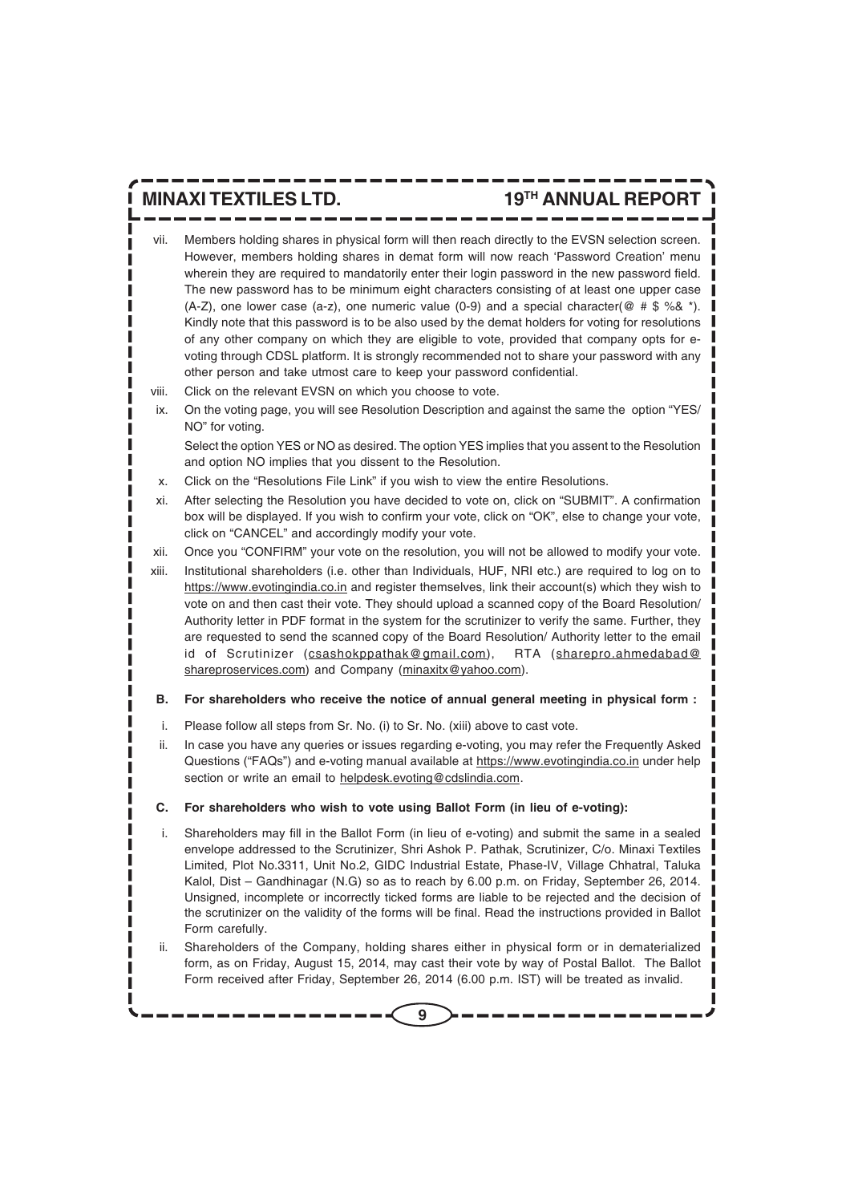vii. Members holding shares in physical form will then reach directly to the EVSN selection screen. However, members holding shares in demat form will now reach 'Password Creation' menu wherein they are required to mandatorily enter their login password in the new password field. The new password has to be minimum eight characters consisting of at least one upper case (A-Z), one lower case (a-z), one numeric value (0-9) and a special character(@ # $ %& *). Kindly note that this password is to be also used by the demat holders for voting for resolutions of any other company on which they are eligible to vote, provided that company opts for e-voting through CDSL platform. It is strongly recommended not to share your password with any other person and take utmost care to keep your password confidential.

viii. Click on the relevant EVSN on which you choose to vote.

ix. On the voting page, you will see Resolution Description and against the same the option "YES/ NO" for voting.

Select the option YES or NO as desired. The option YES implies that you assent to the Resolution and option NO implies that you dissent to the Resolution.

x. Click on the "Resolutions File Link" if you wish to view the entire Resolutions.

xi. After selecting the Resolution you have decided to vote on, click on "SUBMIT". A confirmation box will be displayed. If you wish to confirm your vote, click on "OK", else to change your vote, click on "CANCEL" and accordingly modify your vote.

xii. Once you "CONFIRM" your vote on the resolution, you will not be allowed to modify your vote.

xiii. Institutional shareholders (i.e. other than Individuals, HUF, NRI etc.) are required to log on to https://www.evotingindia.co.in and register themselves, link their account(s) which they wish to vote on and then cast their vote. They should upload a scanned copy of the Board Resolution/ Authority letter in PDF format in the system for the scrutinizer to verify the same. Further, they are requested to send the scanned copy of the Board Resolution/ Authority letter to the email id of Scrutinizer (csashokppathak@gmail.com), RTA (sharepro.ahmedabad@shareproservices.com) and Company (minaxitx@yahoo.com).

**B. For shareholders who receive the notice of annual general meeting in physical form :**

i. Please follow all steps from Sr. No. (i) to Sr. No. (xiii) above to cast vote.

ii. In case you have any queries or issues regarding e-voting, you may refer the Frequently Asked Questions ("FAQs") and e-voting manual available at https://www.evotingindia.co.in under help section or write an email to helpdesk.evoting@cdslindia.com.

**C. For shareholders who wish to vote using Ballot Form (in lieu of e-voting):**

i. Shareholders may fill in the Ballot Form (in lieu of e-voting) and submit the same in a sealed envelope addressed to the Scrutinizer, Shri Ashok P. Pathak, Scrutinizer, C/o. Minaxi Textiles Limited, Plot No.3311, Unit No.2, GIDC Industrial Estate, Phase-IV, Village Chhatral, Taluka Kalol, Dist – Gandhinagar (N.G) so as to reach by 6.00 p.m. on Friday, September 26, 2014. Unsigned, incomplete or incorrectly ticked forms are liable to be rejected and the decision of the scrutinizer on the validity of the forms will be final. Read the instructions provided in Ballot Form carefully.

ii. Shareholders of the Company, holding shares either in physical form or in dematerialized form, as on Friday, August 15, 2014, may cast their vote by way of Postal Ballot. The Ballot Form received after Friday, September 26, 2014 (6.00 p.m. IST) will be treated as invalid.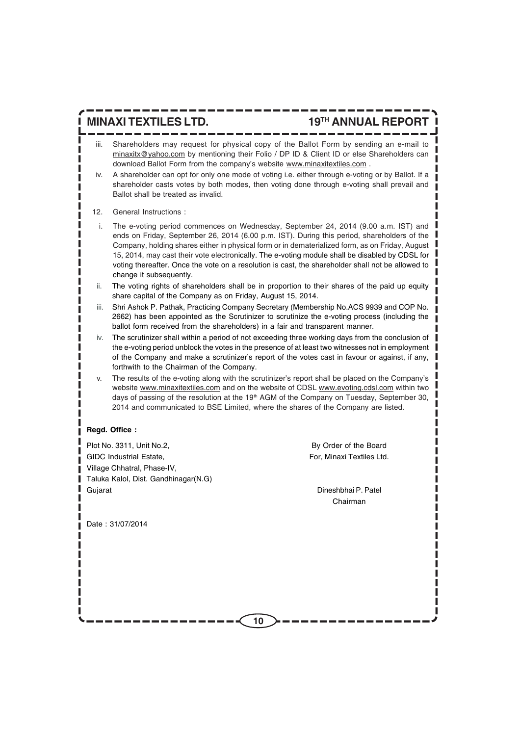iii. Shareholders may request for physical copy of the Ballot Form by sending an e-mail to minaxitx@yahoo.com by mentioning their Folio / DP ID & Client ID or else Shareholders can download Ballot Form from the company's website www.minaxitextiles.com .

iv. A shareholder can opt for only one mode of voting i.e. either through e-voting or by Ballot. If a shareholder casts votes by both modes, then voting done through e-voting shall prevail and Ballot shall be treated as invalid.

12. General Instructions :

i. The e-voting period commences on Wednesday, September 24, 2014 (9.00 a.m. IST) and ends on Friday, September 26, 2014 (6.00 p.m. IST). During this period, shareholders of the Company, holding shares either in physical form or in dematerialized form, as on Friday, August 15, 2014, may cast their vote electronically. The e-voting module shall be disabled by CDSL for voting thereafter. Once the vote on a resolution is cast, the shareholder shall not be allowed to change it subsequently.

ii. The voting rights of shareholders shall be in proportion to their shares of the paid up equity share capital of the Company as on Friday, August 15, 2014.

iii. Shri Ashok P. Pathak, Practicing Company Secretary (Membership No.ACS 9939 and COP No. 2662) has been appointed as the Scrutinizer to scrutinize the e-voting process (including the ballot form received from the shareholders) in a fair and transparent manner.

iv. The scrutinizer shall within a period of not exceeding three working days from the conclusion of the e-voting period unblock the votes in the presence of at least two witnesses not in employment of the Company and make a scrutinizer's report of the votes cast in favour or against, if any, forthwith to the Chairman of the Company.

v. The results of the e-voting along with the scrutinizer's report shall be placed on the Company's website www.minaxitextiles.com and on the website of CDSL www.evoting.cdsl.com within two days of passing of the resolution at the 19th AGM of the Company on Tuesday, September 30, 2014 and communicated to BSE Limited, where the shares of the Company are listed.

**Regd. Office :**

Plot No. 3311, Unit No.2,
GIDC Industrial Estate,
Village Chhatral, Phase-IV,
Taluka Kalol, Dist. Gandhinagar(N.G)
Gujarat

By Order of the Board
For, Minaxi Textiles Ltd.

Dineshbhai P. Patel
Chairman

Date : 31/07/2014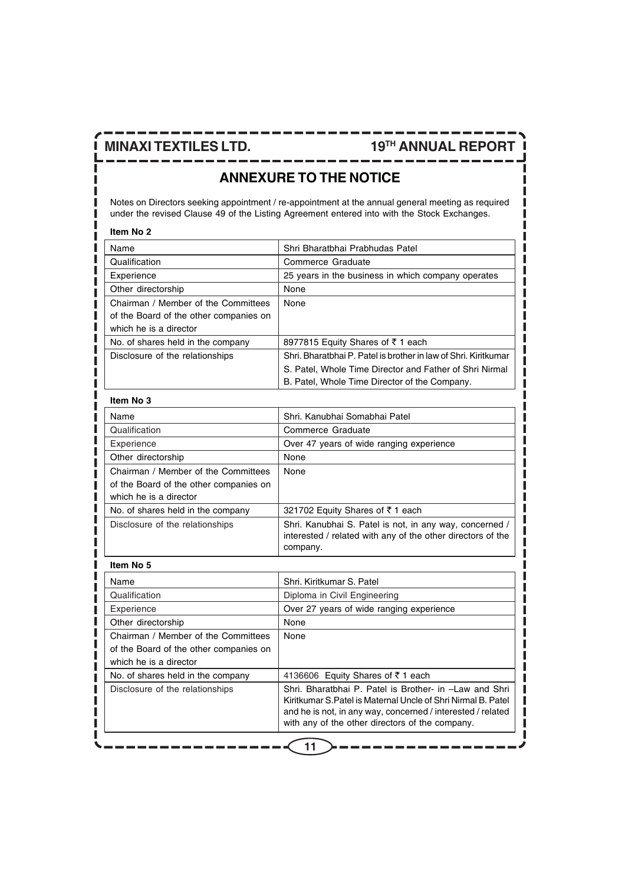## ANNEXURE TO THE NOTICE

Notes on Directors seeking appointment / re-appointment at the annual general meeting as required under the revised Clause 49 of the Listing Agreement entered into with the Stock Exchanges.

**Item No 2**

| Name | Shri Bharatbhai Prabhudas Patel |
|---|---|
| Qualification | Commerce Graduate |
| Experience | 25 years in the business in which company operates |
| Other directorship | None |
| Chairman / Member of the Committees of the Board of the other companies on which he is a director | None |
| No. of shares held in the company | 8977815 Equity Shares of ₹ 1 each |
| Disclosure of the relationships | Shri. Bharatbhai P. Patel is brother in law of Shri. Kiritkumar S. Patel, Whole Time Director and Father of Shri Nirmal B. Patel, Whole Time Director of the Company. |

**Item No 3**

| Name | Shri. Kanubhai Somabhai Patel |
|---|---|
| Qualification | Commerce Graduate |
| Experience | Over 47 years of wide ranging experience |
| Other directorship | None |
| Chairman / Member of the Committees of the Board of the other companies on which he is a director | None |
| No. of shares held in the company | 321702 Equity Shares of ₹ 1 each |
| Disclosure of the relationships | Shri. Kanubhai S. Patel is not, in any way, concerned / interested / related with any of the other directors of the company. |

**Item No 5**

| Name | Shri. Kiritkumar S. Patel |
|---|---|
| Qualification | Diploma in Civil Engineering |
| Experience | Over 27 years of wide ranging experience |
| Other directorship | None |
| Chairman / Member of the Committees of the Board of the other companies on which he is a director | None |
| No. of shares held in the company | 4136606 Equity Shares of ₹ 1 each |
| Disclosure of the relationships | Shri. Bharatbhai P. Patel is Brother- in –Law and Shri Kiritkumar S.Patel is Maternal Uncle of Shri Nirmal B. Patel and he is not, in any way, concerned / interested / related with any of the other directors of the company. |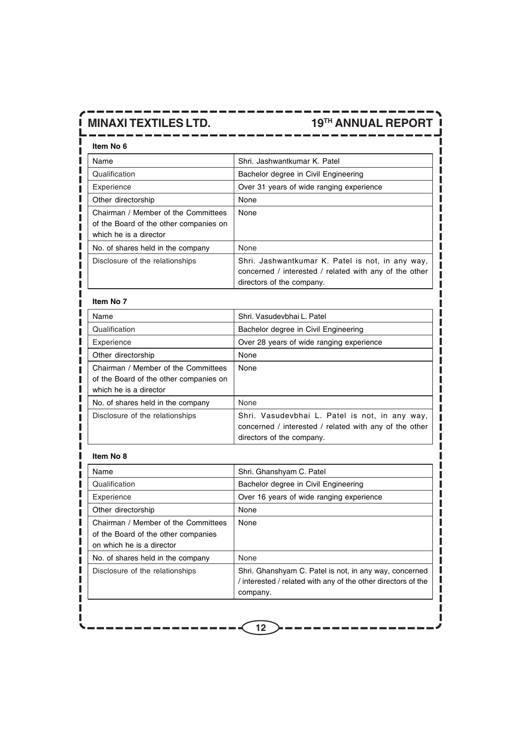**Item No 6**

| Name | Shri. Jashwantkumar K. Patel |
|---|---|
| Qualification | Bachelor degree in Civil Engineering |
| Experience | Over 31 years of wide ranging experience |
| Other directorship | None |
| Chairman / Member of the Committees of the Board of the other companies on which he is a director | None |
| No. of shares held in the company | None |
| Disclosure of the relationships | Shri. Jashwantkumar K. Patel is not, in any way, concerned / interested / related with any of the other directors of the company. |

**Item No 7**

| Name | Shri. Vasudevbhai L. Patel |
|---|---|
| Qualification | Bachelor degree in Civil Engineering |
| Experience | Over 28 years of wide ranging experience |
| Other directorship | None |
| Chairman / Member of the Committees of the Board of the other companies on which he is a director | None |
| No. of shares held in the company | None |
| Disclosure of the relationships | Shri. Vasudevbhai L. Patel is not, in any way, concerned / interested / related with any of the other directors of the company. |

**Item No 8**

| Name | Shri. Ghanshyam C. Patel |
|---|---|
| Qualification | Bachelor degree in Civil Engineering |
| Experience | Over 16 years of wide ranging experience |
| Other directorship | None |
| Chairman / Member of the Committees of the Board of the other companies on which he is a director | None |
| No. of shares held in the company | None |
| Disclosure of the relationships | Shri. Ghanshyam C. Patel is not, in any way, concerned / interested / related with any of the other directors of the company. |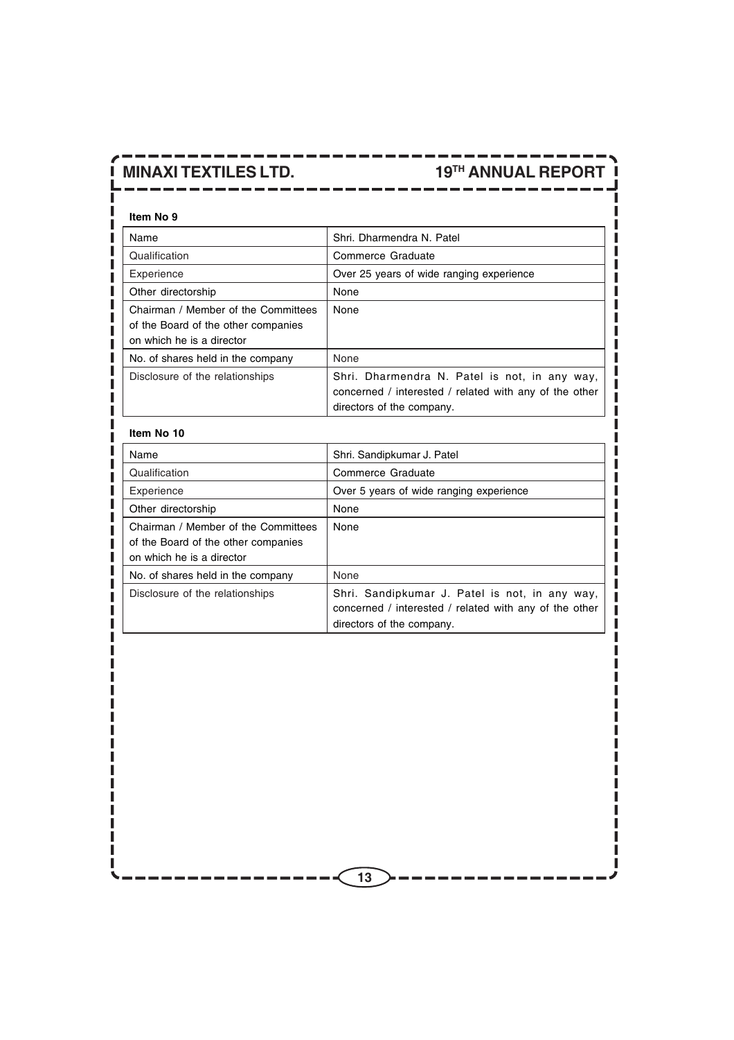**Item No 9**

| Name | Shri. Dharmendra N. Patel |
|---|---|
| Qualification | Commerce Graduate |
| Experience | Over 25 years of wide ranging experience |
| Other directorship | None |
| Chairman / Member of the Committees of the Board of the other companies on which he is a director | None |
| No. of shares held in the company | None |
| Disclosure of the relationships | Shri. Dharmendra N. Patel is not, in any way, concerned / interested / related with any of the other directors of the company. |

**Item No 10**

| Name | Shri. Sandipkumar J. Patel |
|---|---|
| Qualification | Commerce Graduate |
| Experience | Over 5 years of wide ranging experience |
| Other directorship | None |
| Chairman / Member of the Committees of the Board of the other companies on which he is a director | None |
| No. of shares held in the company | None |
| Disclosure of the relationships | Shri. Sandipkumar J. Patel is not, in any way, concerned / interested / related with any of the other directors of the company. |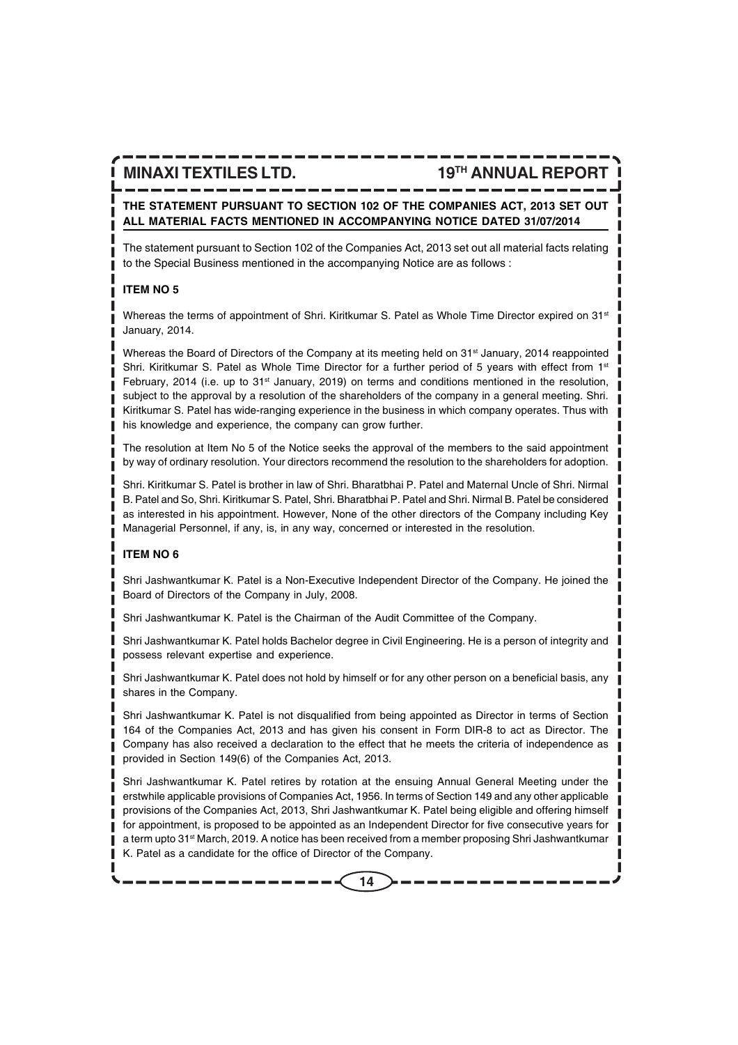**THE STATEMENT PURSUANT TO SECTION 102 OF THE COMPANIES ACT, 2013 SET OUT ALL MATERIAL FACTS MENTIONED IN ACCOMPANYING NOTICE DATED 31/07/2014**

The statement pursuant to Section 102 of the Companies Act, 2013 set out all material facts relating to the Special Business mentioned in the accompanying Notice are as follows :

**ITEM NO 5**

Whereas the terms of appointment of Shri. Kiritkumar S. Patel as Whole Time Director expired on 31st January, 2014.

Whereas the Board of Directors of the Company at its meeting held on 31st January, 2014 reappointed Shri. Kiritkumar S. Patel as Whole Time Director for a further period of 5 years with effect from 1st February, 2014 (i.e. up to 31st January, 2019) on terms and conditions mentioned in the resolution, subject to the approval by a resolution of the shareholders of the company in a general meeting. Shri. Kiritkumar S. Patel has wide-ranging experience in the business in which company operates. Thus with his knowledge and experience, the company can grow further.

The resolution at Item No 5 of the Notice seeks the approval of the members to the said appointment by way of ordinary resolution. Your directors recommend the resolution to the shareholders for adoption.

Shri. Kiritkumar S. Patel is brother in law of Shri. Bharatbhai P. Patel and Maternal Uncle of Shri. Nirmal B. Patel and So, Shri. Kiritkumar S. Patel, Shri. Bharatbhai P. Patel and Shri. Nirmal B. Patel be considered as interested in his appointment. However, None of the other directors of the Company including Key Managerial Personnel, if any, is, in any way, concerned or interested in the resolution.

**ITEM NO 6**

Shri Jashwantkumar K. Patel is a Non-Executive Independent Director of the Company. He joined the Board of Directors of the Company in July, 2008.

Shri Jashwantkumar K. Patel is the Chairman of the Audit Committee of the Company.

Shri Jashwantkumar K. Patel holds Bachelor degree in Civil Engineering. He is a person of integrity and possess relevant expertise and experience.

Shri Jashwantkumar K. Patel does not hold by himself or for any other person on a beneficial basis, any shares in the Company.

Shri Jashwantkumar K. Patel is not disqualified from being appointed as Director in terms of Section 164 of the Companies Act, 2013 and has given his consent in Form DIR-8 to act as Director. The Company has also received a declaration to the effect that he meets the criteria of independence as provided in Section 149(6) of the Companies Act, 2013.

Shri Jashwantkumar K. Patel retires by rotation at the ensuing Annual General Meeting under the erstwhile applicable provisions of Companies Act, 1956. In terms of Section 149 and any other applicable provisions of the Companies Act, 2013, Shri Jashwantkumar K. Patel being eligible and offering himself for appointment, is proposed to be appointed as an Independent Director for five consecutive years for a term upto 31st March, 2019. A notice has been received from a member proposing Shri Jashwantkumar K. Patel as a candidate for the office of Director of the Company.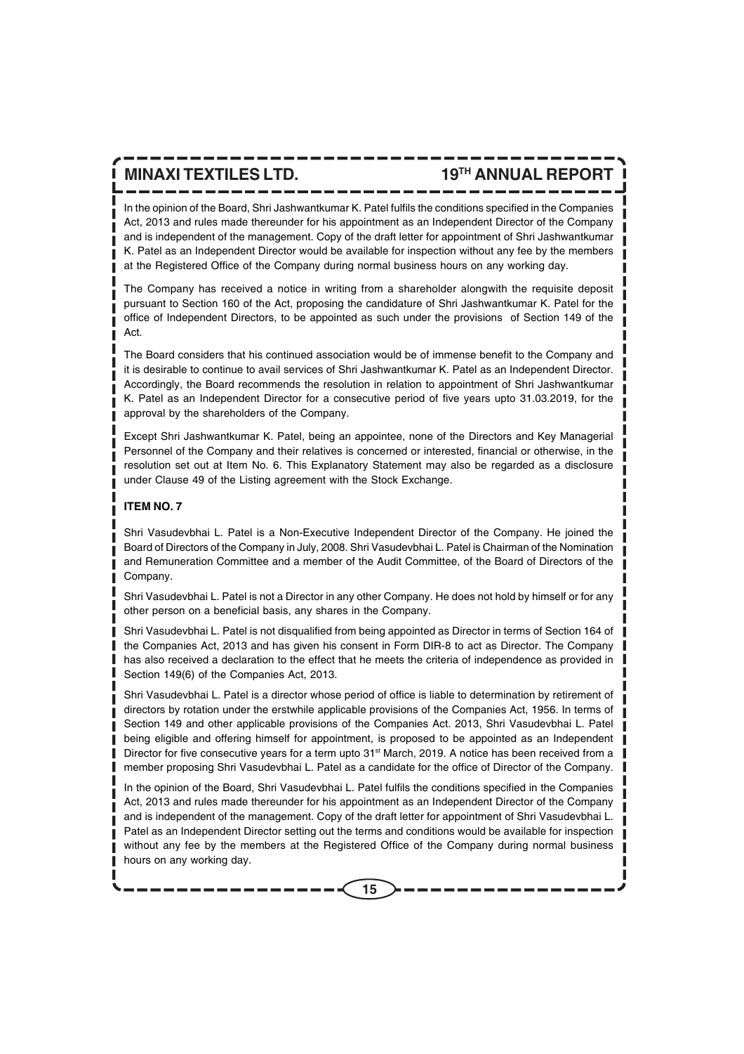In the opinion of the Board, Shri Jashwantkumar K. Patel fulfils the conditions specified in the Companies Act, 2013 and rules made thereunder for his appointment as an Independent Director of the Company and is independent of the management. Copy of the draft letter for appointment of Shri Jashwantkumar K. Patel as an Independent Director would be available for inspection without any fee by the members at the Registered Office of the Company during normal business hours on any working day.

The Company has received a notice in writing from a shareholder alongwith the requisite deposit pursuant to Section 160 of the Act, proposing the candidature of Shri Jashwantkumar K. Patel for the office of Independent Directors, to be appointed as such under the provisions of Section 149 of the Act.

The Board considers that his continued association would be of immense benefit to the Company and it is desirable to continue to avail services of Shri Jashwantkumar K. Patel as an Independent Director. Accordingly, the Board recommends the resolution in relation to appointment of Shri Jashwantkumar K. Patel as an Independent Director for a consecutive period of five years upto 31.03.2019, for the approval by the shareholders of the Company.

Except Shri Jashwantkumar K. Patel, being an appointee, none of the Directors and Key Managerial Personnel of the Company and their relatives is concerned or interested, financial or otherwise, in the resolution set out at Item No. 6. This Explanatory Statement may also be regarded as a disclosure under Clause 49 of the Listing agreement with the Stock Exchange.

**ITEM NO. 7**

Shri Vasudevbhai L. Patel is a Non-Executive Independent Director of the Company. He joined the Board of Directors of the Company in July, 2008. Shri Vasudevbhai L. Patel is Chairman of the Nomination and Remuneration Committee and a member of the Audit Committee, of the Board of Directors of the Company.

Shri Vasudevbhai L. Patel is not a Director in any other Company. He does not hold by himself or for any other person on a beneficial basis, any shares in the Company.

Shri Vasudevbhai L. Patel is not disqualified from being appointed as Director in terms of Section 164 of the Companies Act, 2013 and has given his consent in Form DIR-8 to act as Director. The Company has also received a declaration to the effect that he meets the criteria of independence as provided in Section 149(6) of the Companies Act, 2013.

Shri Vasudevbhai L. Patel is a director whose period of office is liable to determination by retirement of directors by rotation under the erstwhile applicable provisions of the Companies Act, 1956. In terms of Section 149 and other applicable provisions of the Companies Act. 2013, Shri Vasudevbhai L. Patel being eligible and offering himself for appointment, is proposed to be appointed as an Independent Director for five consecutive years for a term upto 31st March, 2019. A notice has been received from a member proposing Shri Vasudevbhai L. Patel as a candidate for the office of Director of the Company.

In the opinion of the Board, Shri Vasudevbhai L. Patel fulfils the conditions specified in the Companies Act, 2013 and rules made thereunder for his appointment as an Independent Director of the Company and is independent of the management. Copy of the draft letter for appointment of Shri Vasudevbhai L. Patel as an Independent Director setting out the terms and conditions would be available for inspection without any fee by the members at the Registered Office of the Company during normal business hours on any working day.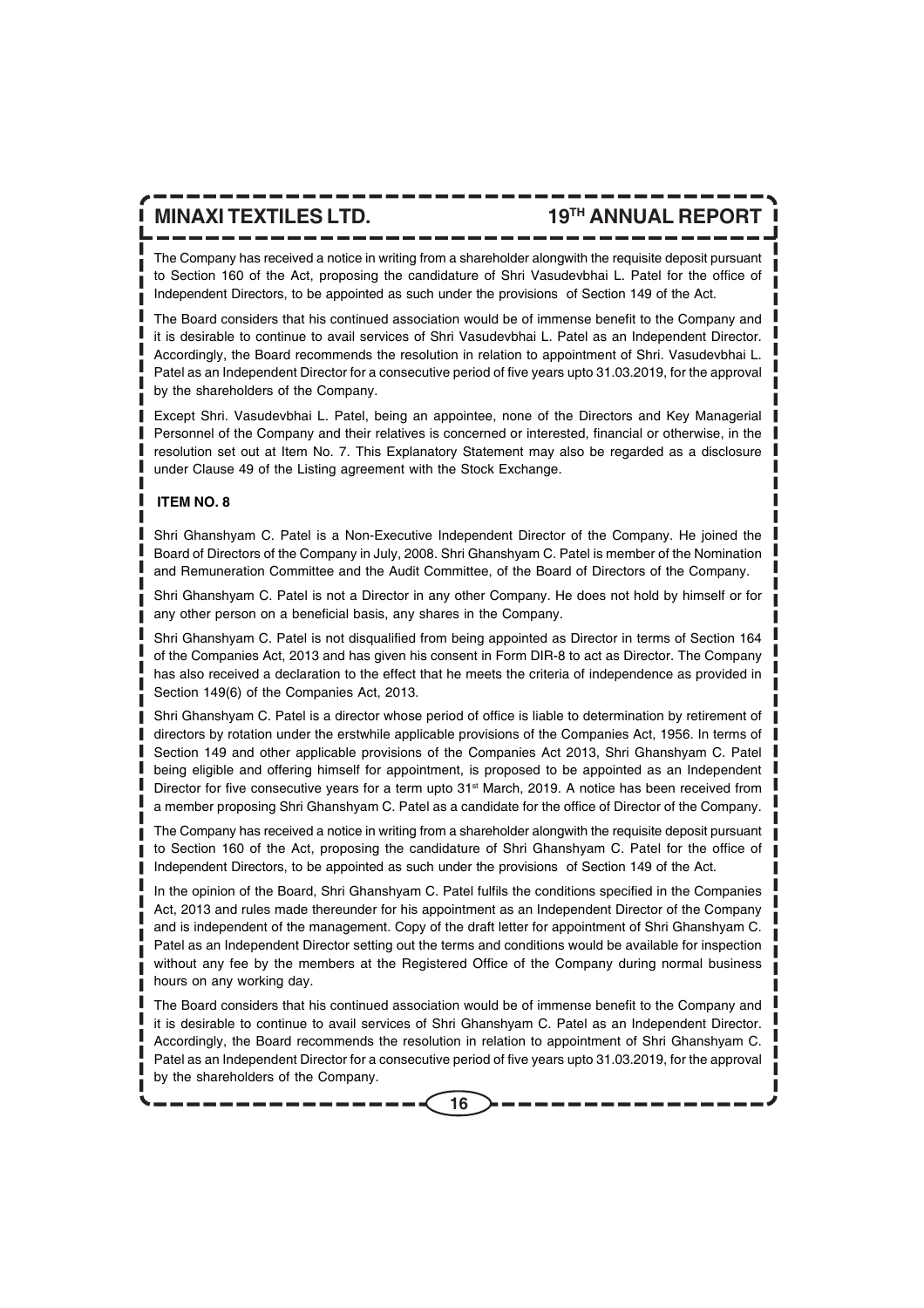The Company has received a notice in writing from a shareholder alongwith the requisite deposit pursuant to Section 160 of the Act, proposing the candidature of Shri Vasudevbhai L. Patel for the office of Independent Directors, to be appointed as such under the provisions of Section 149 of the Act.

The Board considers that his continued association would be of immense benefit to the Company and it is desirable to continue to avail services of Shri Vasudevbhai L. Patel as an Independent Director. Accordingly, the Board recommends the resolution in relation to appointment of Shri. Vasudevbhai L. Patel as an Independent Director for a consecutive period of five years upto 31.03.2019, for the approval by the shareholders of the Company.

Except Shri. Vasudevbhai L. Patel, being an appointee, none of the Directors and Key Managerial Personnel of the Company and their relatives is concerned or interested, financial or otherwise, in the resolution set out at Item No. 7. This Explanatory Statement may also be regarded as a disclosure under Clause 49 of the Listing agreement with the Stock Exchange.

**ITEM NO. 8**

Shri Ghanshyam C. Patel is a Non-Executive Independent Director of the Company. He joined the Board of Directors of the Company in July, 2008. Shri Ghanshyam C. Patel is member of the Nomination and Remuneration Committee and the Audit Committee, of the Board of Directors of the Company.

Shri Ghanshyam C. Patel is not a Director in any other Company. He does not hold by himself or for any other person on a beneficial basis, any shares in the Company.

Shri Ghanshyam C. Patel is not disqualified from being appointed as Director in terms of Section 164 of the Companies Act, 2013 and has given his consent in Form DIR-8 to act as Director. The Company has also received a declaration to the effect that he meets the criteria of independence as provided in Section 149(6) of the Companies Act, 2013.

Shri Ghanshyam C. Patel is a director whose period of office is liable to determination by retirement of directors by rotation under the erstwhile applicable provisions of the Companies Act, 1956. In terms of Section 149 and other applicable provisions of the Companies Act 2013, Shri Ghanshyam C. Patel being eligible and offering himself for appointment, is proposed to be appointed as an Independent Director for five consecutive years for a term upto 31st March, 2019. A notice has been received from a member proposing Shri Ghanshyam C. Patel as a candidate for the office of Director of the Company.

The Company has received a notice in writing from a shareholder alongwith the requisite deposit pursuant to Section 160 of the Act, proposing the candidature of Shri Ghanshyam C. Patel for the office of Independent Directors, to be appointed as such under the provisions of Section 149 of the Act.

In the opinion of the Board, Shri Ghanshyam C. Patel fulfils the conditions specified in the Companies Act, 2013 and rules made thereunder for his appointment as an Independent Director of the Company and is independent of the management. Copy of the draft letter for appointment of Shri Ghanshyam C. Patel as an Independent Director setting out the terms and conditions would be available for inspection without any fee by the members at the Registered Office of the Company during normal business hours on any working day.

The Board considers that his continued association would be of immense benefit to the Company and it is desirable to continue to avail services of Shri Ghanshyam C. Patel as an Independent Director. Accordingly, the Board recommends the resolution in relation to appointment of Shri Ghanshyam C. Patel as an Independent Director for a consecutive period of five years upto 31.03.2019, for the approval by the shareholders of the Company.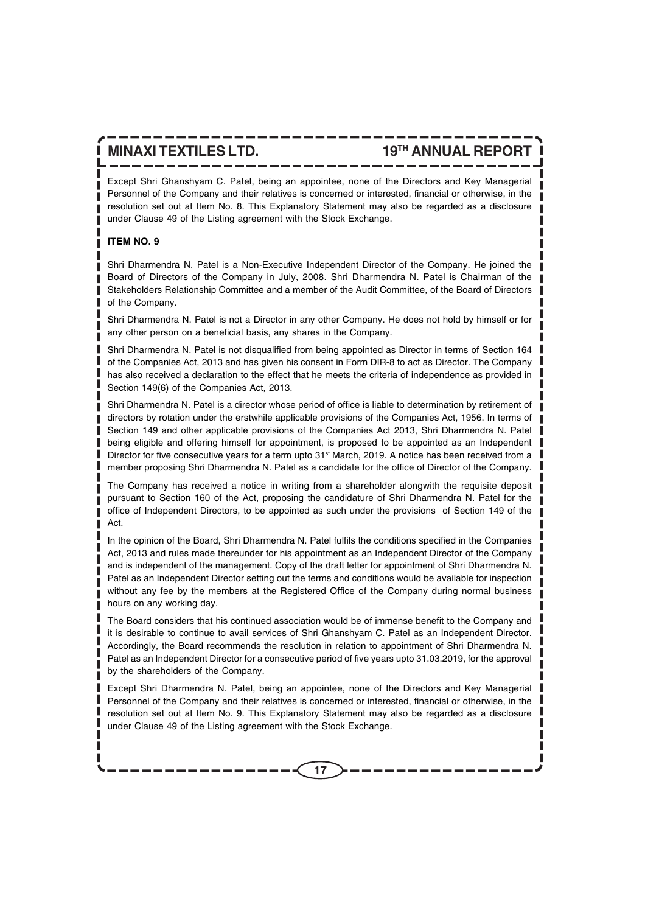Except Shri Ghanshyam C. Patel, being an appointee, none of the Directors and Key Managerial Personnel of the Company and their relatives is concerned or interested, financial or otherwise, in the resolution set out at Item No. 8. This Explanatory Statement may also be regarded as a disclosure under Clause 49 of the Listing agreement with the Stock Exchange.

**ITEM NO. 9**

Shri Dharmendra N. Patel is a Non-Executive Independent Director of the Company. He joined the Board of Directors of the Company in July, 2008. Shri Dharmendra N. Patel is Chairman of the Stakeholders Relationship Committee and a member of the Audit Committee, of the Board of Directors of the Company.

Shri Dharmendra N. Patel is not a Director in any other Company. He does not hold by himself or for any other person on a beneficial basis, any shares in the Company.

Shri Dharmendra N. Patel is not disqualified from being appointed as Director in terms of Section 164 of the Companies Act, 2013 and has given his consent in Form DIR-8 to act as Director. The Company has also received a declaration to the effect that he meets the criteria of independence as provided in Section 149(6) of the Companies Act, 2013.

Shri Dharmendra N. Patel is a director whose period of office is liable to determination by retirement of directors by rotation under the erstwhile applicable provisions of the Companies Act, 1956. In terms of Section 149 and other applicable provisions of the Companies Act 2013, Shri Dharmendra N. Patel being eligible and offering himself for appointment, is proposed to be appointed as an Independent Director for five consecutive years for a term upto 31st March, 2019. A notice has been received from a member proposing Shri Dharmendra N. Patel as a candidate for the office of Director of the Company.

The Company has received a notice in writing from a shareholder alongwith the requisite deposit pursuant to Section 160 of the Act, proposing the candidature of Shri Dharmendra N. Patel for the office of Independent Directors, to be appointed as such under the provisions of Section 149 of the Act.

In the opinion of the Board, Shri Dharmendra N. Patel fulfils the conditions specified in the Companies Act, 2013 and rules made thereunder for his appointment as an Independent Director of the Company and is independent of the management. Copy of the draft letter for appointment of Shri Dharmendra N. Patel as an Independent Director setting out the terms and conditions would be available for inspection without any fee by the members at the Registered Office of the Company during normal business hours on any working day.

The Board considers that his continued association would be of immense benefit to the Company and it is desirable to continue to avail services of Shri Ghanshyam C. Patel as an Independent Director. Accordingly, the Board recommends the resolution in relation to appointment of Shri Dharmendra N. Patel as an Independent Director for a consecutive period of five years upto 31.03.2019, for the approval by the shareholders of the Company.

Except Shri Dharmendra N. Patel, being an appointee, none of the Directors and Key Managerial Personnel of the Company and their relatives is concerned or interested, financial or otherwise, in the resolution set out at Item No. 9. This Explanatory Statement may also be regarded as a disclosure under Clause 49 of the Listing agreement with the Stock Exchange.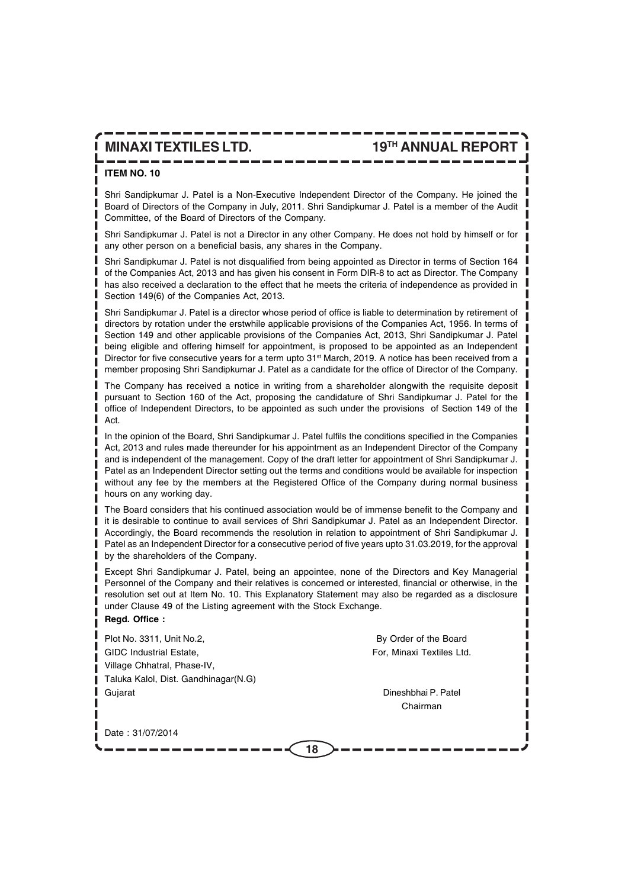**ITEM NO. 10**

Shri Sandipkumar J. Patel is a Non-Executive Independent Director of the Company. He joined the Board of Directors of the Company in July, 2011. Shri Sandipkumar J. Patel is a member of the Audit Committee, of the Board of Directors of the Company.

Shri Sandipkumar J. Patel is not a Director in any other Company. He does not hold by himself or for any other person on a beneficial basis, any shares in the Company.

Shri Sandipkumar J. Patel is not disqualified from being appointed as Director in terms of Section 164 of the Companies Act, 2013 and has given his consent in Form DIR-8 to act as Director. The Company has also received a declaration to the effect that he meets the criteria of independence as provided in Section 149(6) of the Companies Act, 2013.

Shri Sandipkumar J. Patel is a director whose period of office is liable to determination by retirement of directors by rotation under the erstwhile applicable provisions of the Companies Act, 1956. In terms of Section 149 and other applicable provisions of the Companies Act, 2013, Shri Sandipkumar J. Patel being eligible and offering himself for appointment, is proposed to be appointed as an Independent Director for five consecutive years for a term upto 31st March, 2019. A notice has been received from a member proposing Shri Sandipkumar J. Patel as a candidate for the office of Director of the Company.

The Company has received a notice in writing from a shareholder alongwith the requisite deposit pursuant to Section 160 of the Act, proposing the candidature of Shri Sandipkumar J. Patel for the office of Independent Directors, to be appointed as such under the provisions of Section 149 of the Act.

In the opinion of the Board, Shri Sandipkumar J. Patel fulfils the conditions specified in the Companies Act, 2013 and rules made thereunder for his appointment as an Independent Director of the Company and is independent of the management. Copy of the draft letter for appointment of Shri Sandipkumar J. Patel as an Independent Director setting out the terms and conditions would be available for inspection without any fee by the members at the Registered Office of the Company during normal business hours on any working day.

The Board considers that his continued association would be of immense benefit to the Company and it is desirable to continue to avail services of Shri Sandipkumar J. Patel as an Independent Director. Accordingly, the Board recommends the resolution in relation to appointment of Shri Sandipkumar J. Patel as an Independent Director for a consecutive period of five years upto 31.03.2019, for the approval by the shareholders of the Company.

Except Shri Sandipkumar J. Patel, being an appointee, none of the Directors and Key Managerial Personnel of the Company and their relatives is concerned or interested, financial or otherwise, in the resolution set out at Item No. 10. This Explanatory Statement may also be regarded as a disclosure under Clause 49 of the Listing agreement with the Stock Exchange.

**Regd. Office :**

Plot No. 3311, Unit No.2,
GIDC Industrial Estate,
Village Chhatral, Phase-IV,
Taluka Kalol, Dist. Gandhinagar(N.G)
Gujarat

By Order of the Board
For, Minaxi Textiles Ltd.

Dineshbhai P. Patel
Chairman

Date : 31/07/2014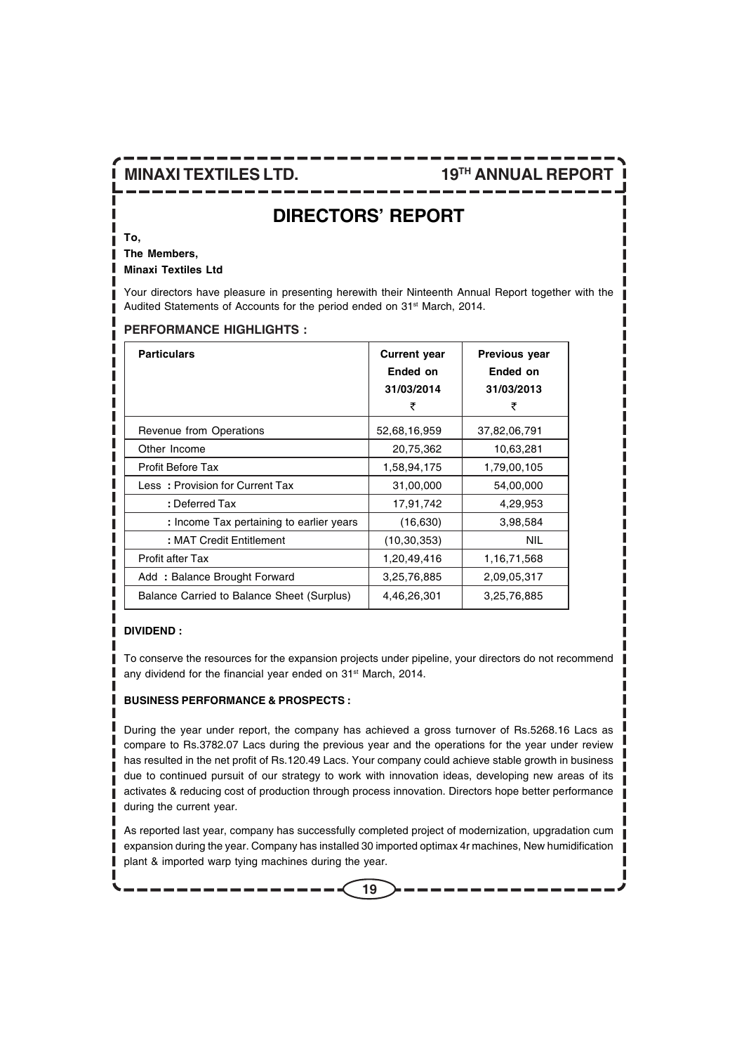# DIRECTORS' REPORT

**To,**

**The Members,**

**Minaxi Textiles Ltd**

Your directors have pleasure in presenting herewith their Ninteenth Annual Report together with the Audited Statements of Accounts for the period ended on 31st March, 2014.

## PERFORMANCE HIGHLIGHTS :

| Particulars | Current year Ended on 31/03/2014 ₹ | Previous year Ended on 31/03/2013 ₹ |
|---|---|---|
| Revenue from Operations | 52,68,16,959 | 37,82,06,791 |
| Other Income | 20,75,362 | 10,63,281 |
| Profit Before Tax | 1,58,94,175 | 1,79,00,105 |
| Less : Provision for Current Tax | 31,00,000 | 54,00,000 |
| : Deferred Tax | 17,91,742 | 4,29,953 |
| : Income Tax pertaining to earlier years | (16,630) | 3,98,584 |
| : MAT Credit Entitlement | (10,30,353) | NIL |
| Profit after Tax | 1,20,49,416 | 1,16,71,568 |
| Add : Balance Brought Forward | 3,25,76,885 | 2,09,05,317 |
| Balance Carried to Balance Sheet (Surplus) | 4,46,26,301 | 3,25,76,885 |

**DIVIDEND :**

To conserve the resources for the expansion projects under pipeline, your directors do not recommend any dividend for the financial year ended on 31st March, 2014.

**BUSINESS PERFORMANCE & PROSPECTS :**

During the year under report, the company has achieved a gross turnover of Rs.5268.16 Lacs as compare to Rs.3782.07 Lacs during the previous year and the operations for the year under review has resulted in the net profit of Rs.120.49 Lacs. Your company could achieve stable growth in business due to continued pursuit of our strategy to work with innovation ideas, developing new areas of its activates & reducing cost of production through process innovation. Directors hope better performance during the current year.

As reported last year, company has successfully completed project of modernization, upgradation cum expansion during the year. Company has installed 30 imported optimax 4r machines, New humidification plant & imported warp tying machines during the year.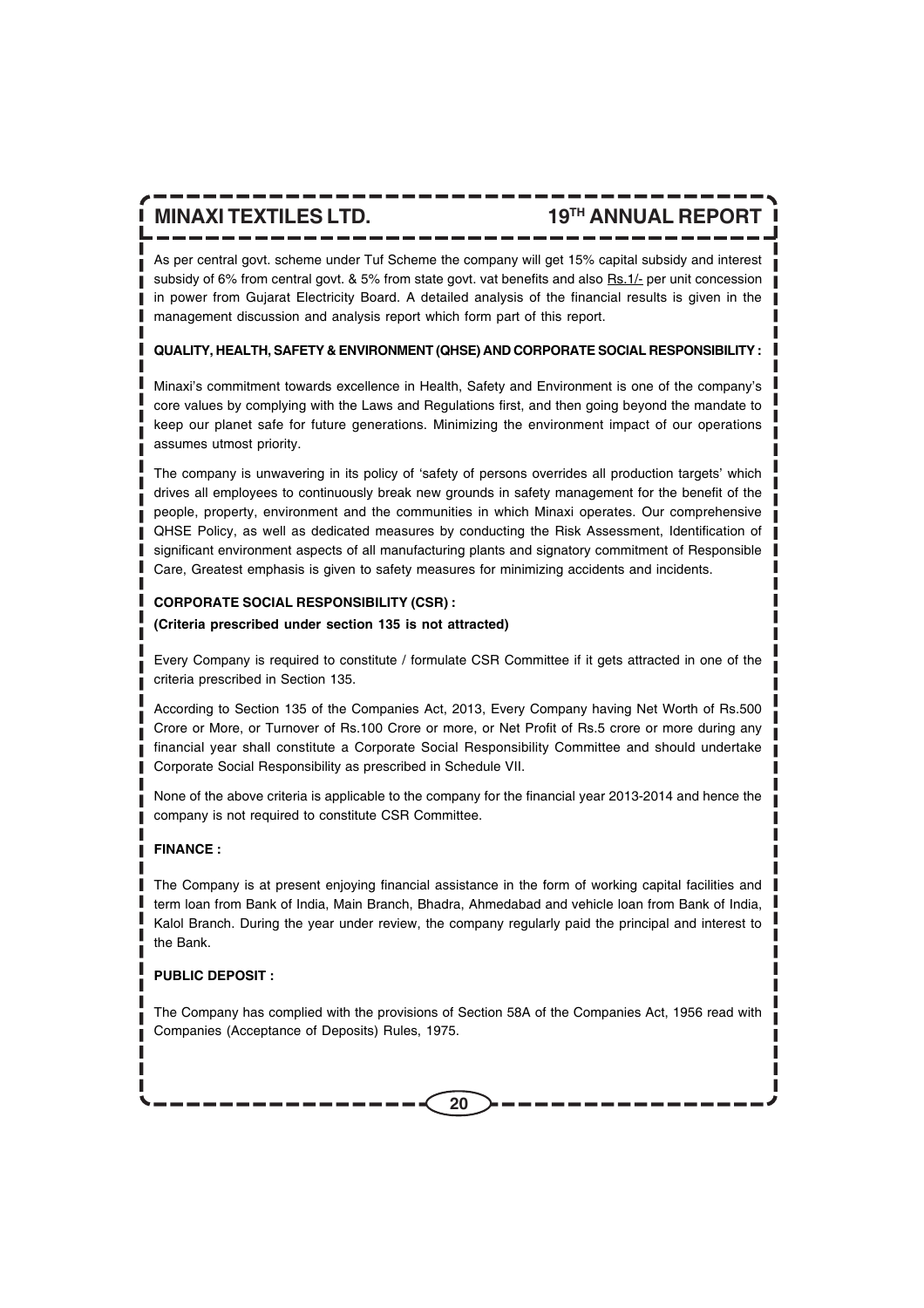As per central govt. scheme under Tuf Scheme the company will get 15% capital subsidy and interest subsidy of 6% from central govt. & 5% from state govt. vat benefits and also Rs.1/- per unit concession in power from Gujarat Electricity Board. A detailed analysis of the financial results is given in the management discussion and analysis report which form part of this report.

**QUALITY, HEALTH, SAFETY & ENVIRONMENT (QHSE) AND CORPORATE SOCIAL RESPONSIBILITY :**

Minaxi's commitment towards excellence in Health, Safety and Environment is one of the company's core values by complying with the Laws and Regulations first, and then going beyond the mandate to keep our planet safe for future generations. Minimizing the environment impact of our operations assumes utmost priority.

The company is unwavering in its policy of 'safety of persons overrides all production targets' which drives all employees to continuously break new grounds in safety management for the benefit of the people, property, environment and the communities in which Minaxi operates. Our comprehensive QHSE Policy, as well as dedicated measures by conducting the Risk Assessment, Identification of significant environment aspects of all manufacturing plants and signatory commitment of Responsible Care, Greatest emphasis is given to safety measures for minimizing accidents and incidents.

**CORPORATE SOCIAL RESPONSIBILITY (CSR) :**

**(Criteria prescribed under section 135 is not attracted)**

Every Company is required to constitute / formulate CSR Committee if it gets attracted in one of the criteria prescribed in Section 135.

According to Section 135 of the Companies Act, 2013, Every Company having Net Worth of Rs.500 Crore or More, or Turnover of Rs.100 Crore or more, or Net Profit of Rs.5 crore or more during any financial year shall constitute a Corporate Social Responsibility Committee and should undertake Corporate Social Responsibility as prescribed in Schedule VII.

None of the above criteria is applicable to the company for the financial year 2013-2014 and hence the company is not required to constitute CSR Committee.

**FINANCE :**

The Company is at present enjoying financial assistance in the form of working capital facilities and term loan from Bank of India, Main Branch, Bhadra, Ahmedabad and vehicle loan from Bank of India, Kalol Branch. During the year under review, the company regularly paid the principal and interest to the Bank.

**PUBLIC DEPOSIT :**

The Company has complied with the provisions of Section 58A of the Companies Act, 1956 read with Companies (Acceptance of Deposits) Rules, 1975.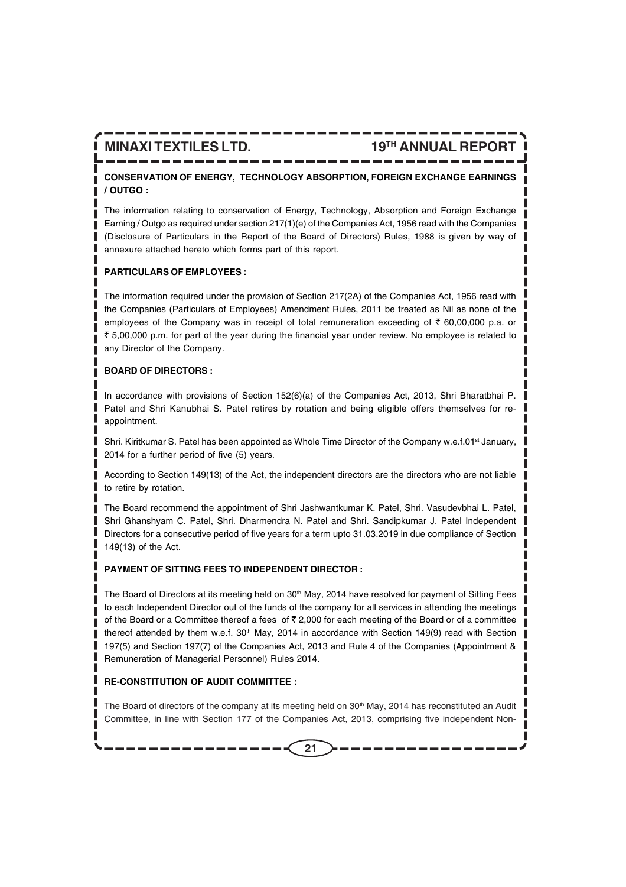**CONSERVATION OF ENERGY, TECHNOLOGY ABSORPTION, FOREIGN EXCHANGE EARNINGS / OUTGO :**

The information relating to conservation of Energy, Technology, Absorption and Foreign Exchange Earning / Outgo as required under section 217(1)(e) of the Companies Act, 1956 read with the Companies (Disclosure of Particulars in the Report of the Board of Directors) Rules, 1988 is given by way of annexure attached hereto which forms part of this report.

**PARTICULARS OF EMPLOYEES :**

The information required under the provision of Section 217(2A) of the Companies Act, 1956 read with the Companies (Particulars of Employees) Amendment Rules, 2011 be treated as Nil as none of the employees of the Company was in receipt of total remuneration exceeding of ₹ 60,00,000 p.a. or ₹ 5,00,000 p.m. for part of the year during the financial year under review. No employee is related to any Director of the Company.

**BOARD OF DIRECTORS :**

In accordance with provisions of Section 152(6)(a) of the Companies Act, 2013, Shri Bharatbhai P. Patel and Shri Kanubhai S. Patel retires by rotation and being eligible offers themselves for re-appointment.

Shri. Kiritkumar S. Patel has been appointed as Whole Time Director of the Company w.e.f.01st January, 2014 for a further period of five (5) years.

According to Section 149(13) of the Act, the independent directors are the directors who are not liable to retire by rotation.

The Board recommend the appointment of Shri Jashwantkumar K. Patel, Shri. Vasudevbhai L. Patel, Shri Ghanshyam C. Patel, Shri. Dharmendra N. Patel and Shri. Sandipkumar J. Patel Independent Directors for a consecutive period of five years for a term upto 31.03.2019 in due compliance of Section 149(13) of the Act.

**PAYMENT OF SITTING FEES TO INDEPENDENT DIRECTOR :**

The Board of Directors at its meeting held on 30th May, 2014 have resolved for payment of Sitting Fees to each Independent Director out of the funds of the company for all services in attending the meetings of the Board or a Committee thereof a fees of ₹ 2,000 for each meeting of the Board or of a committee thereof attended by them w.e.f. 30th May, 2014 in accordance with Section 149(9) read with Section 197(5) and Section 197(7) of the Companies Act, 2013 and Rule 4 of the Companies (Appointment & Remuneration of Managerial Personnel) Rules 2014.

**RE-CONSTITUTION OF AUDIT COMMITTEE :**

The Board of directors of the company at its meeting held on 30th May, 2014 has reconstituted an Audit Committee, in line with Section 177 of the Companies Act, 2013, comprising five independent Non-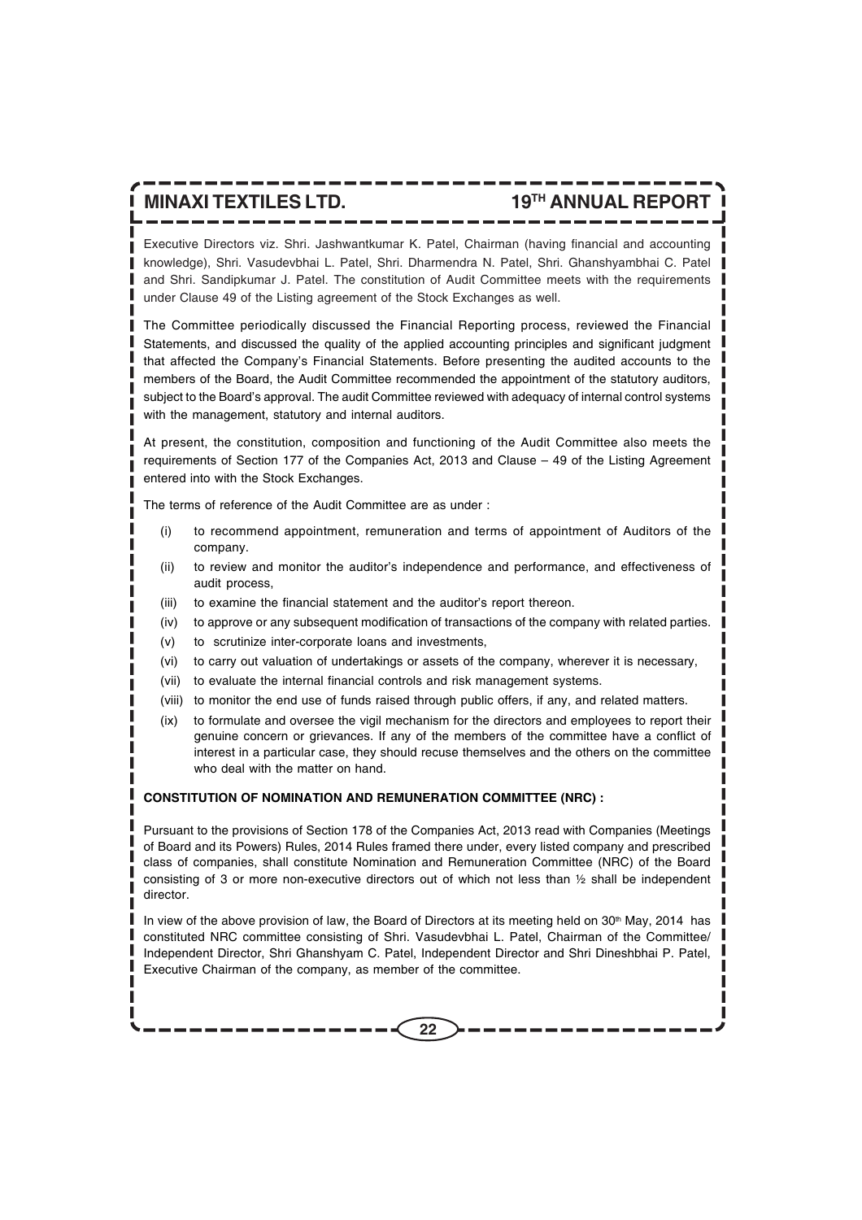Executive Directors viz. Shri. Jashwantkumar K. Patel, Chairman (having financial and accounting knowledge), Shri. Vasudevbhai L. Patel, Shri. Dharmendra N. Patel, Shri. Ghanshyambhai C. Patel and Shri. Sandipkumar J. Patel. The constitution of Audit Committee meets with the requirements under Clause 49 of the Listing agreement of the Stock Exchanges as well.

The Committee periodically discussed the Financial Reporting process, reviewed the Financial Statements, and discussed the quality of the applied accounting principles and significant judgment that affected the Company's Financial Statements. Before presenting the audited accounts to the members of the Board, the Audit Committee recommended the appointment of the statutory auditors, subject to the Board's approval. The audit Committee reviewed with adequacy of internal control systems with the management, statutory and internal auditors.

At present, the constitution, composition and functioning of the Audit Committee also meets the requirements of Section 177 of the Companies Act, 2013 and Clause – 49 of the Listing Agreement entered into with the Stock Exchanges.

The terms of reference of the Audit Committee are as under :

(i) to recommend appointment, remuneration and terms of appointment of Auditors of the company.

(ii) to review and monitor the auditor's independence and performance, and effectiveness of audit process,

(iii) to examine the financial statement and the auditor's report thereon.

(iv) to approve or any subsequent modification of transactions of the company with related parties.

(v) to scrutinize inter-corporate loans and investments,

(vi) to carry out valuation of undertakings or assets of the company, wherever it is necessary,

(vii) to evaluate the internal financial controls and risk management systems.

(viii) to monitor the end use of funds raised through public offers, if any, and related matters.

(ix) to formulate and oversee the vigil mechanism for the directors and employees to report their genuine concern or grievances. If any of the members of the committee have a conflict of interest in a particular case, they should recuse themselves and the others on the committee who deal with the matter on hand.

**CONSTITUTION OF NOMINATION AND REMUNERATION COMMITTEE (NRC) :**

Pursuant to the provisions of Section 178 of the Companies Act, 2013 read with Companies (Meetings of Board and its Powers) Rules, 2014 Rules framed there under, every listed company and prescribed class of companies, shall constitute Nomination and Remuneration Committee (NRC) of the Board consisting of 3 or more non-executive directors out of which not less than ½ shall be independent director.

In view of the above provision of law, the Board of Directors at its meeting held on 30th May, 2014 has constituted NRC committee consisting of Shri. Vasudevbhai L. Patel, Chairman of the Committee/ Independent Director, Shri Ghanshyam C. Patel, Independent Director and Shri Dineshbhai P. Patel, Executive Chairman of the company, as member of the committee.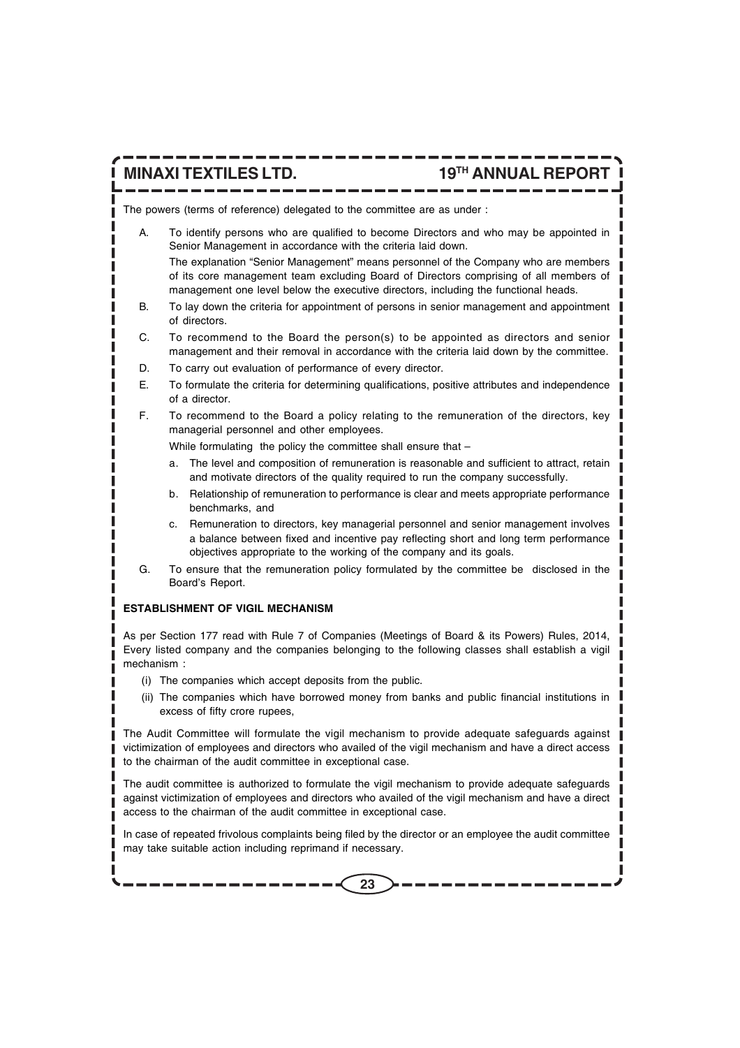The powers (terms of reference) delegated to the committee are as under :

A. To identify persons who are qualified to become Directors and who may be appointed in Senior Management in accordance with the criteria laid down.

   The explanation "Senior Management" means personnel of the Company who are members of its core management team excluding Board of Directors comprising of all members of management one level below the executive directors, including the functional heads.

B. To lay down the criteria for appointment of persons in senior management and appointment of directors.

C. To recommend to the Board the person(s) to be appointed as directors and senior management and their removal in accordance with the criteria laid down by the committee.

D. To carry out evaluation of performance of every director.

E. To formulate the criteria for determining qualifications, positive attributes and independence of a director.

F. To recommend to the Board a policy relating to the remuneration of the directors, key managerial personnel and other employees.

   While formulating the policy the committee shall ensure that –

   a. The level and composition of remuneration is reasonable and sufficient to attract, retain and motivate directors of the quality required to run the company successfully.

   b. Relationship of remuneration to performance is clear and meets appropriate performance benchmarks, and

   c. Remuneration to directors, key managerial personnel and senior management involves a balance between fixed and incentive pay reflecting short and long term performance objectives appropriate to the working of the company and its goals.

G. To ensure that the remuneration policy formulated by the committee be disclosed in the Board's Report.

**ESTABLISHMENT OF VIGIL MECHANISM**

As per Section 177 read with Rule 7 of Companies (Meetings of Board & its Powers) Rules, 2014, Every listed company and the companies belonging to the following classes shall establish a vigil mechanism :

(i) The companies which accept deposits from the public.

(ii) The companies which have borrowed money from banks and public financial institutions in excess of fifty crore rupees,

The Audit Committee will formulate the vigil mechanism to provide adequate safeguards against victimization of employees and directors who availed of the vigil mechanism and have a direct access to the chairman of the audit committee in exceptional case.

The audit committee is authorized to formulate the vigil mechanism to provide adequate safeguards against victimization of employees and directors who availed of the vigil mechanism and have a direct access to the chairman of the audit committee in exceptional case.

In case of repeated frivolous complaints being filed by the director or an employee the audit committee may take suitable action including reprimand if necessary.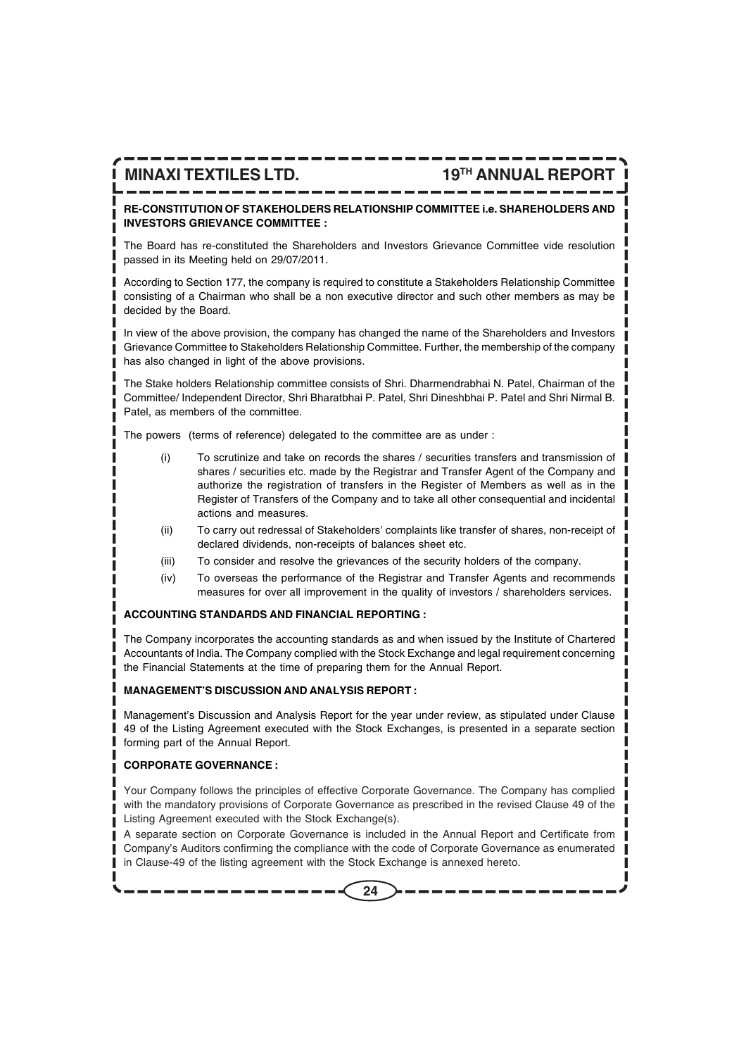**RE-CONSTITUTION OF STAKEHOLDERS RELATIONSHIP COMMITTEE i.e. SHAREHOLDERS AND INVESTORS GRIEVANCE COMMITTEE :**

The Board has re-constituted the Shareholders and Investors Grievance Committee vide resolution passed in its Meeting held on 29/07/2011.

According to Section 177, the company is required to constitute a Stakeholders Relationship Committee consisting of a Chairman who shall be a non executive director and such other members as may be decided by the Board.

In view of the above provision, the company has changed the name of the Shareholders and Investors Grievance Committee to Stakeholders Relationship Committee. Further, the membership of the company has also changed in light of the above provisions.

The Stake holders Relationship committee consists of Shri. Dharmendrabhai N. Patel, Chairman of the Committee/ Independent Director, Shri Bharatbhai P. Patel, Shri Dineshbhai P. Patel and Shri Nirmal B. Patel, as members of the committee.

The powers (terms of reference) delegated to the committee are as under :

(i) To scrutinize and take on records the shares / securities transfers and transmission of shares / securities etc. made by the Registrar and Transfer Agent of the Company and authorize the registration of transfers in the Register of Members as well as in the Register of Transfers of the Company and to take all other consequential and incidental actions and measures.

(ii) To carry out redressal of Stakeholders' complaints like transfer of shares, non-receipt of declared dividends, non-receipts of balances sheet etc.

(iii) To consider and resolve the grievances of the security holders of the company.

(iv) To overseas the performance of the Registrar and Transfer Agents and recommends measures for over all improvement in the quality of investors / shareholders services.

**ACCOUNTING STANDARDS AND FINANCIAL REPORTING :**

The Company incorporates the accounting standards as and when issued by the Institute of Chartered Accountants of India. The Company complied with the Stock Exchange and legal requirement concerning the Financial Statements at the time of preparing them for the Annual Report.

**MANAGEMENT'S DISCUSSION AND ANALYSIS REPORT :**

Management's Discussion and Analysis Report for the year under review, as stipulated under Clause 49 of the Listing Agreement executed with the Stock Exchanges, is presented in a separate section forming part of the Annual Report.

**CORPORATE GOVERNANCE :**

Your Company follows the principles of effective Corporate Governance. The Company has complied with the mandatory provisions of Corporate Governance as prescribed in the revised Clause 49 of the Listing Agreement executed with the Stock Exchange(s).

A separate section on Corporate Governance is included in the Annual Report and Certificate from Company's Auditors confirming the compliance with the code of Corporate Governance as enumerated in Clause-49 of the listing agreement with the Stock Exchange is annexed hereto.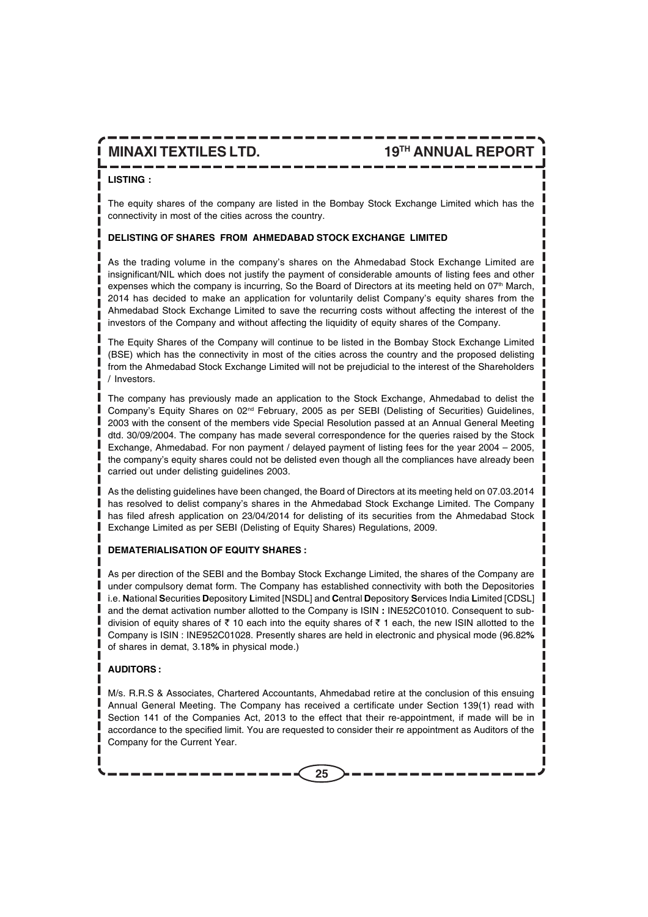**LISTING :**

The equity shares of the company are listed in the Bombay Stock Exchange Limited which has the connectivity in most of the cities across the country.

**DELISTING OF SHARES FROM AHMEDABAD STOCK EXCHANGE LIMITED**

As the trading volume in the company's shares on the Ahmedabad Stock Exchange Limited are insignificant/NIL which does not justify the payment of considerable amounts of listing fees and other expenses which the company is incurring, So the Board of Directors at its meeting held on 07th March, 2014 has decided to make an application for voluntarily delist Company's equity shares from the Ahmedabad Stock Exchange Limited to save the recurring costs without affecting the interest of the investors of the Company and without affecting the liquidity of equity shares of the Company.

The Equity Shares of the Company will continue to be listed in the Bombay Stock Exchange Limited (BSE) which has the connectivity in most of the cities across the country and the proposed delisting from the Ahmedabad Stock Exchange Limited will not be prejudicial to the interest of the Shareholders / Investors.

The company has previously made an application to the Stock Exchange, Ahmedabad to delist the Company's Equity Shares on 02nd February, 2005 as per SEBI (Delisting of Securities) Guidelines, 2003 with the consent of the members vide Special Resolution passed at an Annual General Meeting dtd. 30/09/2004. The company has made several correspondence for the queries raised by the Stock Exchange, Ahmedabad. For non payment / delayed payment of listing fees for the year 2004 – 2005, the company's equity shares could not be delisted even though all the compliances have already been carried out under delisting guidelines 2003.

As the delisting guidelines have been changed, the Board of Directors at its meeting held on 07.03.2014 has resolved to delist company's shares in the Ahmedabad Stock Exchange Limited. The Company has filed afresh application on 23/04/2014 for delisting of its securities from the Ahmedabad Stock Exchange Limited as per SEBI (Delisting of Equity Shares) Regulations, 2009.

**DEMATERIALISATION OF EQUITY SHARES :**

As per direction of the SEBI and the Bombay Stock Exchange Limited, the shares of the Company are under compulsory demat form. The Company has established connectivity with both the Depositories i.e. **N**ational **S**ecurities **D**epository **L**imited [NSDL] and **C**entral **D**epository **S**ervices India **L**imited [CDSL] and the demat activation number allotted to the Company is ISIN **:** INE52C01010. Consequent to sub-division of equity shares of ₹ 10 each into the equity shares of ₹ 1 each, the new ISIN allotted to the Company is ISIN : INE952C01028. Presently shares are held in electronic and physical mode (96.82**%** of shares in demat, 3.18**%** in physical mode.)

**AUDITORS :**

M/s. R.R.S & Associates, Chartered Accountants, Ahmedabad retire at the conclusion of this ensuing Annual General Meeting. The Company has received a certificate under Section 139(1) read with Section 141 of the Companies Act, 2013 to the effect that their re-appointment, if made will be in accordance to the specified limit. You are requested to consider their re appointment as Auditors of the Company for the Current Year.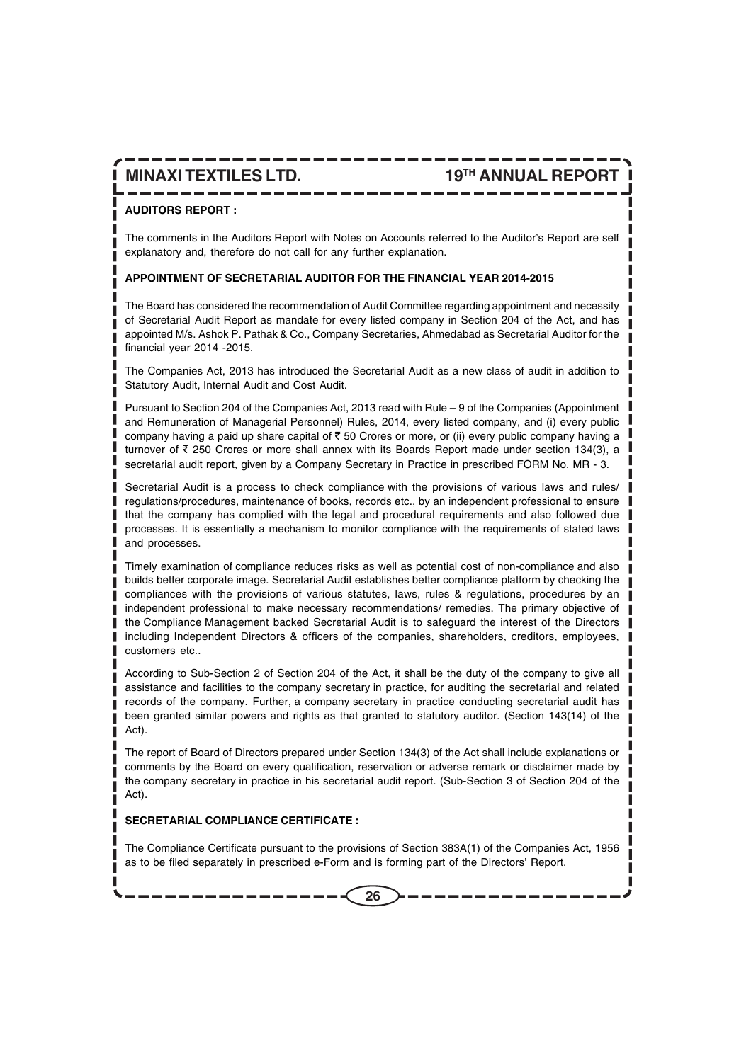**AUDITORS REPORT :**

The comments in the Auditors Report with Notes on Accounts referred to the Auditor's Report are self explanatory and, therefore do not call for any further explanation.

**APPOINTMENT OF SECRETARIAL AUDITOR FOR THE FINANCIAL YEAR 2014-2015**

The Board has considered the recommendation of Audit Committee regarding appointment and necessity of Secretarial Audit Report as mandate for every listed company in Section 204 of the Act, and has appointed M/s. Ashok P. Pathak & Co., Company Secretaries, Ahmedabad as Secretarial Auditor for the financial year 2014 -2015.

The Companies Act, 2013 has introduced the Secretarial Audit as a new class of audit in addition to Statutory Audit, Internal Audit and Cost Audit.

Pursuant to Section 204 of the Companies Act, 2013 read with Rule – 9 of the Companies (Appointment and Remuneration of Managerial Personnel) Rules, 2014, every listed company, and (i) every public company having a paid up share capital of ₹ 50 Crores or more, or (ii) every public company having a turnover of ₹ 250 Crores or more shall annex with its Boards Report made under section 134(3), a secretarial audit report, given by a Company Secretary in Practice in prescribed FORM No. MR - 3.

Secretarial Audit is a process to check compliance with the provisions of various laws and rules/ regulations/procedures, maintenance of books, records etc., by an independent professional to ensure that the company has complied with the legal and procedural requirements and also followed due processes. It is essentially a mechanism to monitor compliance with the requirements of stated laws and processes.

Timely examination of compliance reduces risks as well as potential cost of non-compliance and also builds better corporate image. Secretarial Audit establishes better compliance platform by checking the compliances with the provisions of various statutes, laws, rules & regulations, procedures by an independent professional to make necessary recommendations/ remedies. The primary objective of the Compliance Management backed Secretarial Audit is to safeguard the interest of the Directors including Independent Directors & officers of the companies, shareholders, creditors, employees, customers etc..

According to Sub-Section 2 of Section 204 of the Act, it shall be the duty of the company to give all assistance and facilities to the company secretary in practice, for auditing the secretarial and related records of the company. Further, a company secretary in practice conducting secretarial audit has been granted similar powers and rights as that granted to statutory auditor. (Section 143(14) of the Act).

The report of Board of Directors prepared under Section 134(3) of the Act shall include explanations or comments by the Board on every qualification, reservation or adverse remark or disclaimer made by the company secretary in practice in his secretarial audit report. (Sub-Section 3 of Section 204 of the Act).

**SECRETARIAL COMPLIANCE CERTIFICATE :**

The Compliance Certificate pursuant to the provisions of Section 383A(1) of the Companies Act, 1956 as to be filed separately in prescribed e-Form and is forming part of the Directors' Report.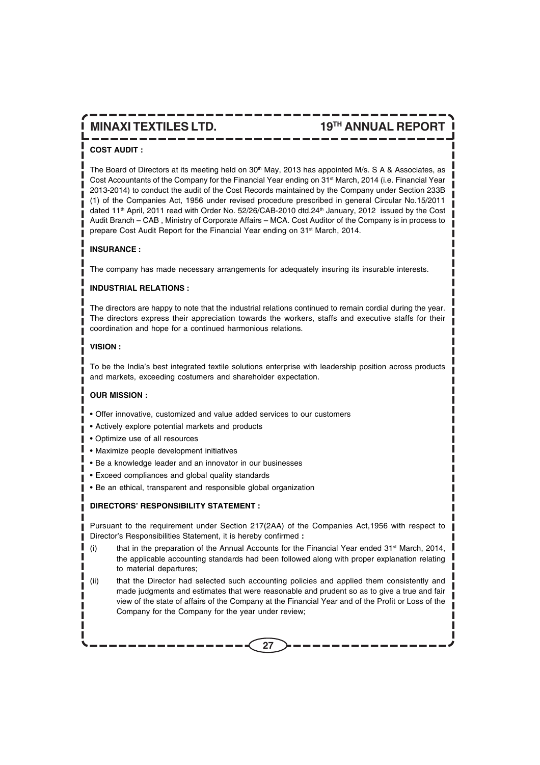**COST AUDIT :**

The Board of Directors at its meeting held on 30th May, 2013 has appointed M/s. S A & Associates, as Cost Accountants of the Company for the Financial Year ending on 31st March, 2014 (i.e. Financial Year 2013-2014) to conduct the audit of the Cost Records maintained by the Company under Section 233B (1) of the Companies Act, 1956 under revised procedure prescribed in general Circular No.15/2011 dated 11th April, 2011 read with Order No. 52/26/CAB-2010 dtd.24th January, 2012 issued by the Cost Audit Branch – CAB , Ministry of Corporate Affairs – MCA. Cost Auditor of the Company is in process to prepare Cost Audit Report for the Financial Year ending on 31st March, 2014.

**INSURANCE :**

The company has made necessary arrangements for adequately insuring its insurable interests.

**INDUSTRIAL RELATIONS :**

The directors are happy to note that the industrial relations continued to remain cordial during the year. The directors express their appreciation towards the workers, staffs and executive staffs for their coordination and hope for a continued harmonious relations.

**VISION :**

To be the India's best integrated textile solutions enterprise with leadership position across products and markets, exceeding costumers and shareholder expectation.

**OUR MISSION :**

- Offer innovative, customized and value added services to our customers
- Actively explore potential markets and products
- Optimize use of all resources
- Maximize people development initiatives
- Be a knowledge leader and an innovator in our businesses
- Exceed compliances and global quality standards
- Be an ethical, transparent and responsible global organization

**DIRECTORS' RESPONSIBILITY STATEMENT :**

Pursuant to the requirement under Section 217(2AA) of the Companies Act,1956 with respect to Director's Responsibilities Statement, it is hereby confirmed **:**

(i) that in the preparation of the Annual Accounts for the Financial Year ended 31st March, 2014, the applicable accounting standards had been followed along with proper explanation relating to material departures;

(ii) that the Director had selected such accounting policies and applied them consistently and made judgments and estimates that were reasonable and prudent so as to give a true and fair view of the state of affairs of the Company at the Financial Year and of the Profit or Loss of the Company for the Company for the year under review;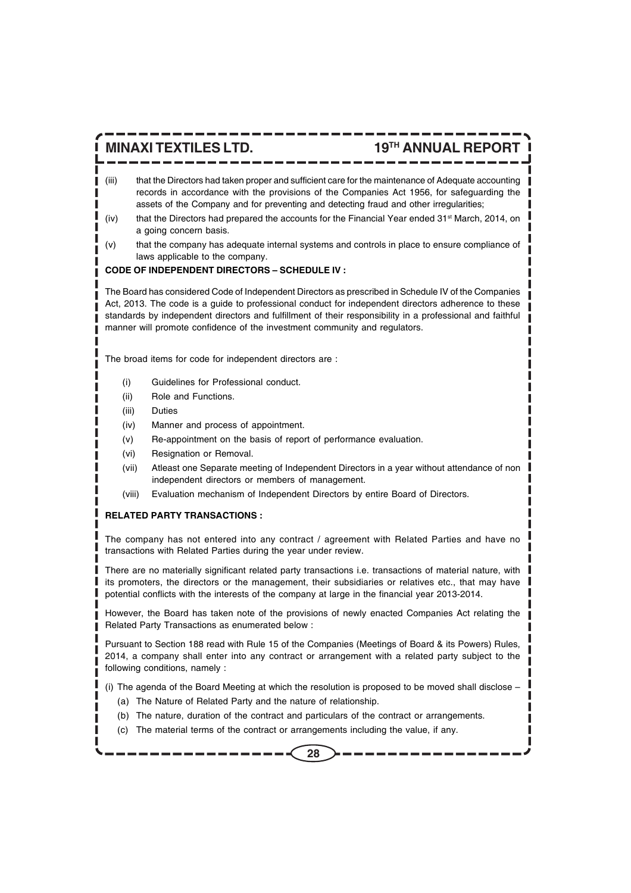(iii) that the Directors had taken proper and sufficient care for the maintenance of Adequate accounting records in accordance with the provisions of the Companies Act 1956, for safeguarding the assets of the Company and for preventing and detecting fraud and other irregularities;

(iv) that the Directors had prepared the accounts for the Financial Year ended 31st March, 2014, on a going concern basis.

(v) that the company has adequate internal systems and controls in place to ensure compliance of laws applicable to the company.

**CODE OF INDEPENDENT DIRECTORS – SCHEDULE IV :**

The Board has considered Code of Independent Directors as prescribed in Schedule IV of the Companies Act, 2013. The code is a guide to professional conduct for independent directors adherence to these standards by independent directors and fulfillment of their responsibility in a professional and faithful manner will promote confidence of the investment community and regulators.

The broad items for code for independent directors are :

(i) Guidelines for Professional conduct.

(ii) Role and Functions.

(iii) Duties

(iv) Manner and process of appointment.

(v) Re-appointment on the basis of report of performance evaluation.

(vi) Resignation or Removal.

(vii) Atleast one Separate meeting of Independent Directors in a year without attendance of non independent directors or members of management.

(viii) Evaluation mechanism of Independent Directors by entire Board of Directors.

**RELATED PARTY TRANSACTIONS :**

The company has not entered into any contract / agreement with Related Parties and have no transactions with Related Parties during the year under review.

There are no materially significant related party transactions i.e. transactions of material nature, with its promoters, the directors or the management, their subsidiaries or relatives etc., that may have potential conflicts with the interests of the company at large in the financial year 2013-2014.

However, the Board has taken note of the provisions of newly enacted Companies Act relating the Related Party Transactions as enumerated below :

Pursuant to Section 188 read with Rule 15 of the Companies (Meetings of Board & its Powers) Rules, 2014, a company shall enter into any contract or arrangement with a related party subject to the following conditions, namely :

(i) The agenda of the Board Meeting at which the resolution is proposed to be moved shall disclose –

(a) The Nature of Related Party and the nature of relationship.

(b) The nature, duration of the contract and particulars of the contract or arrangements.

(c) The material terms of the contract or arrangements including the value, if any.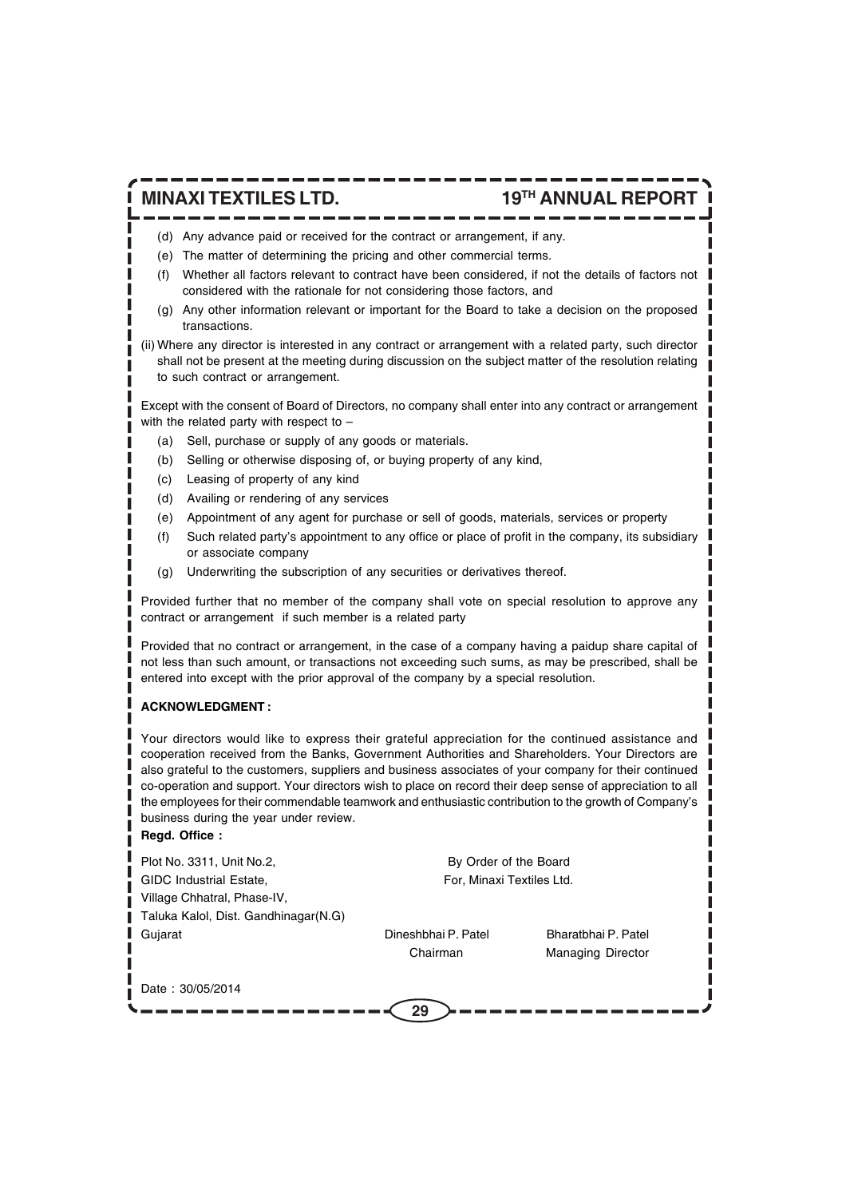(d) Any advance paid or received for the contract or arrangement, if any.

(e) The matter of determining the pricing and other commercial terms.

(f) Whether all factors relevant to contract have been considered, if not the details of factors not considered with the rationale for not considering those factors, and

(g) Any other information relevant or important for the Board to take a decision on the proposed transactions.

(ii) Where any director is interested in any contract or arrangement with a related party, such director shall not be present at the meeting during discussion on the subject matter of the resolution relating to such contract or arrangement.

Except with the consent of Board of Directors, no company shall enter into any contract or arrangement with the related party with respect to –

(a) Sell, purchase or supply of any goods or materials.

(b) Selling or otherwise disposing of, or buying property of any kind,

(c) Leasing of property of any kind

(d) Availing or rendering of any services

(e) Appointment of any agent for purchase or sell of goods, materials, services or property

(f) Such related party's appointment to any office or place of profit in the company, its subsidiary or associate company

(g) Underwriting the subscription of any securities or derivatives thereof.

Provided further that no member of the company shall vote on special resolution to approve any contract or arrangement if such member is a related party

Provided that no contract or arrangement, in the case of a company having a paidup share capital of not less than such amount, or transactions not exceeding such sums, as may be prescribed, shall be entered into except with the prior approval of the company by a special resolution.

**ACKNOWLEDGMENT :**

Your directors would like to express their grateful appreciation for the continued assistance and cooperation received from the Banks, Government Authorities and Shareholders. Your Directors are also grateful to the customers, suppliers and business associates of your company for their continued co-operation and support. Your directors wish to place on record their deep sense of appreciation to all the employees for their commendable teamwork and enthusiastic contribution to the growth of Company's business during the year under review.

**Regd. Office :**

Plot No. 3311, Unit No.2,
GIDC Industrial Estate,
Village Chhatral, Phase-IV,
Taluka Kalol, Dist. Gandhinagar(N.G)
Gujarat

By Order of the Board
For, Minaxi Textiles Ltd.

Dineshbhai P. Patel
Chairman

Bharatbhai P. Patel
Managing Director

Date : 30/05/2014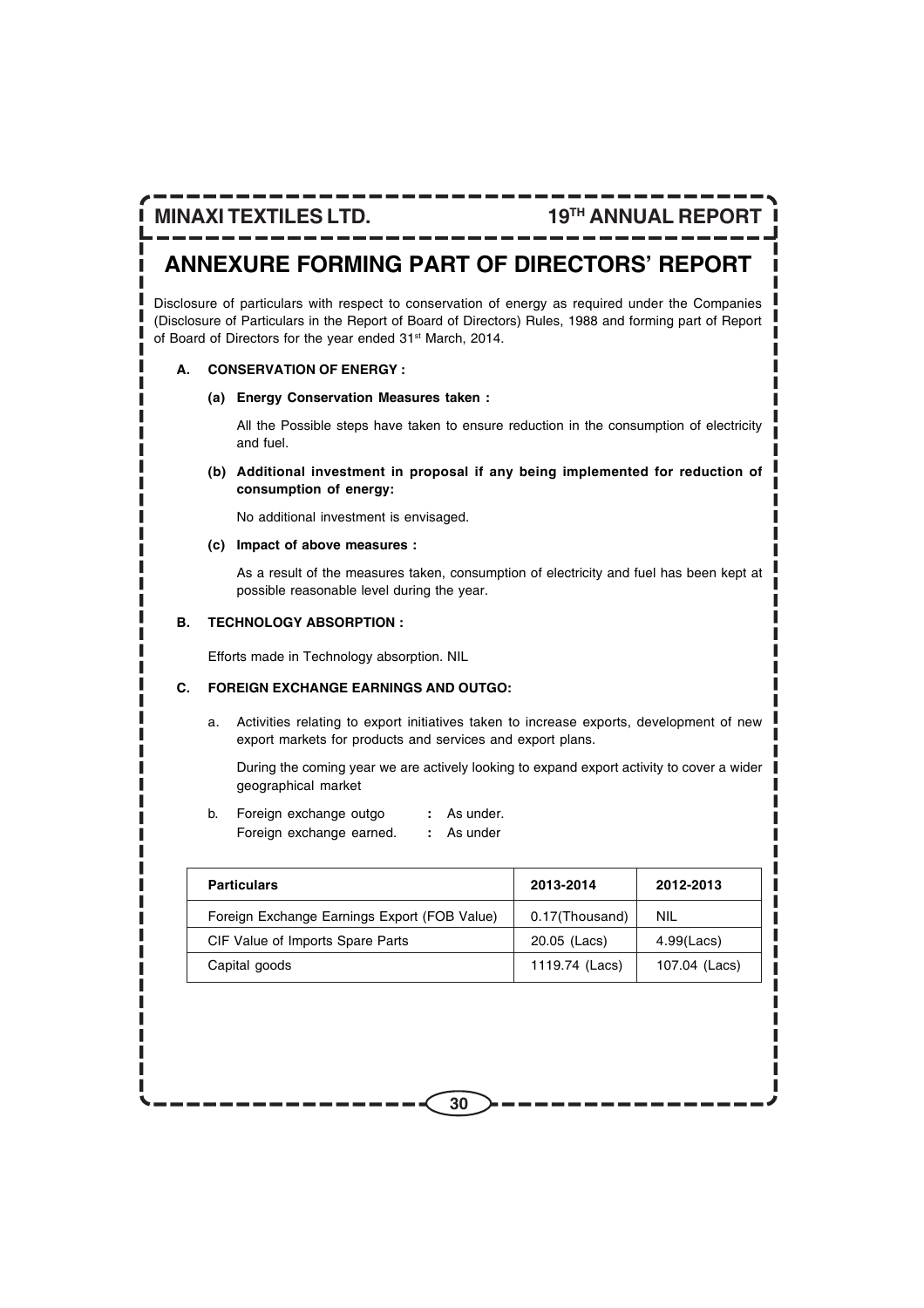# ANNEXURE FORMING PART OF DIRECTORS' REPORT

Disclosure of particulars with respect to conservation of energy as required under the Companies (Disclosure of Particulars in the Report of Board of Directors) Rules, 1988 and forming part of Report of Board of Directors for the year ended 31st March, 2014.

**A. CONSERVATION OF ENERGY :**

**(a) Energy Conservation Measures taken :**

All the Possible steps have taken to ensure reduction in the consumption of electricity and fuel.

**(b) Additional investment in proposal if any being implemented for reduction of consumption of energy:**

No additional investment is envisaged.

**(c) Impact of above measures :**

As a result of the measures taken, consumption of electricity and fuel has been kept at possible reasonable level during the year.

**B. TECHNOLOGY ABSORPTION :**

Efforts made in Technology absorption. NIL

**C. FOREIGN EXCHANGE EARNINGS AND OUTGO:**

a. Activities relating to export initiatives taken to increase exports, development of new export markets for products and services and export plans.

During the coming year we are actively looking to expand export activity to cover a wider geographical market

b. Foreign exchange outgo : As under.
Foreign exchange earned. : As under

| Particulars | 2013-2014 | 2012-2013 |
|---|---|---|
| Foreign Exchange Earnings Export (FOB Value) | 0.17(Thousand) | NIL |
| CIF Value of Imports Spare Parts | 20.05 (Lacs) | 4.99(Lacs) |
| Capital goods | 1119.74 (Lacs) | 107.04 (Lacs) |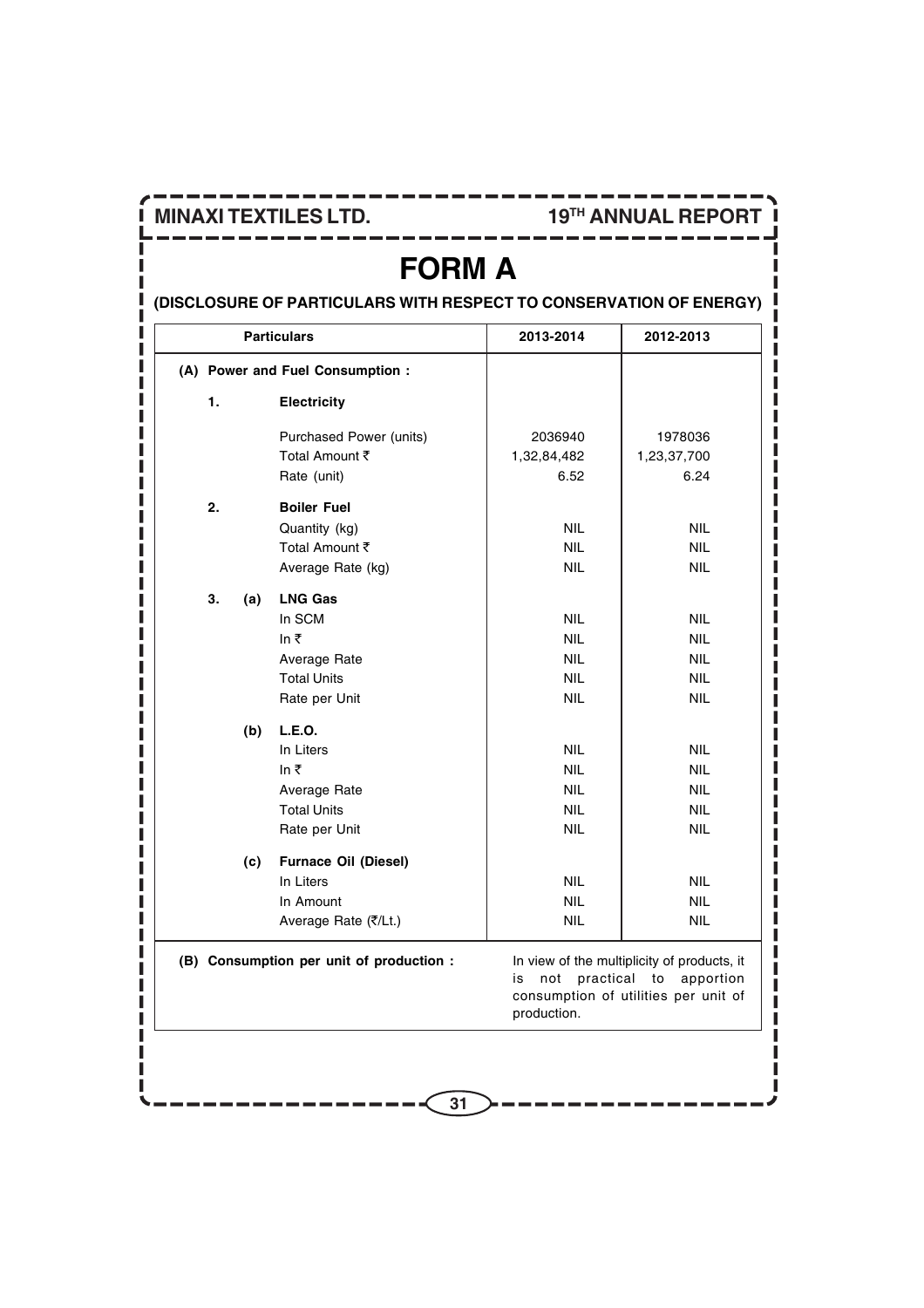# FORM A

**(DISCLOSURE OF PARTICULARS WITH RESPECT TO CONSERVATION OF ENERGY)**

| Particulars | | | 2013-2014 | 2012-2013 |
|---|---|---|---|---|
| **(A) Power and Fuel Consumption :** | | | | |
| **1.** | | **Electricity** | | |
| | | Purchased Power (units) | 2036940 | 1978036 |
| | | Total Amount ₹ | 1,32,84,482 | 1,23,37,700 |
| | | Rate (unit) | 6.52 | 6.24 |
| **2.** | | **Boiler Fuel** | | |
| | | Quantity (kg) | NIL | NIL |
| | | Total Amount ₹ | NIL | NIL |
| | | Average Rate (kg) | NIL | NIL |
| **3.** | **(a)** | **LNG Gas** | | |
| | | In SCM | NIL | NIL |
| | | In ₹ | NIL | NIL |
| | | Average Rate | NIL | NIL |
| | | Total Units | NIL | NIL |
| | | Rate per Unit | NIL | NIL |
| | **(b)** | **L.E.O.** | | |
| | | In Liters | NIL | NIL |
| | | In ₹ | NIL | NIL |
| | | Average Rate | NIL | NIL |
| | | Total Units | NIL | NIL |
| | | Rate per Unit | NIL | NIL |
| | **(c)** | **Furnace Oil (Diesel)** | | |
| | | In Liters | NIL | NIL |
| | | In Amount | NIL | NIL |
| | | Average Rate (₹/Lt.) | NIL | NIL |
| **(B) Consumption per unit of production :** | | | In view of the multiplicity of products, it is not practical to apportion consumption of utilities per unit of production. | |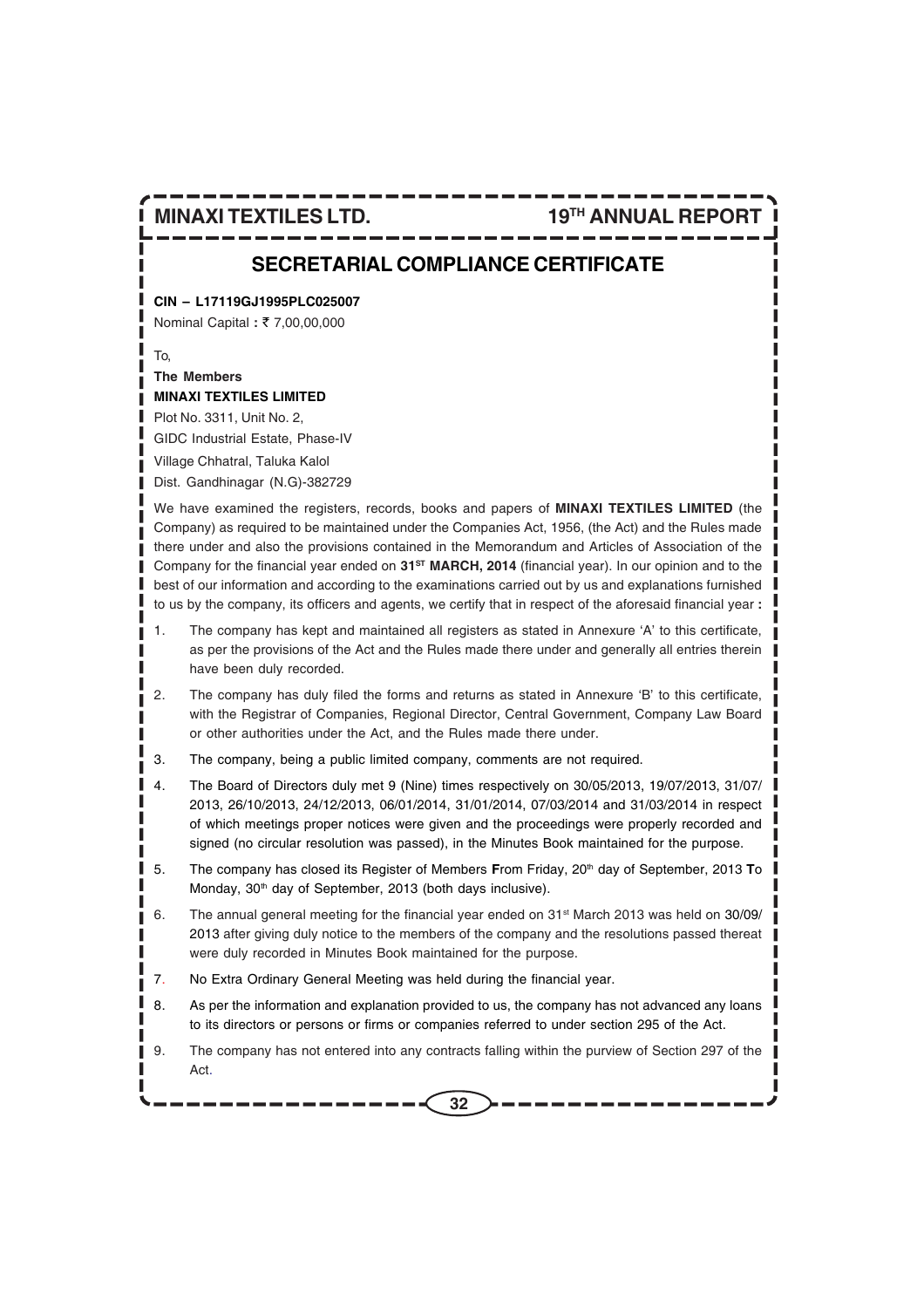## SECRETARIAL COMPLIANCE CERTIFICATE

**CIN – L17119GJ1995PLC025007**

Nominal Capital **:** ₹ 7,00,00,000

To,

**The Members**
**MINAXI TEXTILES LIMITED**

Plot No. 3311, Unit No. 2,
GIDC Industrial Estate, Phase-IV
Village Chhatral, Taluka Kalol
Dist. Gandhinagar (N.G)-382729

We have examined the registers, records, books and papers of **MINAXI TEXTILES LIMITED** (the Company) as required to be maintained under the Companies Act, 1956, (the Act) and the Rules made there under and also the provisions contained in the Memorandum and Articles of Association of the Company for the financial year ended on **31ST MARCH, 2014** (financial year). In our opinion and to the best of our information and according to the examinations carried out by us and explanations furnished to us by the company, its officers and agents, we certify that in respect of the aforesaid financial year **:**

1. The company has kept and maintained all registers as stated in Annexure 'A' to this certificate, as per the provisions of the Act and the Rules made there under and generally all entries therein have been duly recorded.
2. The company has duly filed the forms and returns as stated in Annexure 'B' to this certificate, with the Registrar of Companies, Regional Director, Central Government, Company Law Board or other authorities under the Act, and the Rules made there under.
3. The company, being a public limited company, comments are not required.
4. The Board of Directors duly met 9 (Nine) times respectively on 30/05/2013, 19/07/2013, 31/07/2013, 26/10/2013, 24/12/2013, 06/01/2014, 31/01/2014, 07/03/2014 and 31/03/2014 in respect of which meetings proper notices were given and the proceedings were properly recorded and signed (no circular resolution was passed), in the Minutes Book maintained for the purpose.
5. The company has closed its Register of Members **F**rom Friday, 20th day of September, 2013 **T**o Monday, 30th day of September, 2013 (both days inclusive).
6. The annual general meeting for the financial year ended on 31st March 2013 was held on 30/09/2013 after giving duly notice to the members of the company and the resolutions passed thereat were duly recorded in Minutes Book maintained for the purpose.
7. No Extra Ordinary General Meeting was held during the financial year.
8. As per the information and explanation provided to us, the company has not advanced any loans to its directors or persons or firms or companies referred to under section 295 of the Act.
9. The company has not entered into any contracts falling within the purview of Section 297 of the Act.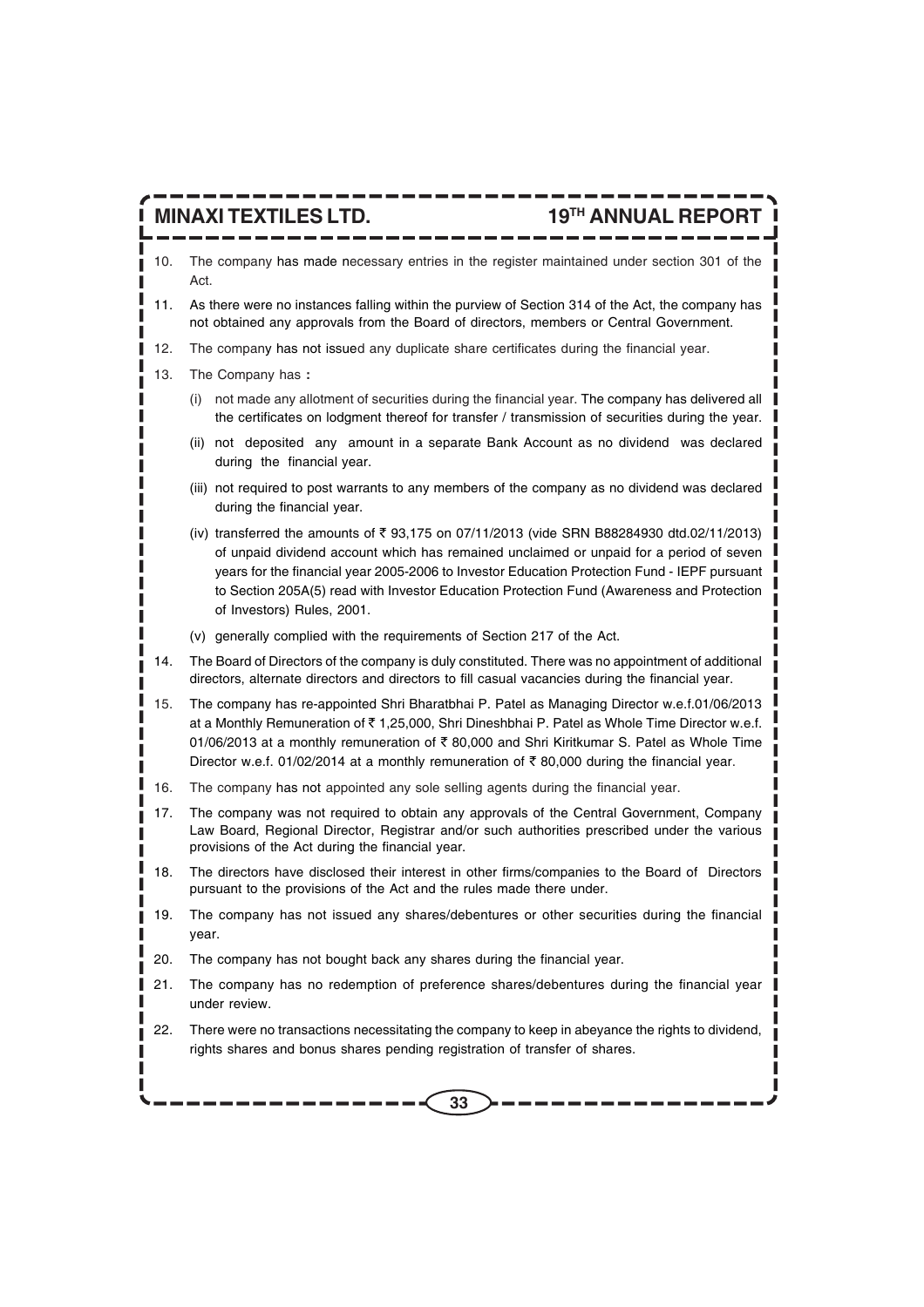10. The company has made necessary entries in the register maintained under section 301 of the Act.

11. As there were no instances falling within the purview of Section 314 of the Act, the company has not obtained any approvals from the Board of directors, members or Central Government.

12. The company has not issued any duplicate share certificates during the financial year.

13. The Company has :

    (i) not made any allotment of securities during the financial year. The company has delivered all the certificates on lodgment thereof for transfer / transmission of securities during the year.

    (ii) not deposited any amount in a separate Bank Account as no dividend was declared during the financial year.

    (iii) not required to post warrants to any members of the company as no dividend was declared during the financial year.

    (iv) transferred the amounts of ₹ 93,175 on 07/11/2013 (vide SRN B88284930 dtd.02/11/2013) of unpaid dividend account which has remained unclaimed or unpaid for a period of seven years for the financial year 2005-2006 to Investor Education Protection Fund - IEPF pursuant to Section 205A(5) read with Investor Education Protection Fund (Awareness and Protection of Investors) Rules, 2001.

    (v) generally complied with the requirements of Section 217 of the Act.

14. The Board of Directors of the company is duly constituted. There was no appointment of additional directors, alternate directors and directors to fill casual vacancies during the financial year.

15. The company has re-appointed Shri Bharatbhai P. Patel as Managing Director w.e.f.01/06/2013 at a Monthly Remuneration of ₹ 1,25,000, Shri Dineshbhai P. Patel as Whole Time Director w.e.f. 01/06/2013 at a monthly remuneration of ₹ 80,000 and Shri Kiritkumar S. Patel as Whole Time Director w.e.f. 01/02/2014 at a monthly remuneration of ₹ 80,000 during the financial year.

16. The company has not appointed any sole selling agents during the financial year.

17. The company was not required to obtain any approvals of the Central Government, Company Law Board, Regional Director, Registrar and/or such authorities prescribed under the various provisions of the Act during the financial year.

18. The directors have disclosed their interest in other firms/companies to the Board of Directors pursuant to the provisions of the Act and the rules made there under.

19. The company has not issued any shares/debentures or other securities during the financial year.

20. The company has not bought back any shares during the financial year.

21. The company has no redemption of preference shares/debentures during the financial year under review.

22. There were no transactions necessitating the company to keep in abeyance the rights to dividend, rights shares and bonus shares pending registration of transfer of shares.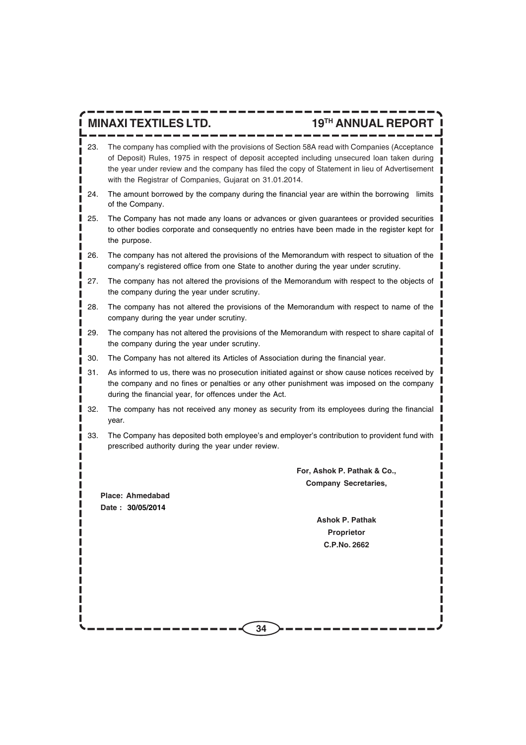23. The company has complied with the provisions of Section 58A read with Companies (Acceptance of Deposit) Rules, 1975 in respect of deposit accepted including unsecured loan taken during the year under review and the company has filed the copy of Statement in lieu of Advertisement with the Registrar of Companies, Gujarat on 31.01.2014.

24. The amount borrowed by the company during the financial year are within the borrowing limits of the Company.

25. The Company has not made any loans or advances or given guarantees or provided securities to other bodies corporate and consequently no entries have been made in the register kept for the purpose.

26. The company has not altered the provisions of the Memorandum with respect to situation of the company's registered office from one State to another during the year under scrutiny.

27. The company has not altered the provisions of the Memorandum with respect to the objects of the company during the year under scrutiny.

28. The company has not altered the provisions of the Memorandum with respect to name of the company during the year under scrutiny.

29. The company has not altered the provisions of the Memorandum with respect to share capital of the company during the year under scrutiny.

30. The Company has not altered its Articles of Association during the financial year.

31. As informed to us, there was no prosecution initiated against or show cause notices received by the company and no fines or penalties or any other punishment was imposed on the company during the financial year, for offences under the Act.

32. The company has not received any money as security from its employees during the financial year.

33. The Company has deposited both employee's and employer's contribution to provident fund with prescribed authority during the year under review.

**For, Ashok P. Pathak & Co.,**
**Company Secretaries,**

**Place: Ahmedabad**
**Date : 30/05/2014**

**Ashok P. Pathak**
**Proprietor**
**C.P.No. 2662**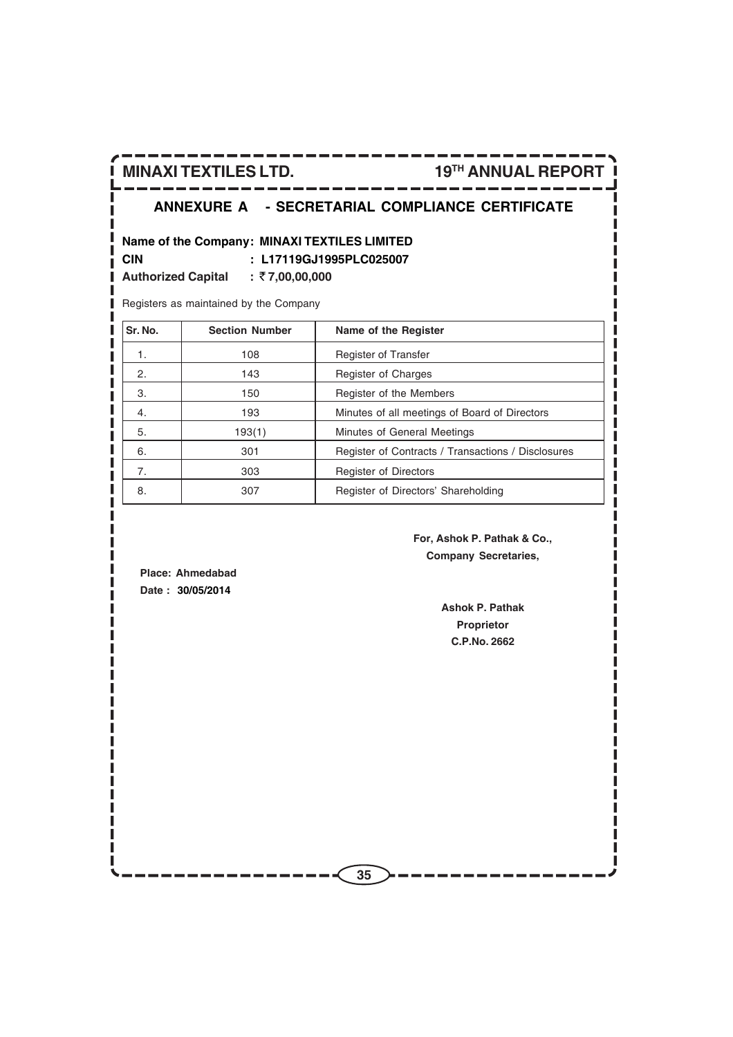## ANNEXURE A - SECRETARIAL COMPLIANCE CERTIFICATE

**Name of the Company: MINAXI TEXTILES LIMITED**

**CIN : L17119GJ1995PLC025007**

**Authorized Capital : ₹ 7,00,00,000**

Registers as maintained by the Company

| Sr. No. | Section Number | Name of the Register |
|---|---|---|
| 1. | 108 | Register of Transfer |
| 2. | 143 | Register of Charges |
| 3. | 150 | Register of the Members |
| 4. | 193 | Minutes of all meetings of Board of Directors |
| 5. | 193(1) | Minutes of General Meetings |
| 6. | 301 | Register of Contracts / Transactions / Disclosures |
| 7. | 303 | Register of Directors |
| 8. | 307 | Register of Directors' Shareholding |

**For, Ashok P. Pathak & Co.,**
**Company Secretaries,**

**Place: Ahmedabad**
**Date : 30/05/2014**

**Ashok P. Pathak**
**Proprietor**
**C.P.No. 2662**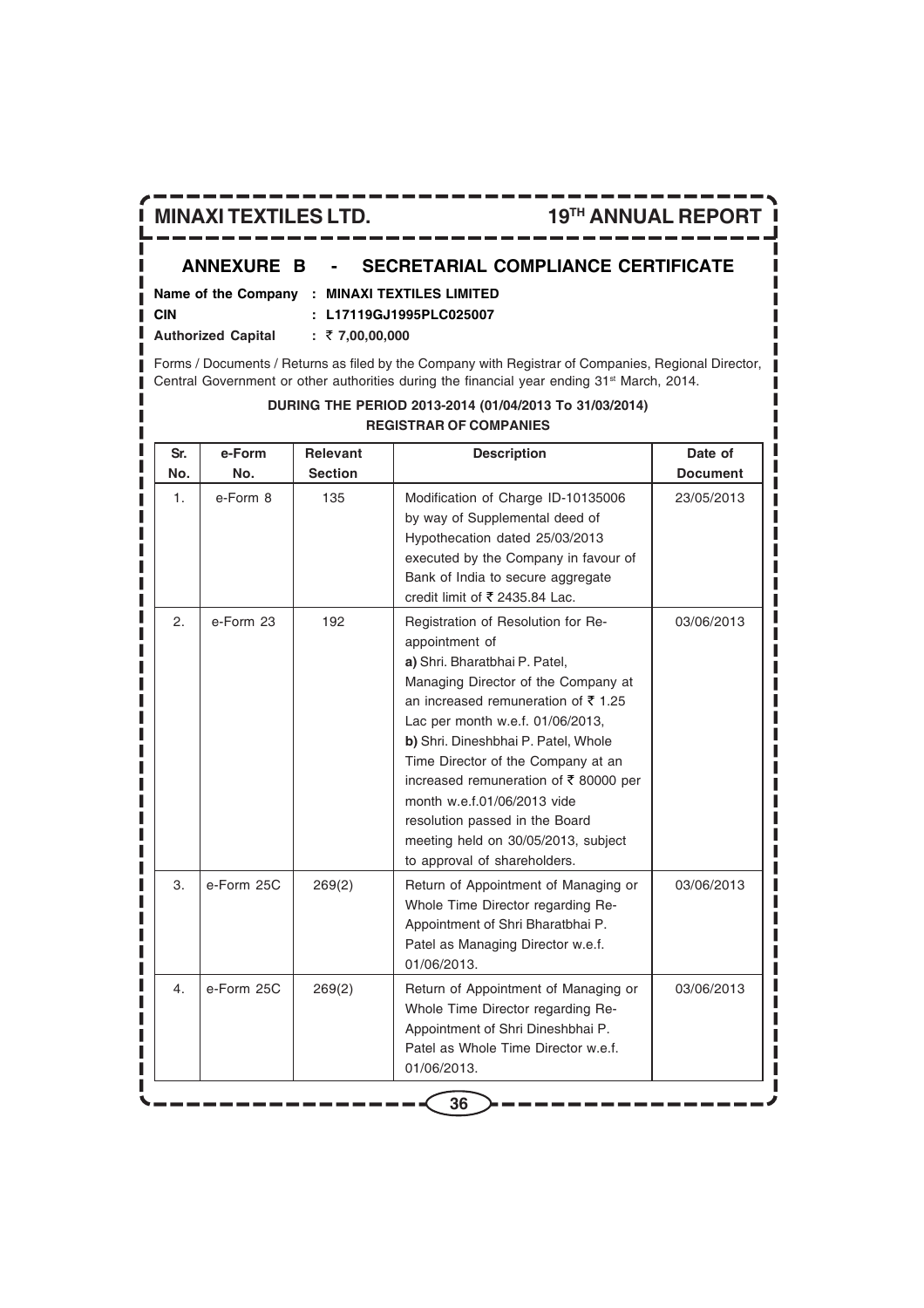## ANNEXURE B - SECRETARIAL COMPLIANCE CERTIFICATE

**Name of the Company : MINAXI TEXTILES LIMITED**

**CIN : L17119GJ1995PLC025007**

**Authorized Capital : ₹ 7,00,00,000**

Forms / Documents / Returns as filed by the Company with Registrar of Companies, Regional Director, Central Government or other authorities during the financial year ending 31st March, 2014.

**DURING THE PERIOD 2013-2014 (01/04/2013 To 31/03/2014)**

**REGISTRAR OF COMPANIES**

| Sr. No. | e-Form No. | Relevant Section | Description | Date of Document |
|---|---|---|---|---|
| 1. | e-Form 8 | 135 | Modification of Charge ID-10135006 by way of Supplemental deed of Hypothecation dated 25/03/2013 executed by the Company in favour of Bank of India to secure aggregate credit limit of ₹ 2435.84 Lac. | 23/05/2013 |
| 2. | e-Form 23 | 192 | Registration of Resolution for Re-appointment of **a)** Shri. Bharatbhai P. Patel, Managing Director of the Company at an increased remuneration of ₹ 1.25 Lac per month w.e.f. 01/06/2013, **b)** Shri. Dineshbhai P. Patel, Whole Time Director of the Company at an increased remuneration of ₹ 80000 per month w.e.f.01/06/2013 vide resolution passed in the Board meeting held on 30/05/2013, subject to approval of shareholders. | 03/06/2013 |
| 3. | e-Form 25C | 269(2) | Return of Appointment of Managing or Whole Time Director regarding Re-Appointment of Shri Bharatbhai P. Patel as Managing Director w.e.f. 01/06/2013. | 03/06/2013 |
| 4. | e-Form 25C | 269(2) | Return of Appointment of Managing or Whole Time Director regarding Re-Appointment of Shri Dineshbhai P. Patel as Whole Time Director w.e.f. 01/06/2013. | 03/06/2013 |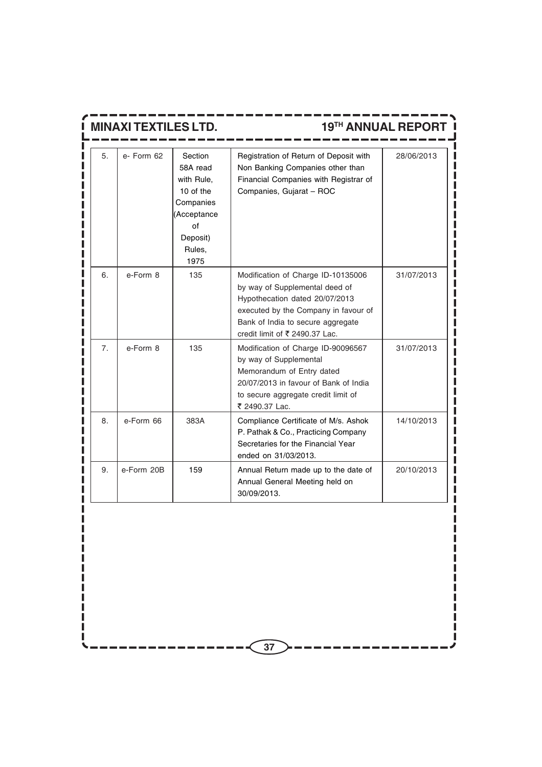| 5. | e- Form 62 | Section 58A read with Rule, 10 of the Companies (Acceptance of Deposit) Rules, 1975 | Registration of Return of Deposit with Non Banking Companies other than Financial Companies with Registrar of Companies, Gujarat – ROC | 28/06/2013 |
|---|---|---|---|---|
| 6. | e-Form 8 | 135 | Modification of Charge ID-10135006 by way of Supplemental deed of Hypothecation dated 20/07/2013 executed by the Company in favour of Bank of India to secure aggregate credit limit of ₹ 2490.37 Lac. | 31/07/2013 |
| 7. | e-Form 8 | 135 | Modification of Charge ID-90096567 by way of Supplemental Memorandum of Entry dated 20/07/2013 in favour of Bank of India to secure aggregate credit limit of ₹ 2490.37 Lac. | 31/07/2013 |
| 8. | e-Form 66 | 383A | Compliance Certificate of M/s. Ashok P. Pathak & Co., Practicing Company Secretaries for the Financial Year ended on 31/03/2013. | 14/10/2013 |
| 9. | e-Form 20B | 159 | Annual Return made up to the date of Annual General Meeting held on 30/09/2013. | 20/10/2013 |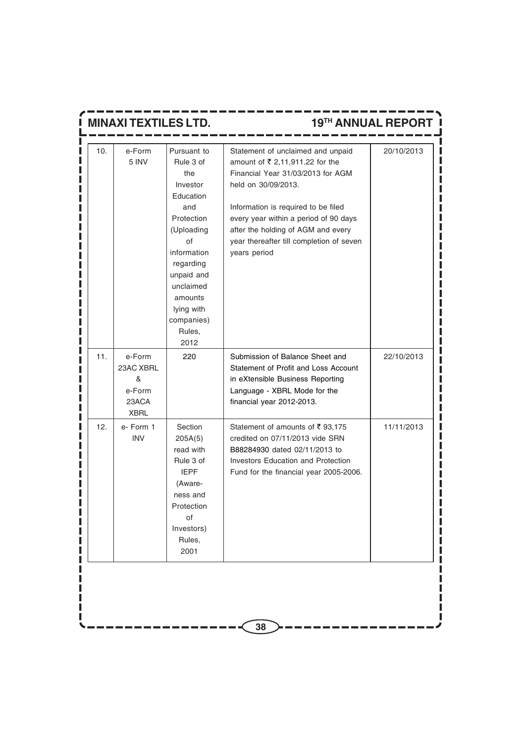| 10. | e-Form 5 INV | Pursuant to Rule 3 of the Investor Education and Protection (Uploading of information regarding unpaid and unclaimed amounts lying with companies) Rules, 2012 | Statement of unclaimed and unpaid amount of ₹ 2,11,911.22 for the Financial Year 31/03/2013 for AGM held on 30/09/2013.<br><br>Information is required to be filed every year within a period of 90 days after the holding of AGM and every year thereafter till completion of seven years period | 20/10/2013 |
|---|---|---|---|---|
| 11. | e-Form 23AC XBRL & e-Form 23ACA XBRL | 220 | Submission of Balance Sheet and Statement of Profit and Loss Account in eXtensible Business Reporting Language - XBRL Mode for the financial year 2012-2013. | 22/10/2013 |
| 12. | e- Form 1 INV | Section 205A(5) read with Rule 3 of IEPF (Awareness and Protection of Investors) Rules, 2001 | Statement of amounts of ₹ 93,175 credited on 07/11/2013 vide SRN B88284930 dated 02/11/2013 to Investors Education and Protection Fund for the financial year 2005-2006. | 11/11/2013 |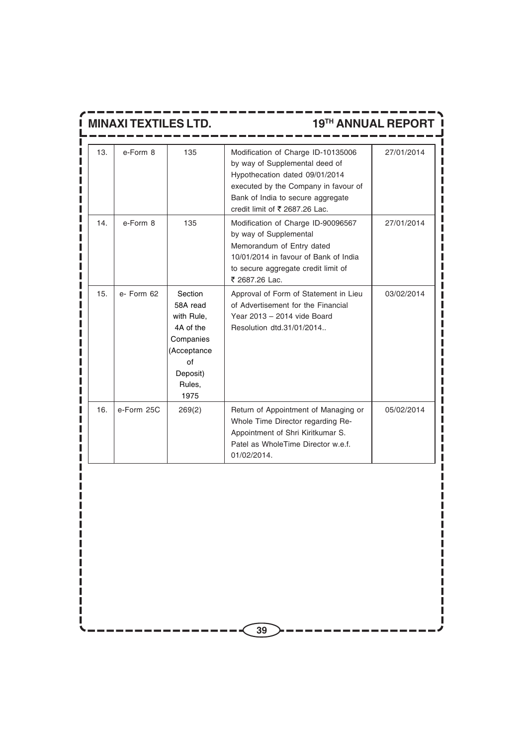| 13. | e-Form 8 | 135 | Modification of Charge ID-10135006 by way of Supplemental deed of Hypothecation dated 09/01/2014 executed by the Company in favour of Bank of India to secure aggregate credit limit of ₹ 2687.26 Lac. | 27/01/2014 |
|---|---|---|---|---|
| 14. | e-Form 8 | 135 | Modification of Charge ID-90096567 by way of Supplemental Memorandum of Entry dated 10/01/2014 in favour of Bank of India to secure aggregate credit limit of ₹ 2687.26 Lac. | 27/01/2014 |
| 15. | e- Form 62 | Section 58A read with Rule, 4A of the Companies (Acceptance of Deposit) Rules, 1975 | Approval of Form of Statement in Lieu of Advertisement for the Financial Year 2013 – 2014 vide Board Resolution dtd.31/01/2014.. | 03/02/2014 |
| 16. | e-Form 25C | 269(2) | Return of Appointment of Managing or Whole Time Director regarding Re-Appointment of Shri Kiritkumar S. Patel as WholeTime Director w.e.f. 01/02/2014. | 05/02/2014 |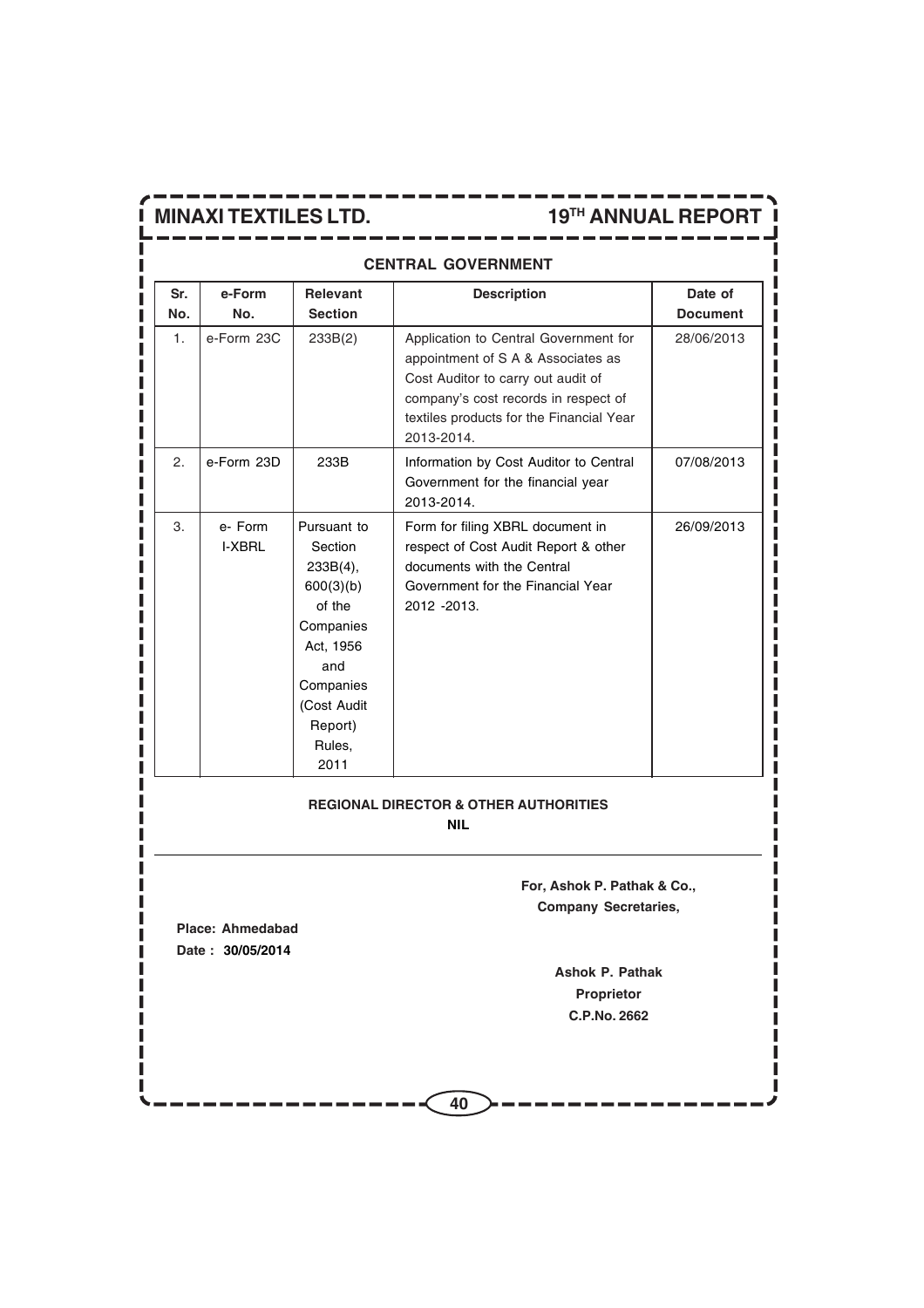## CENTRAL GOVERNMENT

| Sr. No. | e-Form No. | Relevant Section | Description | Date of Document |
|---|---|---|---|---|
| 1. | e-Form 23C | 233B(2) | Application to Central Government for appointment of S A & Associates as Cost Auditor to carry out audit of company's cost records in respect of textiles products for the Financial Year 2013-2014. | 28/06/2013 |
| 2. | e-Form 23D | 233B | Information by Cost Auditor to Central Government for the financial year 2013-2014. | 07/08/2013 |
| 3. | e- Form I-XBRL | Pursuant to Section 233B(4), 600(3)(b) of the Companies Act, 1956 and Companies (Cost Audit Report) Rules, 2011 | Form for filing XBRL document in respect of Cost Audit Report & other documents with the Central Government for the Financial Year 2012 -2013. | 26/09/2013 |

**REGIONAL DIRECTOR & OTHER AUTHORITIES**

**NIL**

---

**For, Ashok P. Pathak & Co.,**
**Company Secretaries,**

**Place: Ahmedabad**
**Date : 30/05/2014**

**Ashok P. Pathak**
**Proprietor**
**C.P.No. 2662**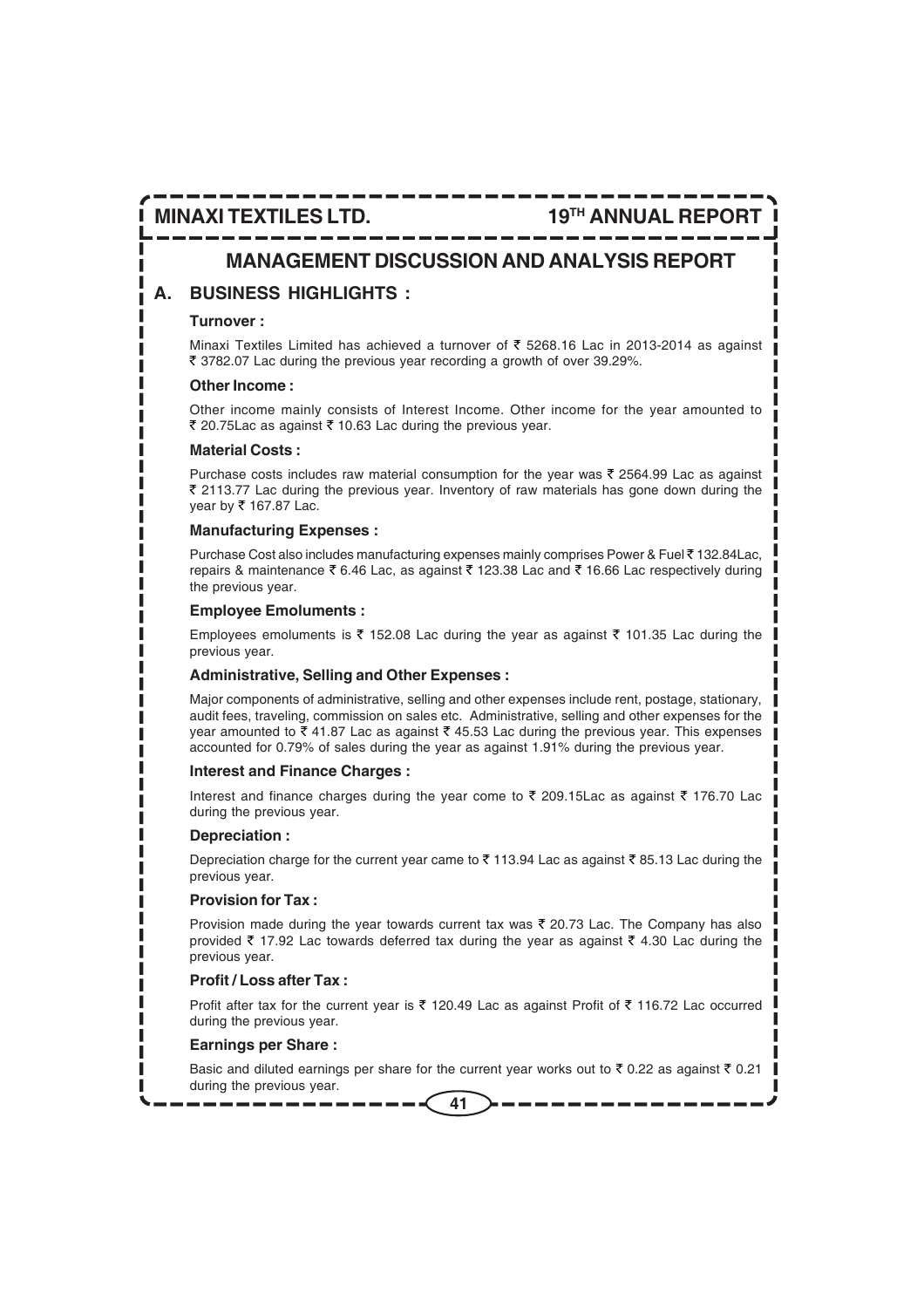# MANAGEMENT DISCUSSION AND ANALYSIS REPORT

## A. BUSINESS HIGHLIGHTS :

### Turnover :

Minaxi Textiles Limited has achieved a turnover of ₹ 5268.16 Lac in 2013-2014 as against ₹ 3782.07 Lac during the previous year recording a growth of over 39.29%.

### Other Income :

Other income mainly consists of Interest Income. Other income for the year amounted to ₹ 20.75Lac as against ₹ 10.63 Lac during the previous year.

### Material Costs :

Purchase costs includes raw material consumption for the year was ₹ 2564.99 Lac as against ₹ 2113.77 Lac during the previous year. Inventory of raw materials has gone down during the year by ₹ 167.87 Lac.

### Manufacturing Expenses :

Purchase Cost also includes manufacturing expenses mainly comprises Power & Fuel ₹ 132.84Lac, repairs & maintenance ₹ 6.46 Lac, as against ₹ 123.38 Lac and ₹ 16.66 Lac respectively during the previous year.

### Employee Emoluments :

Employees emoluments is ₹ 152.08 Lac during the year as against ₹ 101.35 Lac during the previous year.

### Administrative, Selling and Other Expenses :

Major components of administrative, selling and other expenses include rent, postage, stationary, audit fees, traveling, commission on sales etc. Administrative, selling and other expenses for the year amounted to ₹ 41.87 Lac as against ₹ 45.53 Lac during the previous year. This expenses accounted for 0.79% of sales during the year as against 1.91% during the previous year.

### Interest and Finance Charges :

Interest and finance charges during the year come to ₹ 209.15Lac as against ₹ 176.70 Lac during the previous year.

### Depreciation :

Depreciation charge for the current year came to ₹ 113.94 Lac as against ₹ 85.13 Lac during the previous year.

### Provision for Tax :

Provision made during the year towards current tax was ₹ 20.73 Lac. The Company has also provided ₹ 17.92 Lac towards deferred tax during the year as against ₹ 4.30 Lac during the previous year.

### Profit / Loss after Tax :

Profit after tax for the current year is ₹ 120.49 Lac as against Profit of ₹ 116.72 Lac occurred during the previous year.

### Earnings per Share :

Basic and diluted earnings per share for the current year works out to ₹ 0.22 as against ₹ 0.21 during the previous year.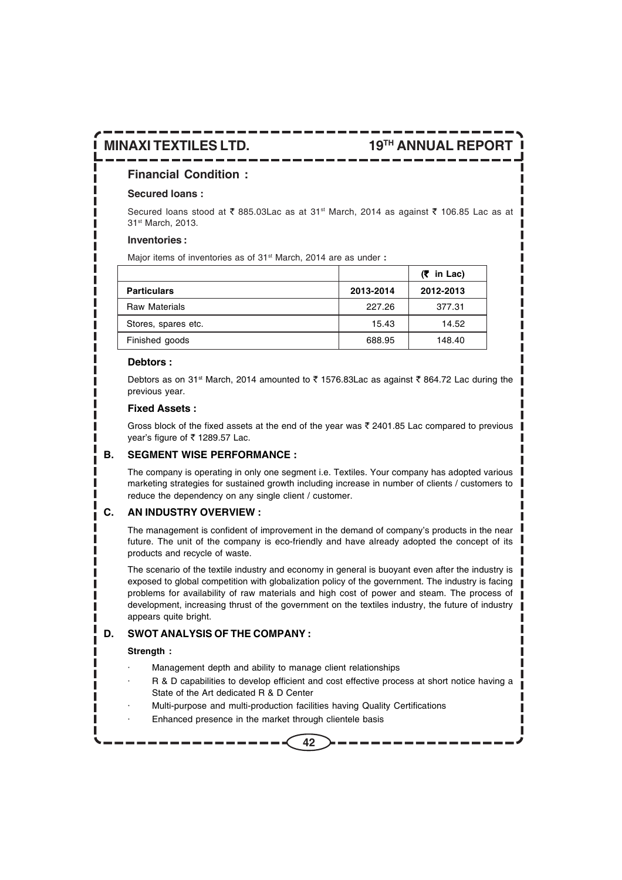## Financial Condition :

### Secured loans :

Secured loans stood at ₹ 885.03Lac as at 31st March, 2014 as against ₹ 106.85 Lac as at 31st March, 2013.

### Inventories :

Major items of inventories as of 31st March, 2014 are as under :

| | | (₹ in Lac) |
|---|---|---|
| **Particulars** | **2013-2014** | **2012-2013** |
| Raw Materials | 227.26 | 377.31 |
| Stores, spares etc. | 15.43 | 14.52 |
| Finished goods | 688.95 | 148.40 |

### Debtors :

Debtors as on 31st March, 2014 amounted to ₹ 1576.83Lac as against ₹ 864.72 Lac during the previous year.

### Fixed Assets :

Gross block of the fixed assets at the end of the year was ₹ 2401.85 Lac compared to previous year's figure of ₹ 1289.57 Lac.

## B. SEGMENT WISE PERFORMANCE :

The company is operating in only one segment i.e. Textiles. Your company has adopted various marketing strategies for sustained growth including increase in number of clients / customers to reduce the dependency on any single client / customer.

## C. AN INDUSTRY OVERVIEW :

The management is confident of improvement in the demand of company's products in the near future. The unit of the company is eco-friendly and have already adopted the concept of its products and recycle of waste.

The scenario of the textile industry and economy in general is buoyant even after the industry is exposed to global competition with globalization policy of the government. The industry is facing problems for availability of raw materials and high cost of power and steam. The process of development, increasing thrust of the government on the textiles industry, the future of industry appears quite bright.

## D. SWOT ANALYSIS OF THE COMPANY :

**Strength :**

- Management depth and ability to manage client relationships
- R & D capabilities to develop efficient and cost effective process at short notice having a State of the Art dedicated R & D Center
- Multi-purpose and multi-production facilities having Quality Certifications
- Enhanced presence in the market through clientele basis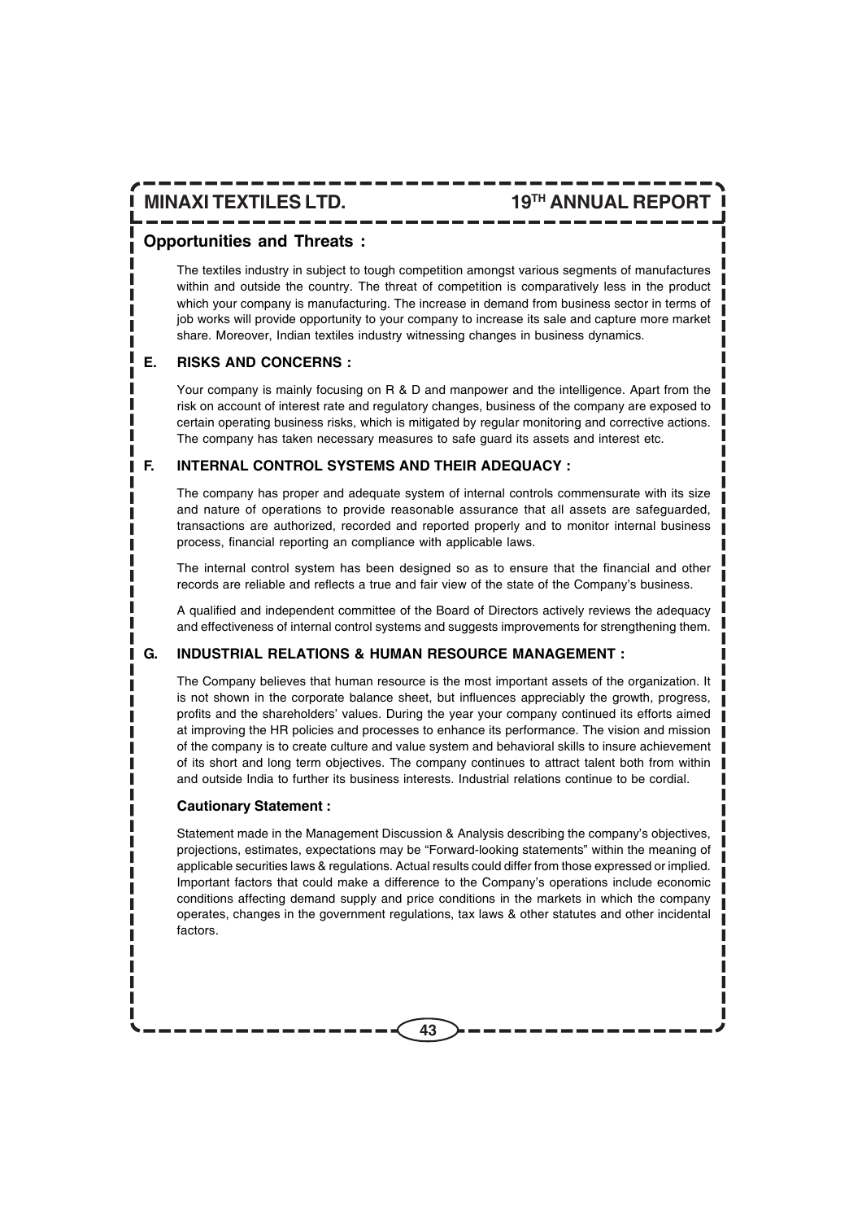## Opportunities and Threats :

The textiles industry in subject to tough competition amongst various segments of manufactures within and outside the country. The threat of competition is comparatively less in the product which your company is manufacturing. The increase in demand from business sector in terms of job works will provide opportunity to your company to increase its sale and capture more market share. Moreover, Indian textiles industry witnessing changes in business dynamics.

## E. RISKS AND CONCERNS :

Your company is mainly focusing on R & D and manpower and the intelligence. Apart from the risk on account of interest rate and regulatory changes, business of the company are exposed to certain operating business risks, which is mitigated by regular monitoring and corrective actions. The company has taken necessary measures to safe guard its assets and interest etc.

## F. INTERNAL CONTROL SYSTEMS AND THEIR ADEQUACY :

The company has proper and adequate system of internal controls commensurate with its size and nature of operations to provide reasonable assurance that all assets are safeguarded, transactions are authorized, recorded and reported properly and to monitor internal business process, financial reporting an compliance with applicable laws.

The internal control system has been designed so as to ensure that the financial and other records are reliable and reflects a true and fair view of the state of the Company's business.

A qualified and independent committee of the Board of Directors actively reviews the adequacy and effectiveness of internal control systems and suggests improvements for strengthening them.

## G. INDUSTRIAL RELATIONS & HUMAN RESOURCE MANAGEMENT :

The Company believes that human resource is the most important assets of the organization. It is not shown in the corporate balance sheet, but influences appreciably the growth, progress, profits and the shareholders' values. During the year your company continued its efforts aimed at improving the HR policies and processes to enhance its performance. The vision and mission of the company is to create culture and value system and behavioral skills to insure achievement of its short and long term objectives. The company continues to attract talent both from within and outside India to further its business interests. Industrial relations continue to be cordial.

### Cautionary Statement :

Statement made in the Management Discussion & Analysis describing the company's objectives, projections, estimates, expectations may be "Forward-looking statements" within the meaning of applicable securities laws & regulations. Actual results could differ from those expressed or implied. Important factors that could make a difference to the Company's operations include economic conditions affecting demand supply and price conditions in the markets in which the company operates, changes in the government regulations, tax laws & other statutes and other incidental factors.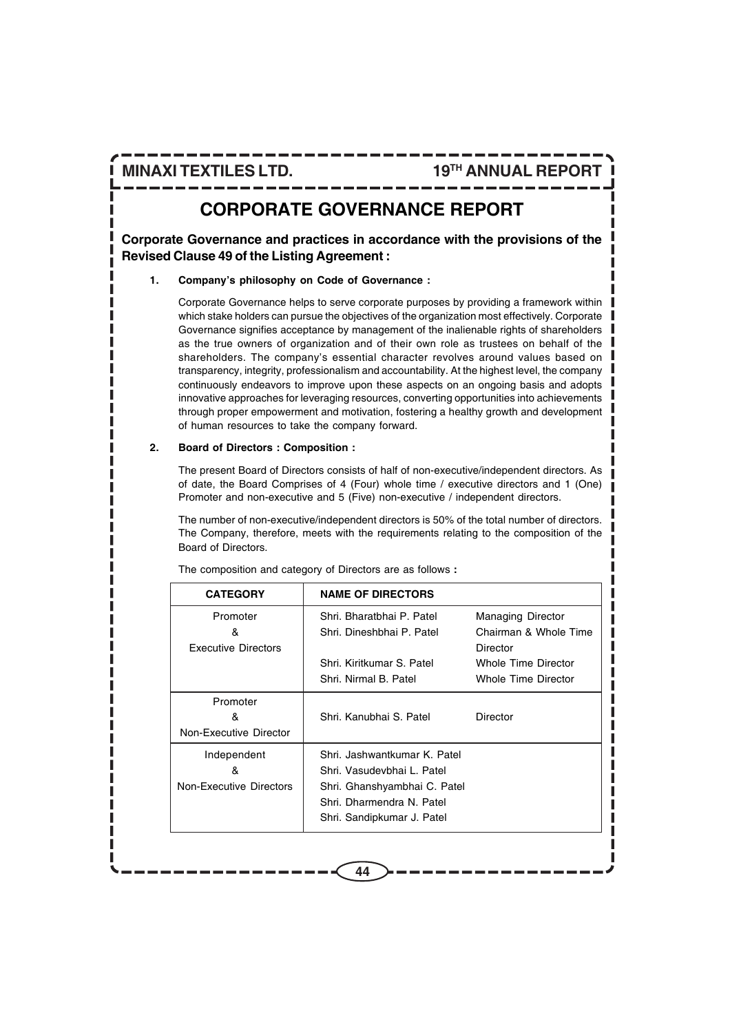# CORPORATE GOVERNANCE REPORT

**Corporate Governance and practices in accordance with the provisions of the Revised Clause 49 of the Listing Agreement :**

**1. Company's philosophy on Code of Governance :**

Corporate Governance helps to serve corporate purposes by providing a framework within which stake holders can pursue the objectives of the organization most effectively. Corporate Governance signifies acceptance by management of the inalienable rights of shareholders as the true owners of organization and of their own role as trustees on behalf of the shareholders. The company's essential character revolves around values based on transparency, integrity, professionalism and accountability. At the highest level, the company continuously endeavors to improve upon these aspects on an ongoing basis and adopts innovative approaches for leveraging resources, converting opportunities into achievements through proper empowerment and motivation, fostering a healthy growth and development of human resources to take the company forward.

**2. Board of Directors : Composition :**

The present Board of Directors consists of half of non-executive/independent directors. As of date, the Board Comprises of 4 (Four) whole time / executive directors and 1 (One) Promoter and non-executive and 5 (Five) non-executive / independent directors.

The number of non-executive/independent directors is 50% of the total number of directors. The Company, therefore, meets with the requirements relating to the composition of the Board of Directors.

The composition and category of Directors are as follows **:**

| CATEGORY | NAME OF DIRECTORS | |
|---|---|---|
| Promoter & Executive Directors | Shri. Bharatbhai P. Patel | Managing Director |
| | Shri. Dineshbhai P. Patel | Chairman & Whole Time Director |
| | Shri. Kiritkumar S. Patel | Whole Time Director |
| | Shri. Nirmal B. Patel | Whole Time Director |
| Promoter & Non-Executive Director | Shri. Kanubhai S. Patel | Director |
| Independent & Non-Executive Directors | Shri. Jashwantkumar K. Patel | |
| | Shri. Vasudevbhai L. Patel | |
| | Shri. Ghanshyambhai C. Patel | |
| | Shri. Dharmendra N. Patel | |
| | Shri. Sandipkumar J. Patel | |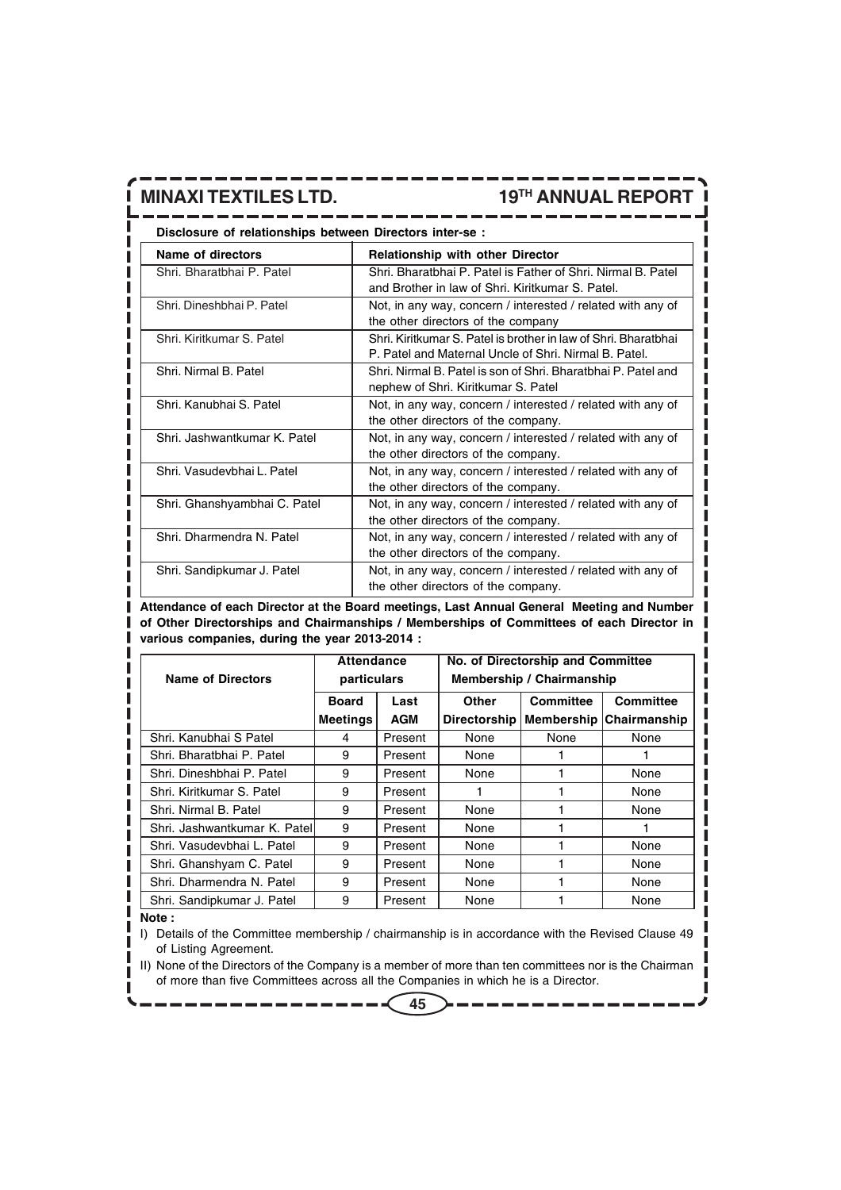**Disclosure of relationships between Directors inter-se :**

| Name of directors | Relationship with other Director |
|---|---|
| Shri. Bharatbhai P. Patel | Shri. Bharatbhai P. Patel is Father of Shri. Nirmal B. Patel and Brother in law of Shri. Kiritkumar S. Patel. |
| Shri. Dineshbhai P. Patel | Not, in any way, concern / interested / related with any of the other directors of the company |
| Shri. Kiritkumar S. Patel | Shri. Kiritkumar S. Patel is brother in law of Shri. Bharatbhai P. Patel and Maternal Uncle of Shri. Nirmal B. Patel. |
| Shri. Nirmal B. Patel | Shri. Nirmal B. Patel is son of Shri. Bharatbhai P. Patel and nephew of Shri. Kiritkumar S. Patel |
| Shri. Kanubhai S. Patel | Not, in any way, concern / interested / related with any of the other directors of the company. |
| Shri. Jashwantkumar K. Patel | Not, in any way, concern / interested / related with any of the other directors of the company. |
| Shri. Vasudevbhai L. Patel | Not, in any way, concern / interested / related with any of the other directors of the company. |
| Shri. Ghanshyambhai C. Patel | Not, in any way, concern / interested / related with any of the other directors of the company. |
| Shri. Dharmendra N. Patel | Not, in any way, concern / interested / related with any of the other directors of the company. |
| Shri. Sandipkumar J. Patel | Not, in any way, concern / interested / related with any of the other directors of the company. |

**Attendance of each Director at the Board meetings, Last Annual General Meeting and Number of Other Directorships and Chairmanships / Memberships of Committees of each Director in various companies, during the year 2013-2014 :**

| Name of Directors | Attendance particulars | | No. of Directorship and Committee Membership / Chairmanship | | |
|---|---|---|---|---|---|
| | Board Meetings | Last AGM | Other Directorship | Committee Membership | Committee Chairmanship |
| Shri. Kanubhai S Patel | 4 | Present | None | None | None |
| Shri. Bharatbhai P. Patel | 9 | Present | None | 1 | 1 |
| Shri. Dineshbhai P. Patel | 9 | Present | None | 1 | None |
| Shri. Kiritkumar S. Patel | 9 | Present | 1 | 1 | None |
| Shri. Nirmal B. Patel | 9 | Present | None | 1 | None |
| Shri. Jashwantkumar K. Patel | 9 | Present | None | 1 | 1 |
| Shri. Vasudevbhai L. Patel | 9 | Present | None | 1 | None |
| Shri. Ghanshyam C. Patel | 9 | Present | None | 1 | None |
| Shri. Dharmendra N. Patel | 9 | Present | None | 1 | None |
| Shri. Sandipkumar J. Patel | 9 | Present | None | 1 | None |

**Note :**

I) Details of the Committee membership / chairmanship is in accordance with the Revised Clause 49 of Listing Agreement.

II) None of the Directors of the Company is a member of more than ten committees nor is the Chairman of more than five Committees across all the Companies in which he is a Director.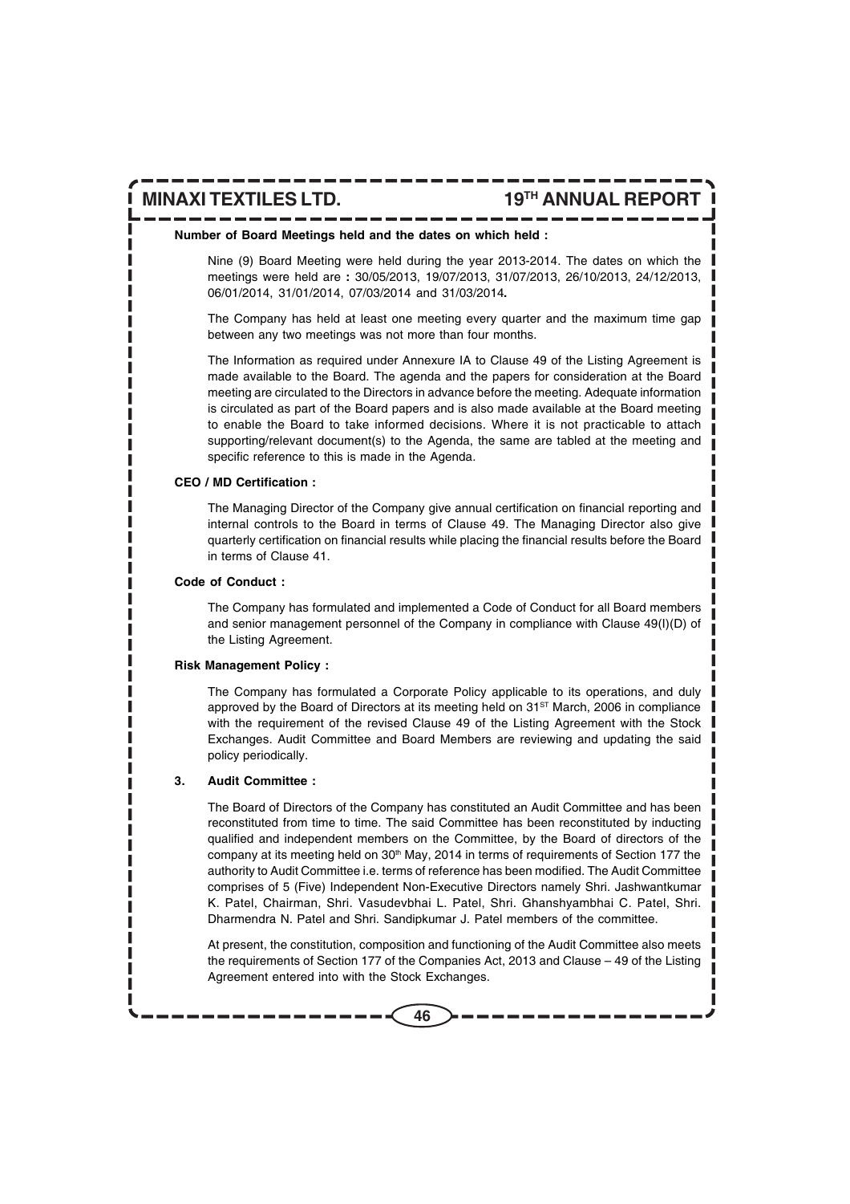**Number of Board Meetings held and the dates on which held :**

Nine (9) Board Meeting were held during the year 2013-2014. The dates on which the meetings were held are **:** 30/05/2013, 19/07/2013, 31/07/2013, 26/10/2013, 24/12/2013, 06/01/2014, 31/01/2014, 07/03/2014 and 31/03/2014**.**

The Company has held at least one meeting every quarter and the maximum time gap between any two meetings was not more than four months.

The Information as required under Annexure IA to Clause 49 of the Listing Agreement is made available to the Board. The agenda and the papers for consideration at the Board meeting are circulated to the Directors in advance before the meeting. Adequate information is circulated as part of the Board papers and is also made available at the Board meeting to enable the Board to take informed decisions. Where it is not practicable to attach supporting/relevant document(s) to the Agenda, the same are tabled at the meeting and specific reference to this is made in the Agenda.

**CEO / MD Certification :**

The Managing Director of the Company give annual certification on financial reporting and internal controls to the Board in terms of Clause 49. The Managing Director also give quarterly certification on financial results while placing the financial results before the Board in terms of Clause 41.

**Code of Conduct :**

The Company has formulated and implemented a Code of Conduct for all Board members and senior management personnel of the Company in compliance with Clause 49(I)(D) of the Listing Agreement.

**Risk Management Policy :**

The Company has formulated a Corporate Policy applicable to its operations, and duly approved by the Board of Directors at its meeting held on 31ST March, 2006 in compliance with the requirement of the revised Clause 49 of the Listing Agreement with the Stock Exchanges. Audit Committee and Board Members are reviewing and updating the said policy periodically.

**3. Audit Committee :**

The Board of Directors of the Company has constituted an Audit Committee and has been reconstituted from time to time. The said Committee has been reconstituted by inducting qualified and independent members on the Committee, by the Board of directors of the company at its meeting held on 30th May, 2014 in terms of requirements of Section 177 the authority to Audit Committee i.e. terms of reference has been modified. The Audit Committee comprises of 5 (Five) Independent Non-Executive Directors namely Shri. Jashwantkumar K. Patel, Chairman, Shri. Vasudevbhai L. Patel, Shri. Ghanshyambhai C. Patel, Shri. Dharmendra N. Patel and Shri. Sandipkumar J. Patel members of the committee.

At present, the constitution, composition and functioning of the Audit Committee also meets the requirements of Section 177 of the Companies Act, 2013 and Clause – 49 of the Listing Agreement entered into with the Stock Exchanges.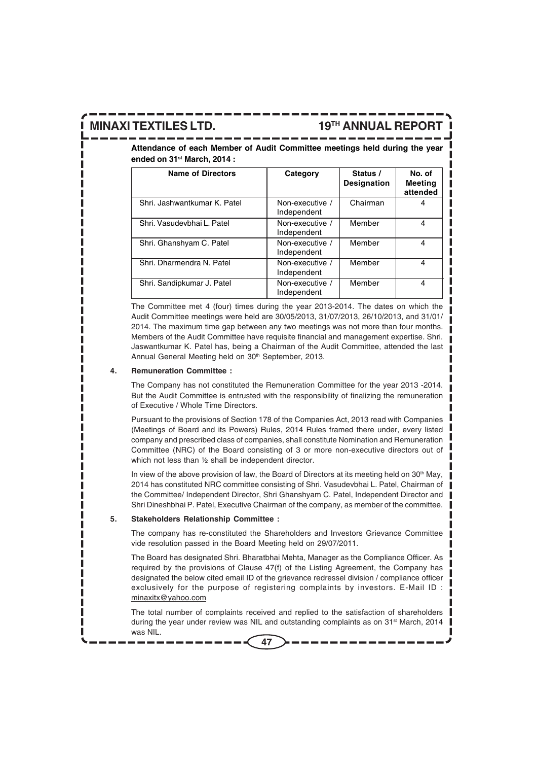**Attendance of each Member of Audit Committee meetings held during the year ended on 31st March, 2014 :**

| Name of Directors | Category | Status / Designation | No. of Meeting attended |
|---|---|---|---|
| Shri. Jashwantkumar K. Patel | Non-executive / Independent | Chairman | 4 |
| Shri. Vasudevbhai L. Patel | Non-executive / Independent | Member | 4 |
| Shri. Ghanshyam C. Patel | Non-executive / Independent | Member | 4 |
| Shri. Dharmendra N. Patel | Non-executive / Independent | Member | 4 |
| Shri. Sandipkumar J. Patel | Non-executive / Independent | Member | 4 |

The Committee met 4 (four) times during the year 2013-2014. The dates on which the Audit Committee meetings were held are 30/05/2013, 31/07/2013, 26/10/2013, and 31/01/2014. The maximum time gap between any two meetings was not more than four months. Members of the Audit Committee have requisite financial and management expertise. Shri. Jaswantkumar K. Patel has, being a Chairman of the Audit Committee, attended the last Annual General Meeting held on 30th September, 2013.

**4. Remuneration Committee :**

The Company has not constituted the Remuneration Committee for the year 2013 -2014. But the Audit Committee is entrusted with the responsibility of finalizing the remuneration of Executive / Whole Time Directors.

Pursuant to the provisions of Section 178 of the Companies Act, 2013 read with Companies (Meetings of Board and its Powers) Rules, 2014 Rules framed there under, every listed company and prescribed class of companies, shall constitute Nomination and Remuneration Committee (NRC) of the Board consisting of 3 or more non-executive directors out of which not less than ½ shall be independent director.

In view of the above provision of law, the Board of Directors at its meeting held on 30th May, 2014 has constituted NRC committee consisting of Shri. Vasudevbhai L. Patel, Chairman of the Committee/ Independent Director, Shri Ghanshyam C. Patel, Independent Director and Shri Dineshbhai P. Patel, Executive Chairman of the company, as member of the committee.

**5. Stakeholders Relationship Committee :**

The company has re-constituted the Shareholders and Investors Grievance Committee vide resolution passed in the Board Meeting held on 29/07/2011.

The Board has designated Shri. Bharatbhai Mehta, Manager as the Compliance Officer. As required by the provisions of Clause 47(f) of the Listing Agreement, the Company has designated the below cited email ID of the grievance redressel division / compliance officer exclusively for the purpose of registering complaints by investors. E-Mail ID : minaxitx@yahoo.com

The total number of complaints received and replied to the satisfaction of shareholders during the year under review was NIL and outstanding complaints as on 31st March, 2014 was NIL.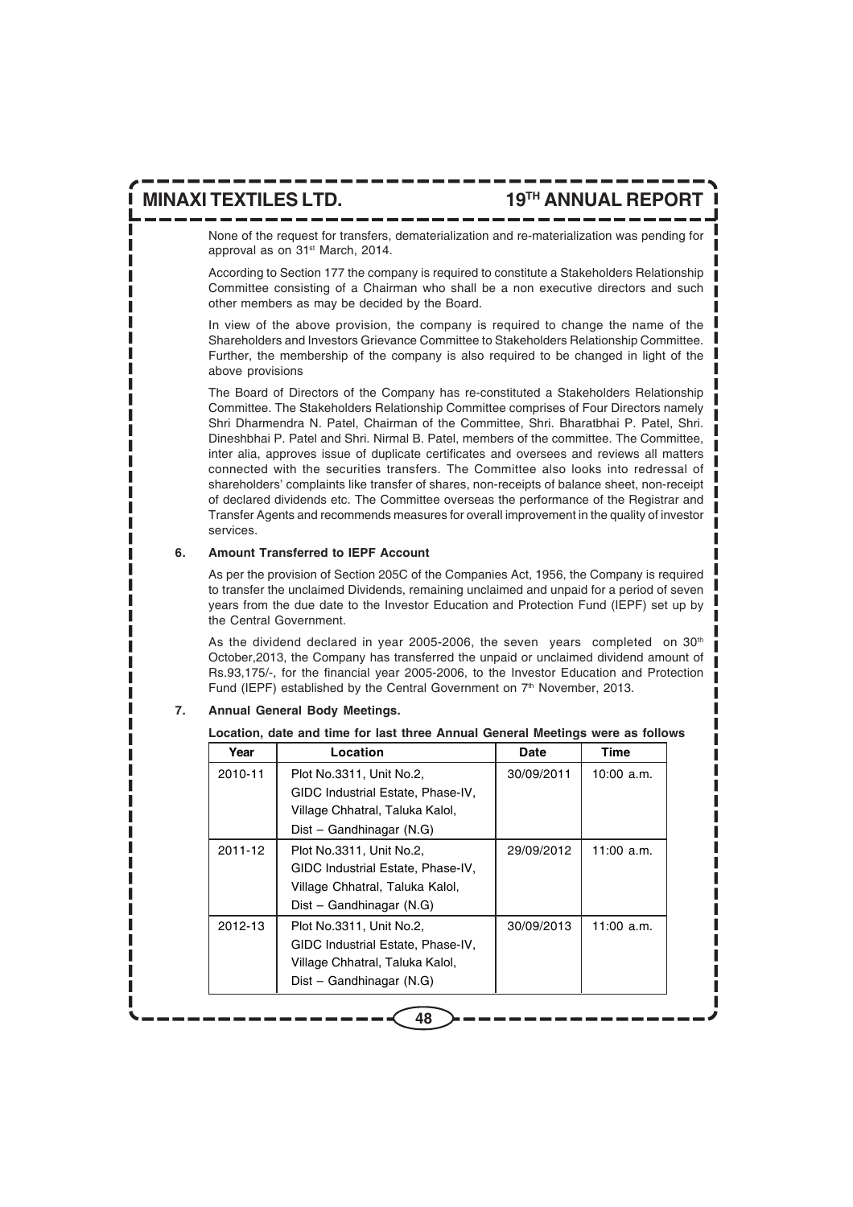None of the request for transfers, dematerialization and re-materialization was pending for approval as on 31st March, 2014.

According to Section 177 the company is required to constitute a Stakeholders Relationship Committee consisting of a Chairman who shall be a non executive directors and such other members as may be decided by the Board.

In view of the above provision, the company is required to change the name of the Shareholders and Investors Grievance Committee to Stakeholders Relationship Committee. Further, the membership of the company is also required to be changed in light of the above provisions

The Board of Directors of the Company has re-constituted a Stakeholders Relationship Committee. The Stakeholders Relationship Committee comprises of Four Directors namely Shri Dharmendra N. Patel, Chairman of the Committee, Shri. Bharatbhai P. Patel, Shri. Dineshbhai P. Patel and Shri. Nirmal B. Patel, members of the committee. The Committee, inter alia, approves issue of duplicate certificates and oversees and reviews all matters connected with the securities transfers. The Committee also looks into redressal of shareholders' complaints like transfer of shares, non-receipts of balance sheet, non-receipt of declared dividends etc. The Committee overseas the performance of the Registrar and Transfer Agents and recommends measures for overall improvement in the quality of investor services.

**6. Amount Transferred to IEPF Account**

As per the provision of Section 205C of the Companies Act, 1956, the Company is required to transfer the unclaimed Dividends, remaining unclaimed and unpaid for a period of seven years from the due date to the Investor Education and Protection Fund (IEPF) set up by the Central Government.

As the dividend declared in year 2005-2006, the seven years completed on 30th October,2013, the Company has transferred the unpaid or unclaimed dividend amount of Rs.93,175/-, for the financial year 2005-2006, to the Investor Education and Protection Fund (IEPF) established by the Central Government on 7th November, 2013.

**7. Annual General Body Meetings.**

**Location, date and time for last three Annual General Meetings were as follows**

| Year | Location | Date | Time |
|---|---|---|---|
| 2010-11 | Plot No.3311, Unit No.2, GIDC Industrial Estate, Phase-IV, Village Chhatral, Taluka Kalol, Dist – Gandhinagar (N.G) | 30/09/2011 | 10:00 a.m. |
| 2011-12 | Plot No.3311, Unit No.2, GIDC Industrial Estate, Phase-IV, Village Chhatral, Taluka Kalol, Dist – Gandhinagar (N.G) | 29/09/2012 | 11:00 a.m. |
| 2012-13 | Plot No.3311, Unit No.2, GIDC Industrial Estate, Phase-IV, Village Chhatral, Taluka Kalol, Dist – Gandhinagar (N.G) | 30/09/2013 | 11:00 a.m. |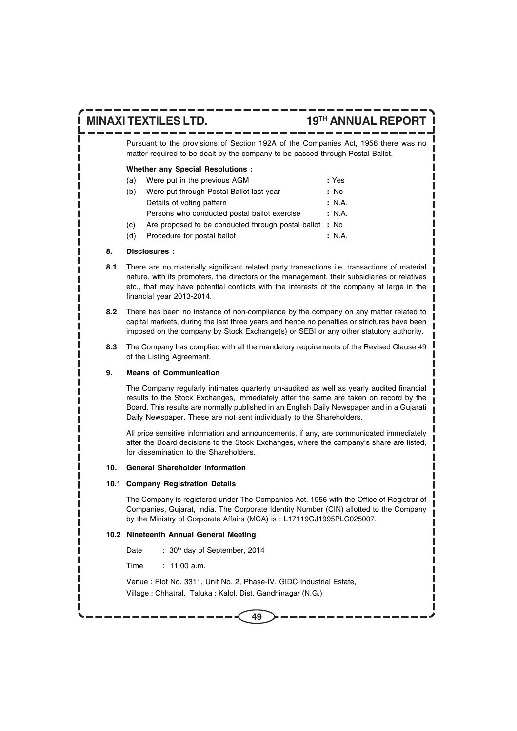Pursuant to the provisions of Section 192A of the Companies Act, 1956 there was no matter required to be dealt by the company to be passed through Postal Ballot.

**Whether any Special Resolutions :**

| | | |
|---|---|---|
| (a) | Were put in the previous AGM | : Yes |
| (b) | Were put through Postal Ballot last year | : No |
| | Details of voting pattern | : N.A. |
| | Persons who conducted postal ballot exercise | : N.A. |
| (c) | Are proposed to be conducted through postal ballot | : No |
| (d) | Procedure for postal ballot | : N.A. |

## 8. Disclosures :

**8.1** There are no materially significant related party transactions i.e. transactions of material nature, with its promoters, the directors or the management, their subsidiaries or relatives etc., that may have potential conflicts with the interests of the company at large in the financial year 2013-2014.

**8.2** There has been no instance of non-compliance by the company on any matter related to capital markets, during the last three years and hence no penalties or strictures have been imposed on the company by Stock Exchange(s) or SEBI or any other statutory authority.

**8.3** The Company has complied with all the mandatory requirements of the Revised Clause 49 of the Listing Agreement.

## 9. Means of Communication

The Company regularly intimates quarterly un-audited as well as yearly audited financial results to the Stock Exchanges, immediately after the same are taken on record by the Board. This results are normally published in an English Daily Newspaper and in a Gujarati Daily Newspaper. These are not sent individually to the Shareholders.

All price sensitive information and announcements, if any, are communicated immediately after the Board decisions to the Stock Exchanges, where the company's share are listed, for dissemination to the Shareholders.

## 10. General Shareholder Information

### 10.1 Company Registration Details

The Company is registered under The Companies Act, 1956 with the Office of Registrar of Companies, Gujarat, India. The Corporate Identity Number (CIN) allotted to the Company by the Ministry of Corporate Affairs (MCA) is : L17119GJ1995PLC025007.

### 10.2 Nineteenth Annual General Meeting

Date : 30th day of September, 2014

Time : 11:00 a.m.

Venue : Plot No. 3311, Unit No. 2, Phase-IV, GIDC Industrial Estate,
Village : Chhatral, Taluka : Kalol, Dist. Gandhinagar (N.G.)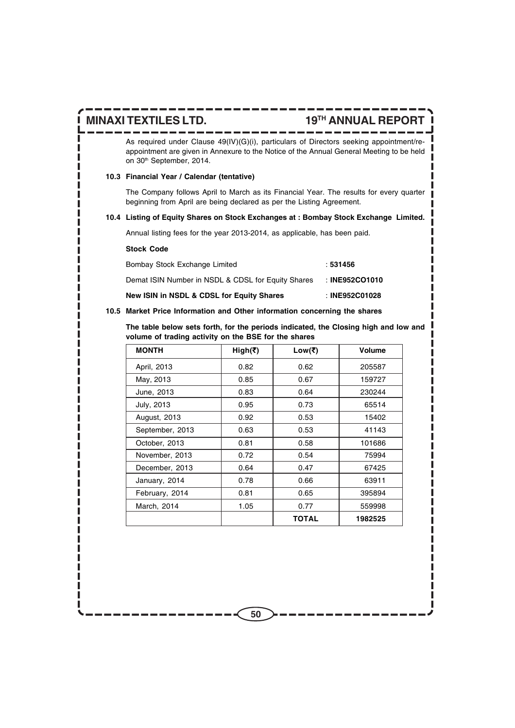As required under Clause 49(IV)(G)(i), particulars of Directors seeking appointment/re-appointment are given in Annexure to the Notice of the Annual General Meeting to be held on 30th September, 2014.

### 10.3 Financial Year / Calendar (tentative)

The Company follows April to March as its Financial Year. The results for every quarter beginning from April are being declared as per the Listing Agreement.

### 10.4 Listing of Equity Shares on Stock Exchanges at : Bombay Stock Exchange Limited.

Annual listing fees for the year 2013-2014, as applicable, has been paid.

**Stock Code**

Bombay Stock Exchange Limited : **531456**

Demat ISIN Number in NSDL & CDSL for Equity Shares : **INE952CO1010**

**New ISIN in NSDL & CDSL for Equity Shares : INE952C01028**

### 10.5 Market Price Information and Other information concerning the shares

**The table below sets forth, for the periods indicated, the Closing high and low and volume of trading activity on the BSE for the shares**

| MONTH | High(₹) | Low(₹) | Volume |
|---|---|---|---|
| April, 2013 | 0.82 | 0.62 | 205587 |
| May, 2013 | 0.85 | 0.67 | 159727 |
| June, 2013 | 0.83 | 0.64 | 230244 |
| July, 2013 | 0.95 | 0.73 | 65514 |
| August, 2013 | 0.92 | 0.53 | 15402 |
| September, 2013 | 0.63 | 0.53 | 41143 |
| October, 2013 | 0.81 | 0.58 | 101686 |
| November, 2013 | 0.72 | 0.54 | 75994 |
| December, 2013 | 0.64 | 0.47 | 67425 |
| January, 2014 | 0.78 | 0.66 | 63911 |
| February, 2014 | 0.81 | 0.65 | 395894 |
| March, 2014 | 1.05 | 0.77 | 559998 |
| | | **TOTAL** | **1982525** |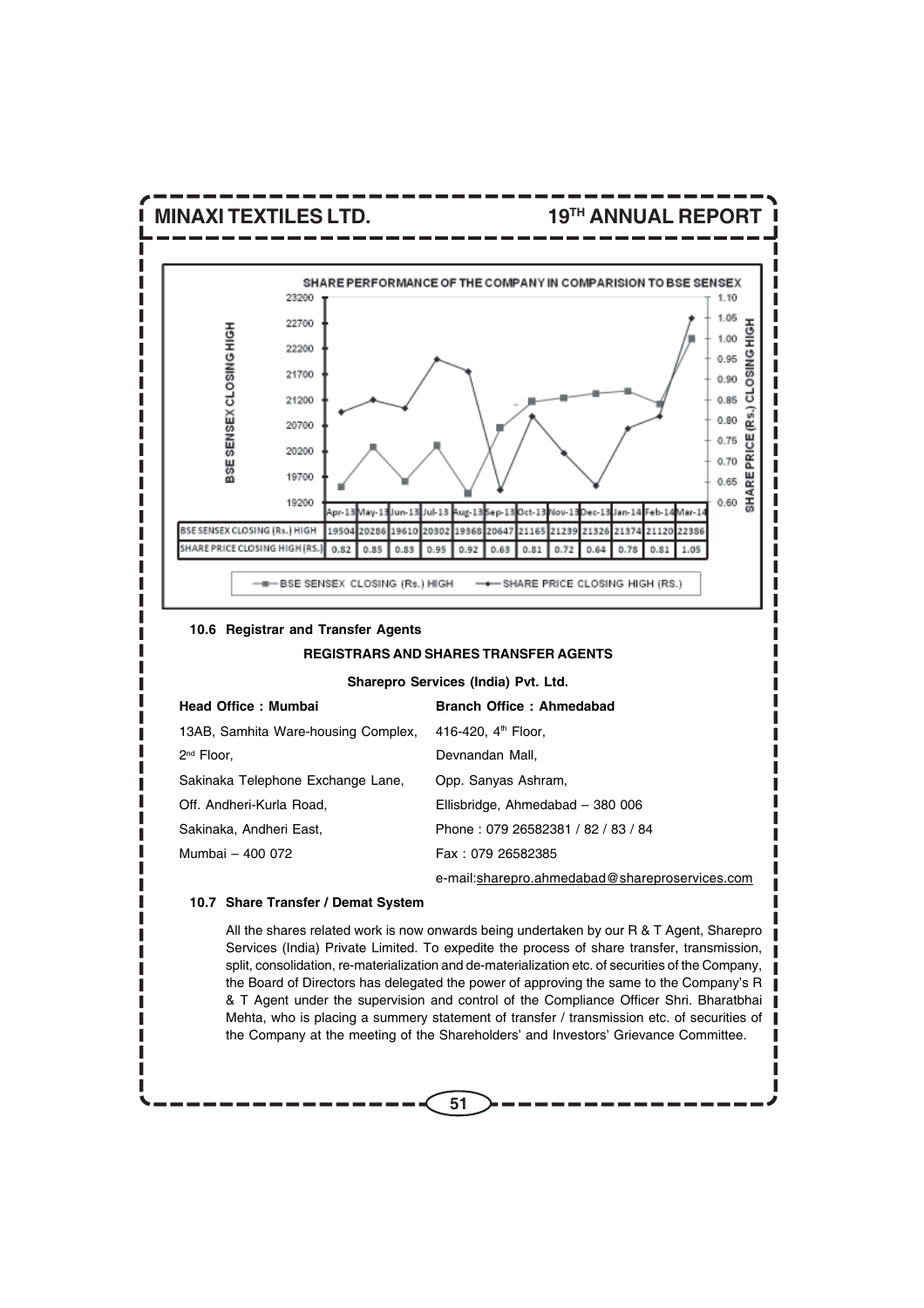**SHARE PERFORMANCE OF THE COMPANY IN COMPARISION TO BSE SENSEX**

| | Apr-13 | May-13 | Jun-13 | Jul-13 | Aug-13 | Sep-13 | Oct-13 | Nov-13 | Dec-13 | Jan-14 | Feb-14 | Mar-14 |
|---|---|---|---|---|---|---|---|---|---|---|---|---|
| BSE SENSEX CLOSING (Rs.) HIGH | 19504 | 20286 | 19610 | 20302 | 19368 | 20647 | 21165 | 21239 | 21326 | 21374 | 21120 | 22386 |
| SHARE PRICE CLOSING HIGH (RS.) | 0.82 | 0.85 | 0.83 | 0.95 | 0.92 | 0.63 | 0.81 | 0.72 | 0.64 | 0.78 | 0.81 | 1.05 |

### 10.6 Registrar and Transfer Agents

**REGISTRARS AND SHARES TRANSFER AGENTS**

**Sharepro Services (India) Pvt. Ltd.**

**Head Office : Mumbai**

13AB, Samhita Ware-housing Complex,
2nd Floor,
Sakinaka Telephone Exchange Lane,
Off. Andheri-Kurla Road,
Sakinaka, Andheri East,
Mumbai – 400 072

**Branch Office : Ahmedabad**

416-420, 4th Floor,
Devnandan Mall,
Opp. Sanyas Ashram,
Ellisbridge, Ahmedabad – 380 006
Phone : 079 26582381 / 82 / 83 / 84
Fax : 079 26582385
e-mail:sharepro.ahmedabad@shareproservices.com

### 10.7 Share Transfer / Demat System

All the shares related work is now onwards being undertaken by our R & T Agent, Sharepro Services (India) Private Limited. To expedite the process of share transfer, transmission, split, consolidation, re-materialization and de-materialization etc. of securities of the Company, the Board of Directors has delegated the power of approving the same to the Company's R & T Agent under the supervision and control of the Compliance Officer Shri. Bharatbhai Mehta, who is placing a summery statement of transfer / transmission etc. of securities of the Company at the meeting of the Shareholders' and Investors' Grievance Committee.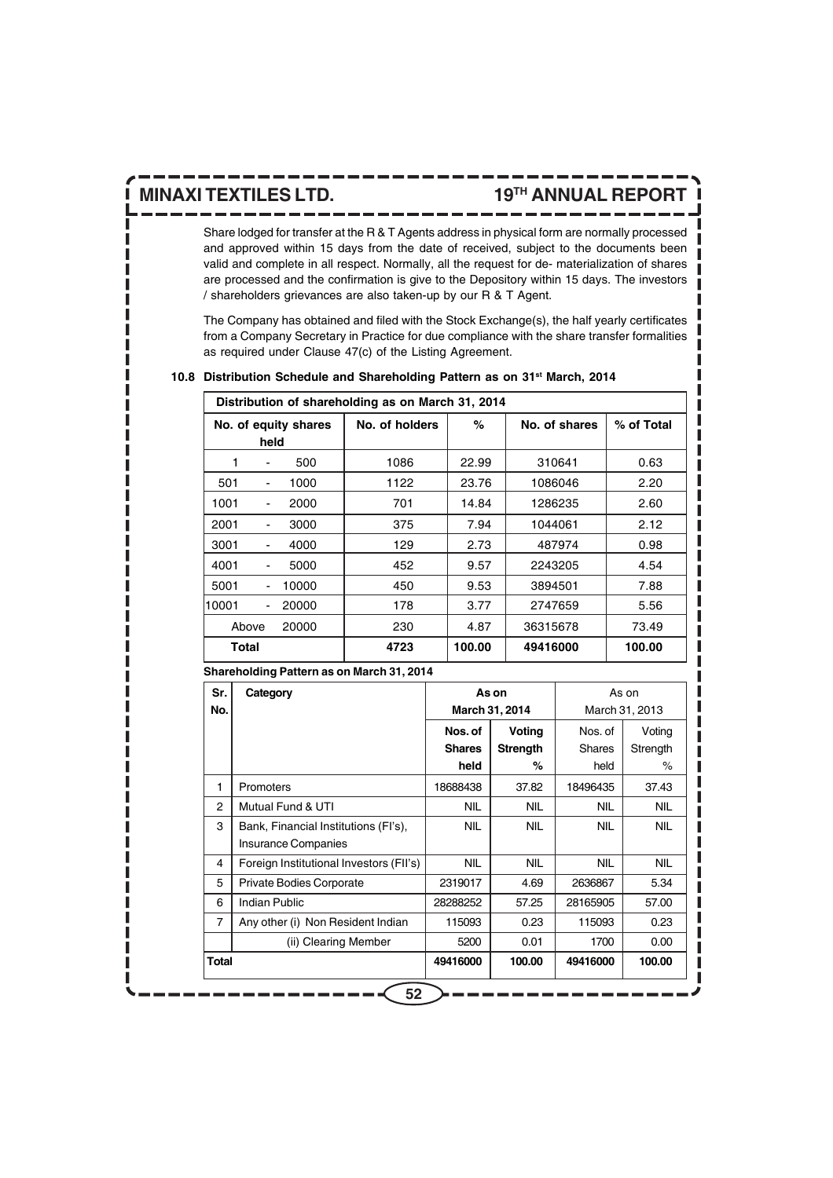Share lodged for transfer at the R & T Agents address in physical form are normally processed and approved within 15 days from the date of received, subject to the documents been valid and complete in all respect. Normally, all the request for de- materialization of shares are processed and the confirmation is give to the Depository within 15 days. The investors / shareholders grievances are also taken-up by our R & T Agent.

The Company has obtained and filed with the Stock Exchange(s), the half yearly certificates from a Company Secretary in Practice for due compliance with the share transfer formalities as required under Clause 47(c) of the Listing Agreement.

### 10.8 Distribution Schedule and Shareholding Pattern as on 31st March, 2014

**Distribution of shareholding as on March 31, 2014**

| No. of equity shares held | No. of holders | % | No. of shares | % of Total |
|---|---|---|---|---|
| 1 - 500 | 1086 | 22.99 | 310641 | 0.63 |
| 501 - 1000 | 1122 | 23.76 | 1086046 | 2.20 |
| 1001 - 2000 | 701 | 14.84 | 1286235 | 2.60 |
| 2001 - 3000 | 375 | 7.94 | 1044061 | 2.12 |
| 3001 - 4000 | 129 | 2.73 | 487974 | 0.98 |
| 4001 - 5000 | 452 | 9.57 | 2243205 | 4.54 |
| 5001 - 10000 | 450 | 9.53 | 3894501 | 7.88 |
| 10001 - 20000 | 178 | 3.77 | 2747659 | 5.56 |
| Above 20000 | 230 | 4.87 | 36315678 | 73.49 |
| **Total** | **4723** | **100.00** | **49416000** | **100.00** |

**Shareholding Pattern as on March 31, 2014**

| Sr. No. | Category | As on March 31, 2014 | | As on March 31, 2013 | |
|---|---|---|---|---|---|
| | | Nos. of Shares held | Voting Strength % | Nos. of Shares held | Voting Strength % |
| 1 | Promoters | 18688438 | 37.82 | 18496435 | 37.43 |
| 2 | Mutual Fund & UTI | NIL | NIL | NIL | NIL |
| 3 | Bank, Financial Institutions (FI's), Insurance Companies | NIL | NIL | NIL | NIL |
| 4 | Foreign Institutional Investors (FII's) | NIL | NIL | NIL | NIL |
| 5 | Private Bodies Corporate | 2319017 | 4.69 | 2636867 | 5.34 |
| 6 | Indian Public | 28288252 | 57.25 | 28165905 | 57.00 |
| 7 | Any other (i) Non Resident Indian | 115093 | 0.23 | 115093 | 0.23 |
| | (ii) Clearing Member | 5200 | 0.01 | 1700 | 0.00 |
| **Total** | | **49416000** | **100.00** | **49416000** | **100.00** |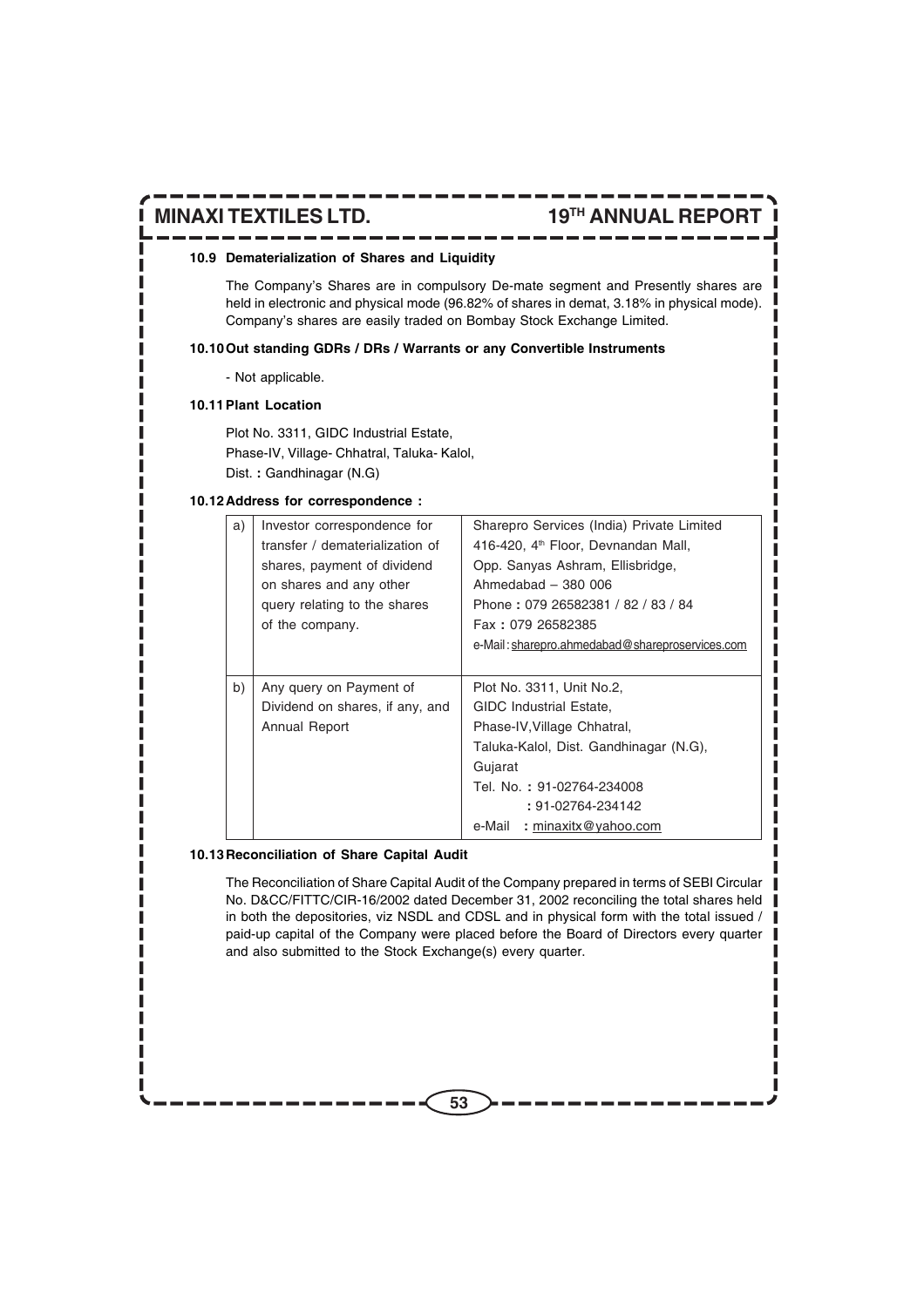#### 10.9 Dematerialization of Shares and Liquidity

The Company's Shares are in compulsory De-mate segment and Presently shares are held in electronic and physical mode (96.82% of shares in demat, 3.18% in physical mode). Company's shares are easily traded on Bombay Stock Exchange Limited.

#### 10.10 Out standing GDRs / DRs / Warrants or any Convertible Instruments

- Not applicable.

#### 10.11 Plant Location

Plot No. 3311, GIDC Industrial Estate,
Phase-IV, Village- Chhatral, Taluka- Kalol,
Dist. : Gandhinagar (N.G)

#### 10.12 Address for correspondence :

| | | |
|---|---|---|
| a) | Investor correspondence for transfer / dematerialization of shares, payment of dividend on shares and any other query relating to the shares of the company. | Sharepro Services (India) Private Limited<br>416-420, 4th Floor, Devnandan Mall,<br>Opp. Sanyas Ashram, Ellisbridge,<br>Ahmedabad – 380 006<br>Phone : 079 26582381 / 82 / 83 / 84<br>Fax : 079 26582385<br>e-Mail : sharepro.ahmedabad@shareproservices.com |
| b) | Any query on Payment of Dividend on shares, if any, and Annual Report | Plot No. 3311, Unit No.2,<br>GIDC Industrial Estate,<br>Phase-IV, Village Chhatral,<br>Taluka-Kalol, Dist. Gandhinagar (N.G),<br>Gujarat<br>Tel. No. : 91-02764-234008<br>: 91-02764-234142<br>e-Mail : minaxitx@yahoo.com |

#### 10.13 Reconciliation of Share Capital Audit

The Reconciliation of Share Capital Audit of the Company prepared in terms of SEBI Circular No. D&CC/FITTC/CIR-16/2002 dated December 31, 2002 reconciling the total shares held in both the depositories, viz NSDL and CDSL and in physical form with the total issued / paid-up capital of the Company were placed before the Board of Directors every quarter and also submitted to the Stock Exchange(s) every quarter.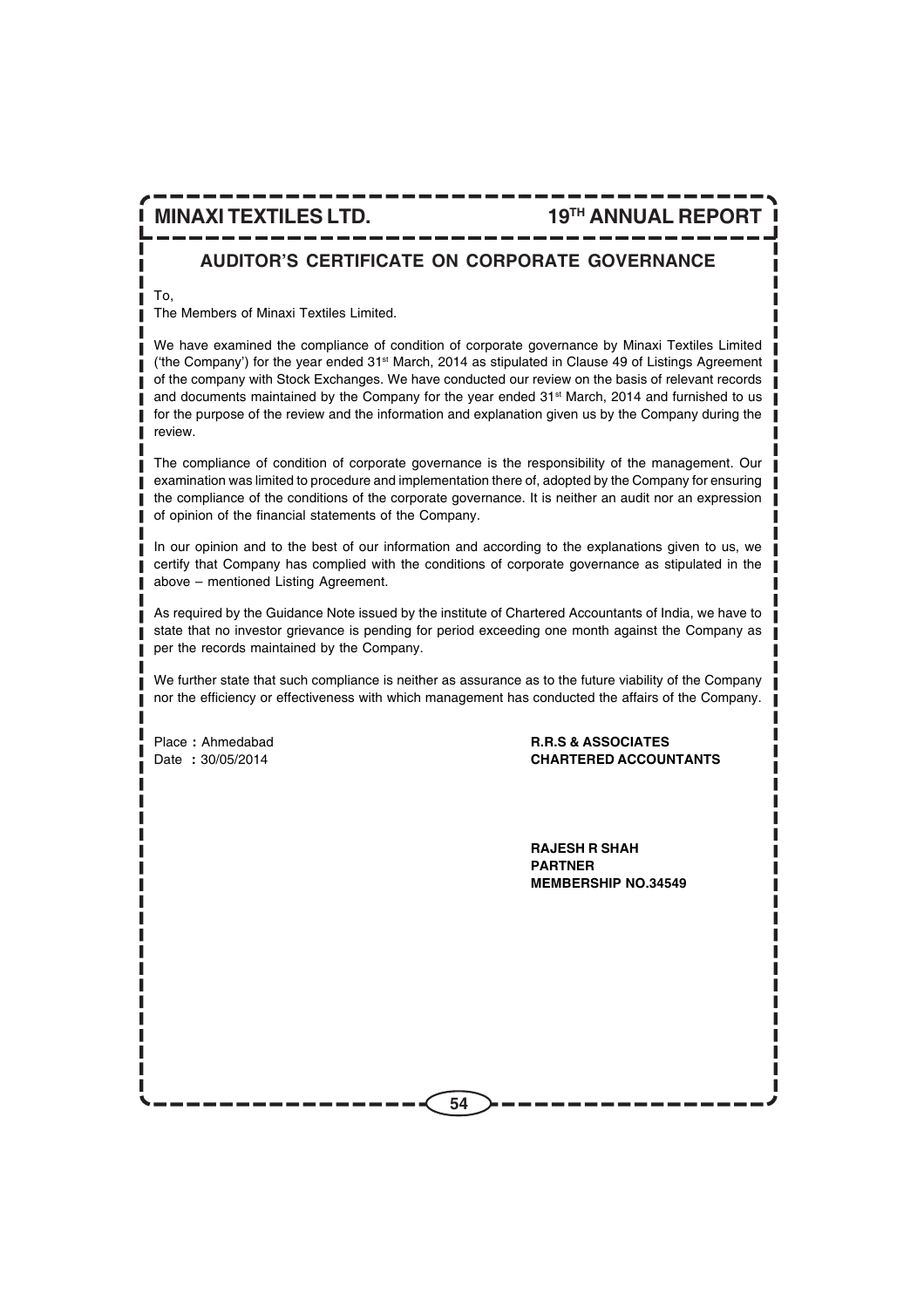## AUDITOR'S CERTIFICATE ON CORPORATE GOVERNANCE

To,

The Members of Minaxi Textiles Limited.

We have examined the compliance of condition of corporate governance by Minaxi Textiles Limited ('the Company') for the year ended 31st March, 2014 as stipulated in Clause 49 of Listings Agreement of the company with Stock Exchanges. We have conducted our review on the basis of relevant records and documents maintained by the Company for the year ended 31st March, 2014 and furnished to us for the purpose of the review and the information and explanation given us by the Company during the review.

The compliance of condition of corporate governance is the responsibility of the management. Our examination was limited to procedure and implementation there of, adopted by the Company for ensuring the compliance of the conditions of the corporate governance. It is neither an audit nor an expression of opinion of the financial statements of the Company.

In our opinion and to the best of our information and according to the explanations given to us, we certify that Company has complied with the conditions of corporate governance as stipulated in the above – mentioned Listing Agreement.

As required by the Guidance Note issued by the institute of Chartered Accountants of India, we have to state that no investor grievance is pending for period exceeding one month against the Company as per the records maintained by the Company.

We further state that such compliance is neither as assurance as to the future viability of the Company nor the efficiency or effectiveness with which management has conducted the affairs of the Company.

Place : Ahmedabad
Date : 30/05/2014

**R.R.S & ASSOCIATES**
**CHARTERED ACCOUNTANTS**

**RAJESH R SHAH**
**PARTNER**
**MEMBERSHIP NO.34549**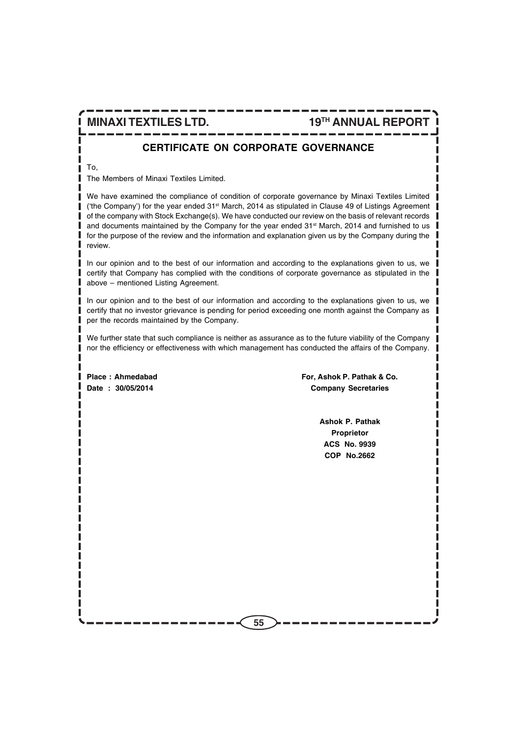## CERTIFICATE ON CORPORATE GOVERNANCE

To,

The Members of Minaxi Textiles Limited.

We have examined the compliance of condition of corporate governance by Minaxi Textiles Limited ('the Company') for the year ended 31st March, 2014 as stipulated in Clause 49 of Listings Agreement of the company with Stock Exchange(s). We have conducted our review on the basis of relevant records and documents maintained by the Company for the year ended 31st March, 2014 and furnished to us for the purpose of the review and the information and explanation given us by the Company during the review.

In our opinion and to the best of our information and according to the explanations given to us, we certify that Company has complied with the conditions of corporate governance as stipulated in the above – mentioned Listing Agreement.

In our opinion and to the best of our information and according to the explanations given to us, we certify that no investor grievance is pending for period exceeding one month against the Company as per the records maintained by the Company.

We further state that such compliance is neither as assurance as to the future viability of the Company nor the efficiency or effectiveness with which management has conducted the affairs of the Company.

**Place : Ahmedabad**
**Date : 30/05/2014**

**For, Ashok P. Pathak & Co.**
**Company Secretaries**

**Ashok P. Pathak**
**Proprietor**
**ACS No. 9939**
**COP No.2662**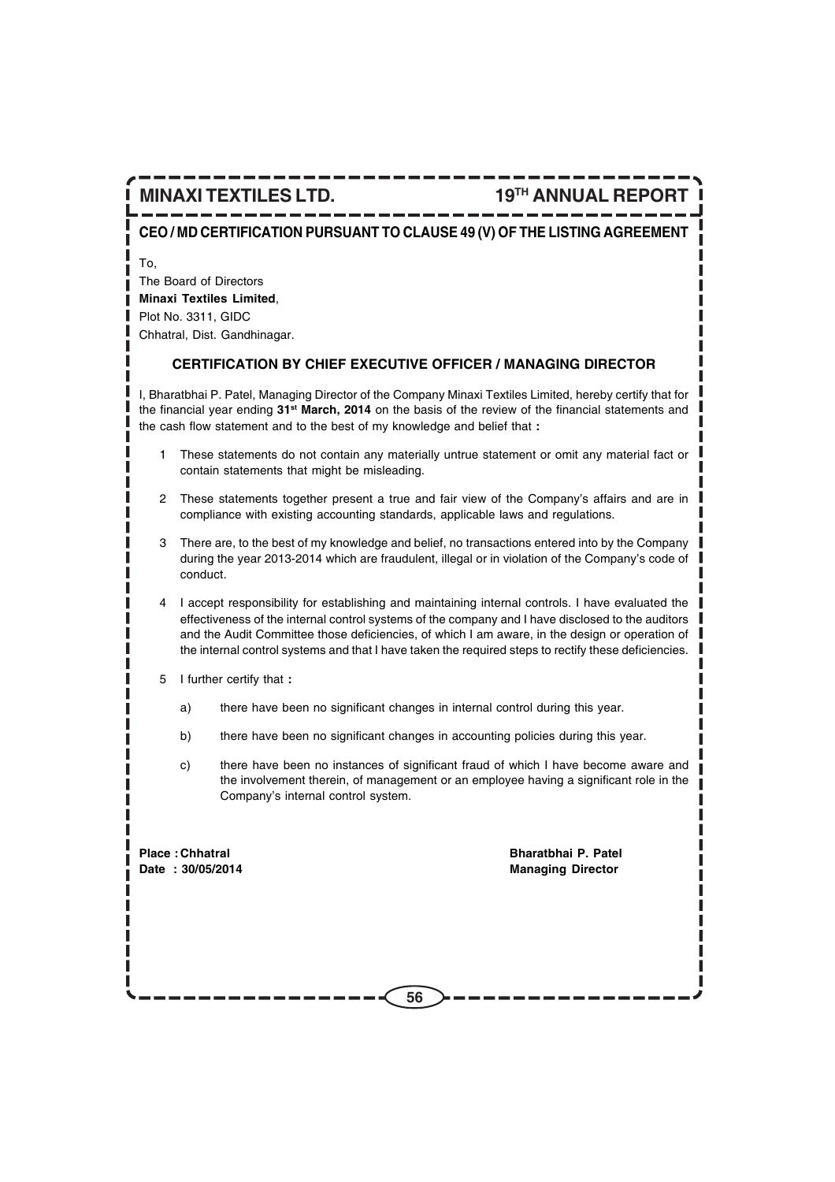## CEO / MD CERTIFICATION PURSUANT TO CLAUSE 49 (V) OF THE LISTING AGREEMENT

To,
The Board of Directors
**Minaxi Textiles Limited**,
Plot No. 3311, GIDC
Chhatral, Dist. Gandhinagar.

### CERTIFICATION BY CHIEF EXECUTIVE OFFICER / MANAGING DIRECTOR

I, Bharatbhai P. Patel, Managing Director of the Company Minaxi Textiles Limited, hereby certify that for the financial year ending **31st March, 2014** on the basis of the review of the financial statements and the cash flow statement and to the best of my knowledge and belief that **:**

1 These statements do not contain any materially untrue statement or omit any material fact or contain statements that might be misleading.

2 These statements together present a true and fair view of the Company's affairs and are in compliance with existing accounting standards, applicable laws and regulations.

3 There are, to the best of my knowledge and belief, no transactions entered into by the Company during the year 2013-2014 which are fraudulent, illegal or in violation of the Company's code of conduct.

4 I accept responsibility for establishing and maintaining internal controls. I have evaluated the effectiveness of the internal control systems of the company and I have disclosed to the auditors and the Audit Committee those deficiencies, of which I am aware, in the design or operation of the internal control systems and that I have taken the required steps to rectify these deficiencies.

5 I further certify that **:**

a) there have been no significant changes in internal control during this year.

b) there have been no significant changes in accounting policies during this year.

c) there have been no instances of significant fraud of which I have become aware and the involvement therein, of management or an employee having a significant role in the Company's internal control system.

**Place : Chhatral**
**Date : 30/05/2014**

**Bharatbhai P. Patel**
**Managing Director**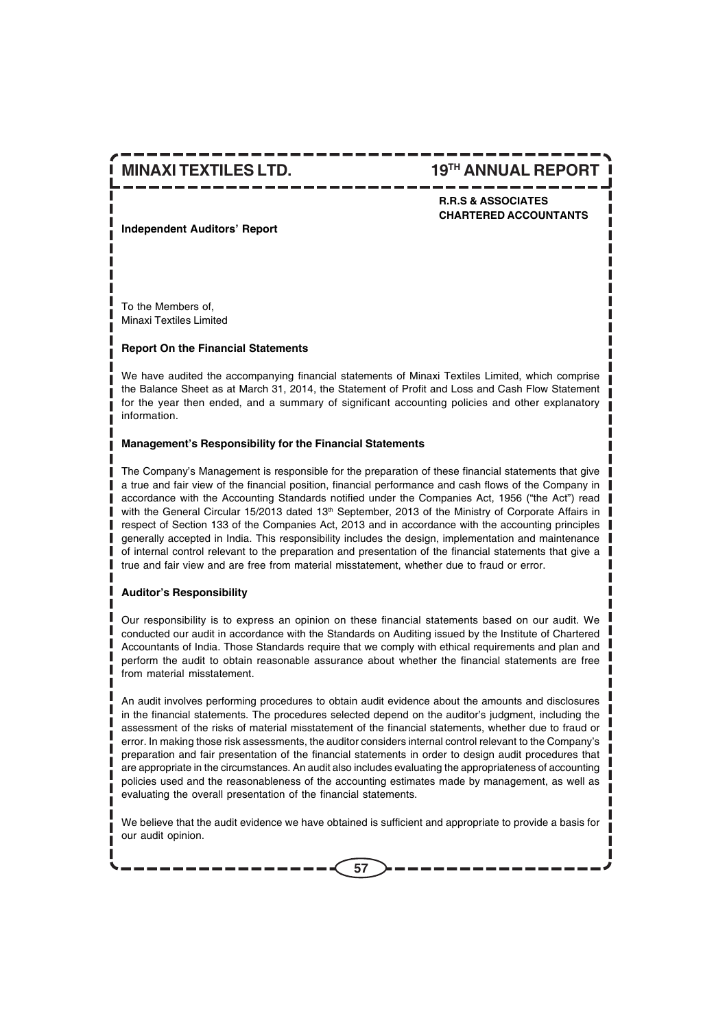**R.R.S & ASSOCIATES**
**CHARTERED ACCOUNTANTS**

**Independent Auditors' Report**

To the Members of,
Minaxi Textiles Limited

**Report On the Financial Statements**

We have audited the accompanying financial statements of Minaxi Textiles Limited, which comprise the Balance Sheet as at March 31, 2014, the Statement of Profit and Loss and Cash Flow Statement for the year then ended, and a summary of significant accounting policies and other explanatory information.

**Management's Responsibility for the Financial Statements**

The Company's Management is responsible for the preparation of these financial statements that give a true and fair view of the financial position, financial performance and cash flows of the Company in accordance with the Accounting Standards notified under the Companies Act, 1956 ("the Act") read with the General Circular 15/2013 dated 13th September, 2013 of the Ministry of Corporate Affairs in respect of Section 133 of the Companies Act, 2013 and in accordance with the accounting principles generally accepted in India. This responsibility includes the design, implementation and maintenance of internal control relevant to the preparation and presentation of the financial statements that give a true and fair view and are free from material misstatement, whether due to fraud or error.

**Auditor's Responsibility**

Our responsibility is to express an opinion on these financial statements based on our audit. We conducted our audit in accordance with the Standards on Auditing issued by the Institute of Chartered Accountants of India. Those Standards require that we comply with ethical requirements and plan and perform the audit to obtain reasonable assurance about whether the financial statements are free from material misstatement.

An audit involves performing procedures to obtain audit evidence about the amounts and disclosures in the financial statements. The procedures selected depend on the auditor's judgment, including the assessment of the risks of material misstatement of the financial statements, whether due to fraud or error. In making those risk assessments, the auditor considers internal control relevant to the Company's preparation and fair presentation of the financial statements in order to design audit procedures that are appropriate in the circumstances. An audit also includes evaluating the appropriateness of accounting policies used and the reasonableness of the accounting estimates made by management, as well as evaluating the overall presentation of the financial statements.

We believe that the audit evidence we have obtained is sufficient and appropriate to provide a basis for our audit opinion.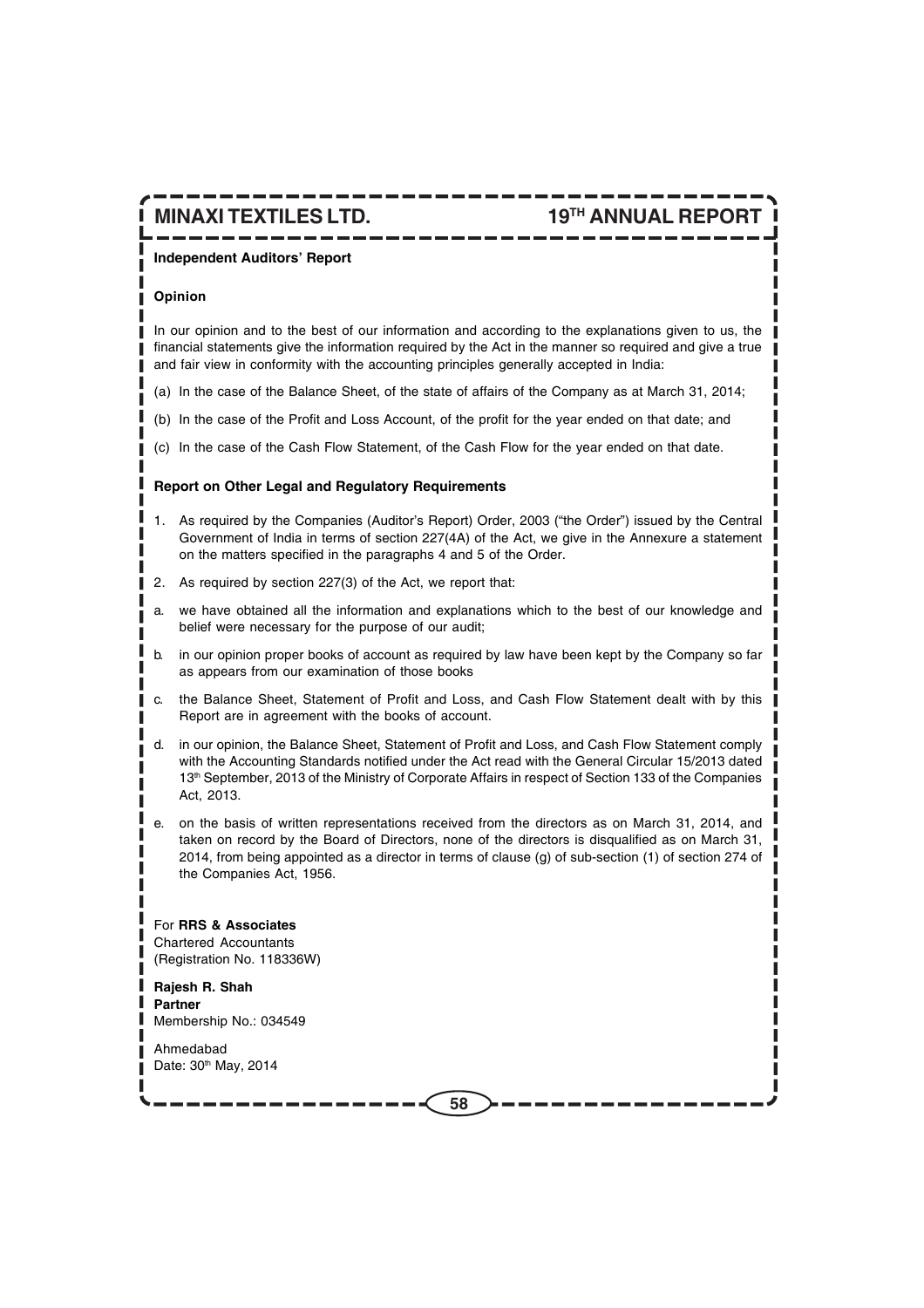**Independent Auditors' Report**

**Opinion**

In our opinion and to the best of our information and according to the explanations given to us, the financial statements give the information required by the Act in the manner so required and give a true and fair view in conformity with the accounting principles generally accepted in India:

(a) In the case of the Balance Sheet, of the state of affairs of the Company as at March 31, 2014;

(b) In the case of the Profit and Loss Account, of the profit for the year ended on that date; and

(c) In the case of the Cash Flow Statement, of the Cash Flow for the year ended on that date.

**Report on Other Legal and Regulatory Requirements**

1. As required by the Companies (Auditor's Report) Order, 2003 ("the Order") issued by the Central Government of India in terms of section 227(4A) of the Act, we give in the Annexure a statement on the matters specified in the paragraphs 4 and 5 of the Order.

2. As required by section 227(3) of the Act, we report that:

a. we have obtained all the information and explanations which to the best of our knowledge and belief were necessary for the purpose of our audit;

b. in our opinion proper books of account as required by law have been kept by the Company so far as appears from our examination of those books

c. the Balance Sheet, Statement of Profit and Loss, and Cash Flow Statement dealt with by this Report are in agreement with the books of account.

d. in our opinion, the Balance Sheet, Statement of Profit and Loss, and Cash Flow Statement comply with the Accounting Standards notified under the Act read with the General Circular 15/2013 dated 13th September, 2013 of the Ministry of Corporate Affairs in respect of Section 133 of the Companies Act, 2013.

e. on the basis of written representations received from the directors as on March 31, 2014, and taken on record by the Board of Directors, none of the directors is disqualified as on March 31, 2014, from being appointed as a director in terms of clause (g) of sub-section (1) of section 274 of the Companies Act, 1956.

For **RRS & Associates**
Chartered Accountants
(Registration No. 118336W)

**Rajesh R. Shah**
**Partner**
Membership No.: 034549

Ahmedabad
Date: 30th May, 2014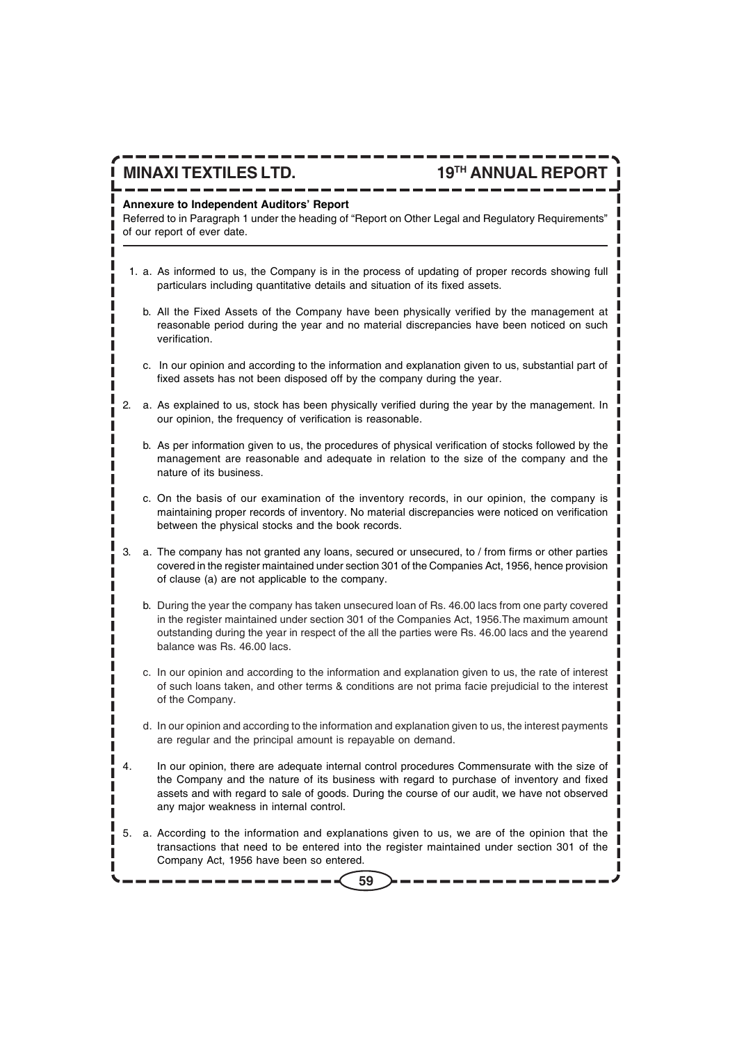**Annexure to Independent Auditors' Report**

Referred to in Paragraph 1 under the heading of "Report on Other Legal and Regulatory Requirements" of our report of ever date.

1. a. As informed to us, the Company is in the process of updating of proper records showing full particulars including quantitative details and situation of its fixed assets.

   b. All the Fixed Assets of the Company have been physically verified by the management at reasonable period during the year and no material discrepancies have been noticed on such verification.

   c. In our opinion and according to the information and explanation given to us, substantial part of fixed assets has not been disposed off by the company during the year.

2. a. As explained to us, stock has been physically verified during the year by the management. In our opinion, the frequency of verification is reasonable.

   b. As per information given to us, the procedures of physical verification of stocks followed by the management are reasonable and adequate in relation to the size of the company and the nature of its business.

   c. On the basis of our examination of the inventory records, in our opinion, the company is maintaining proper records of inventory. No material discrepancies were noticed on verification between the physical stocks and the book records.

3. a. The company has not granted any loans, secured or unsecured, to / from firms or other parties covered in the register maintained under section 301 of the Companies Act, 1956, hence provision of clause (a) are not applicable to the company.

   b. During the year the company has taken unsecured loan of Rs. 46.00 lacs from one party covered in the register maintained under section 301 of the Companies Act, 1956.The maximum amount outstanding during the year in respect of the all the parties were Rs. 46.00 lacs and the yearend balance was Rs. 46.00 lacs.

   c. In our opinion and according to the information and explanation given to us, the rate of interest of such loans taken, and other terms & conditions are not prima facie prejudicial to the interest of the Company.

   d. In our opinion and according to the information and explanation given to us, the interest payments are regular and the principal amount is repayable on demand.

4. In our opinion, there are adequate internal control procedures Commensurate with the size of the Company and the nature of its business with regard to purchase of inventory and fixed assets and with regard to sale of goods. During the course of our audit, we have not observed any major weakness in internal control.

5. a. According to the information and explanations given to us, we are of the opinion that the transactions that need to be entered into the register maintained under section 301 of the Company Act, 1956 have been so entered.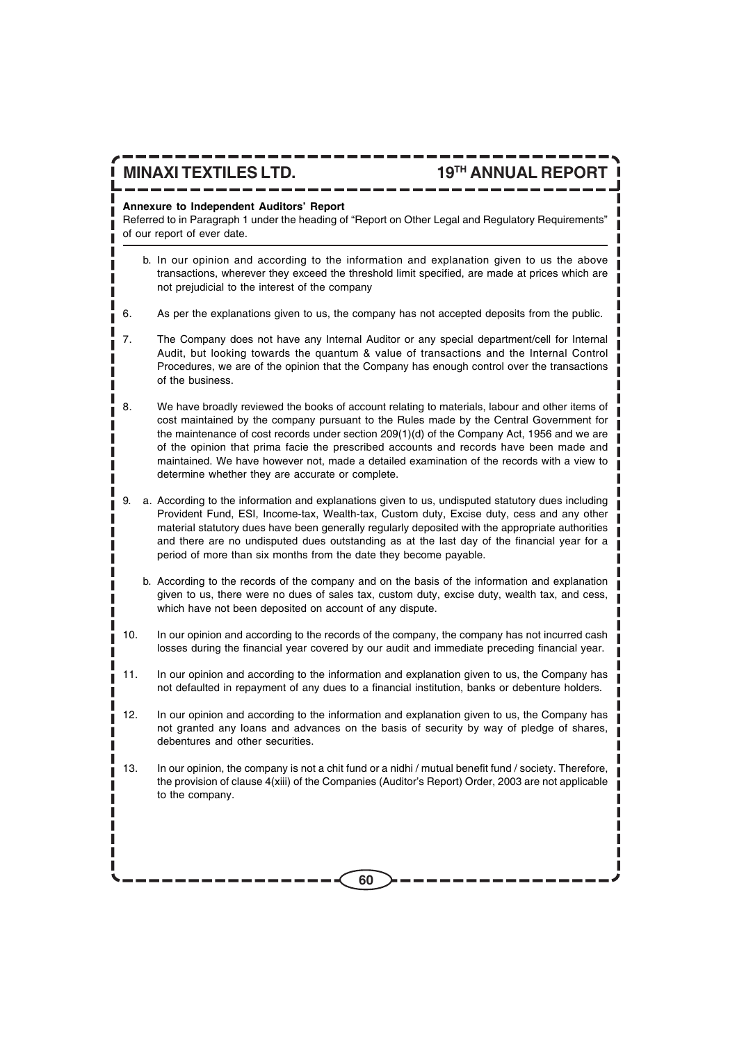**Annexure to Independent Auditors' Report**

Referred to in Paragraph 1 under the heading of "Report on Other Legal and Regulatory Requirements" of our report of ever date.

b. In our opinion and according to the information and explanation given to us the above transactions, wherever they exceed the threshold limit specified, are made at prices which are not prejudicial to the interest of the company

6. As per the explanations given to us, the company has not accepted deposits from the public.

7. The Company does not have any Internal Auditor or any special department/cell for Internal Audit, but looking towards the quantum & value of transactions and the Internal Control Procedures, we are of the opinion that the Company has enough control over the transactions of the business.

8. We have broadly reviewed the books of account relating to materials, labour and other items of cost maintained by the company pursuant to the Rules made by the Central Government for the maintenance of cost records under section 209(1)(d) of the Company Act, 1956 and we are of the opinion that prima facie the prescribed accounts and records have been made and maintained. We have however not, made a detailed examination of the records with a view to determine whether they are accurate or complete.

9. a. According to the information and explanations given to us, undisputed statutory dues including Provident Fund, ESI, Income-tax, Wealth-tax, Custom duty, Excise duty, cess and any other material statutory dues have been generally regularly deposited with the appropriate authorities and there are no undisputed dues outstanding as at the last day of the financial year for a period of more than six months from the date they become payable.

   b. According to the records of the company and on the basis of the information and explanation given to us, there were no dues of sales tax, custom duty, excise duty, wealth tax, and cess, which have not been deposited on account of any dispute.

10. In our opinion and according to the records of the company, the company has not incurred cash losses during the financial year covered by our audit and immediate preceding financial year.

11. In our opinion and according to the information and explanation given to us, the Company has not defaulted in repayment of any dues to a financial institution, banks or debenture holders.

12. In our opinion and according to the information and explanation given to us, the Company has not granted any loans and advances on the basis of security by way of pledge of shares, debentures and other securities.

13. In our opinion, the company is not a chit fund or a nidhi / mutual benefit fund / society. Therefore, the provision of clause 4(xiii) of the Companies (Auditor's Report) Order, 2003 are not applicable to the company.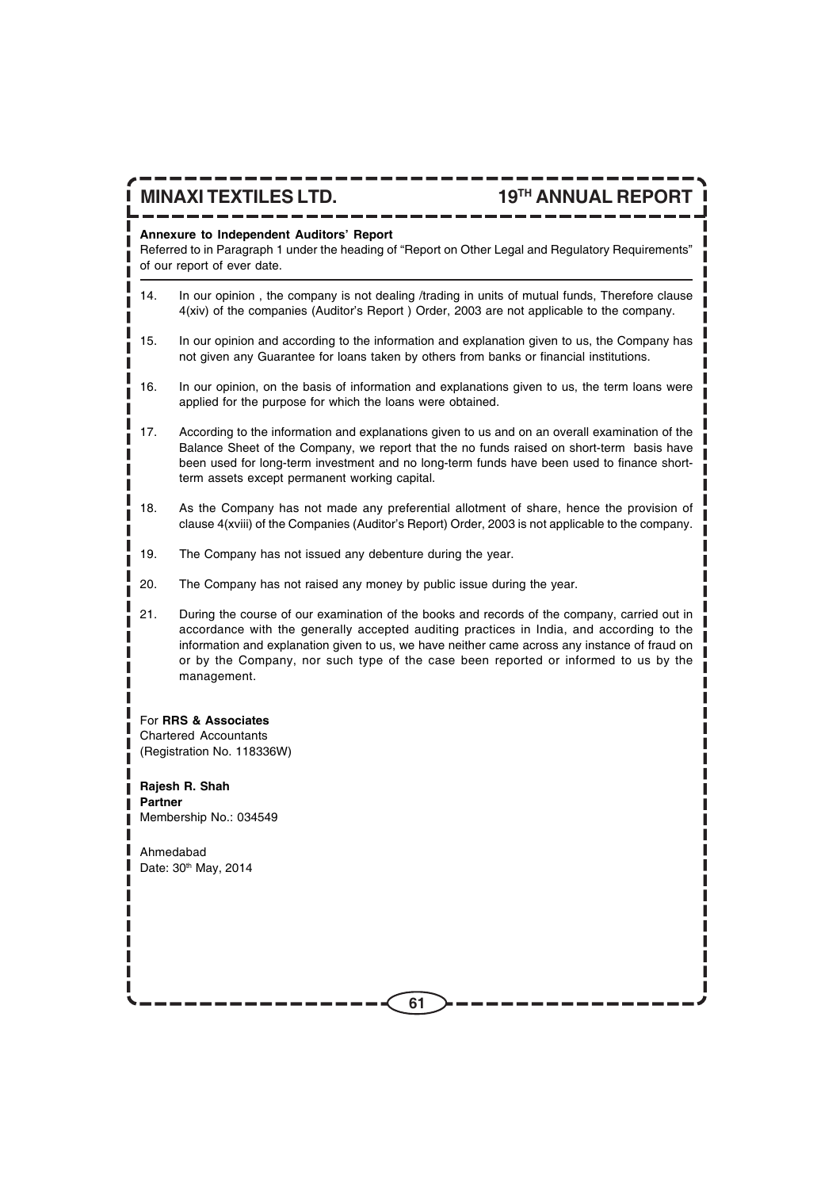**Annexure to Independent Auditors' Report**

Referred to in Paragraph 1 under the heading of "Report on Other Legal and Regulatory Requirements" of our report of ever date.

14. In our opinion , the company is not dealing /trading in units of mutual funds, Therefore clause 4(xiv) of the companies (Auditor's Report ) Order, 2003 are not applicable to the company.

15. In our opinion and according to the information and explanation given to us, the Company has not given any Guarantee for loans taken by others from banks or financial institutions.

16. In our opinion, on the basis of information and explanations given to us, the term loans were applied for the purpose for which the loans were obtained.

17. According to the information and explanations given to us and on an overall examination of the Balance Sheet of the Company, we report that the no funds raised on short-term basis have been used for long-term investment and no long-term funds have been used to finance short-term assets except permanent working capital.

18. As the Company has not made any preferential allotment of share, hence the provision of clause 4(xviii) of the Companies (Auditor's Report) Order, 2003 is not applicable to the company.

19. The Company has not issued any debenture during the year.

20. The Company has not raised any money by public issue during the year.

21. During the course of our examination of the books and records of the company, carried out in accordance with the generally accepted auditing practices in India, and according to the information and explanation given to us, we have neither came across any instance of fraud on or by the Company, nor such type of the case been reported or informed to us by the management.

For **RRS & Associates**
Chartered Accountants
(Registration No. 118336W)

**Rajesh R. Shah**
**Partner**
Membership No.: 034549

Ahmedabad
Date: 30th May, 2014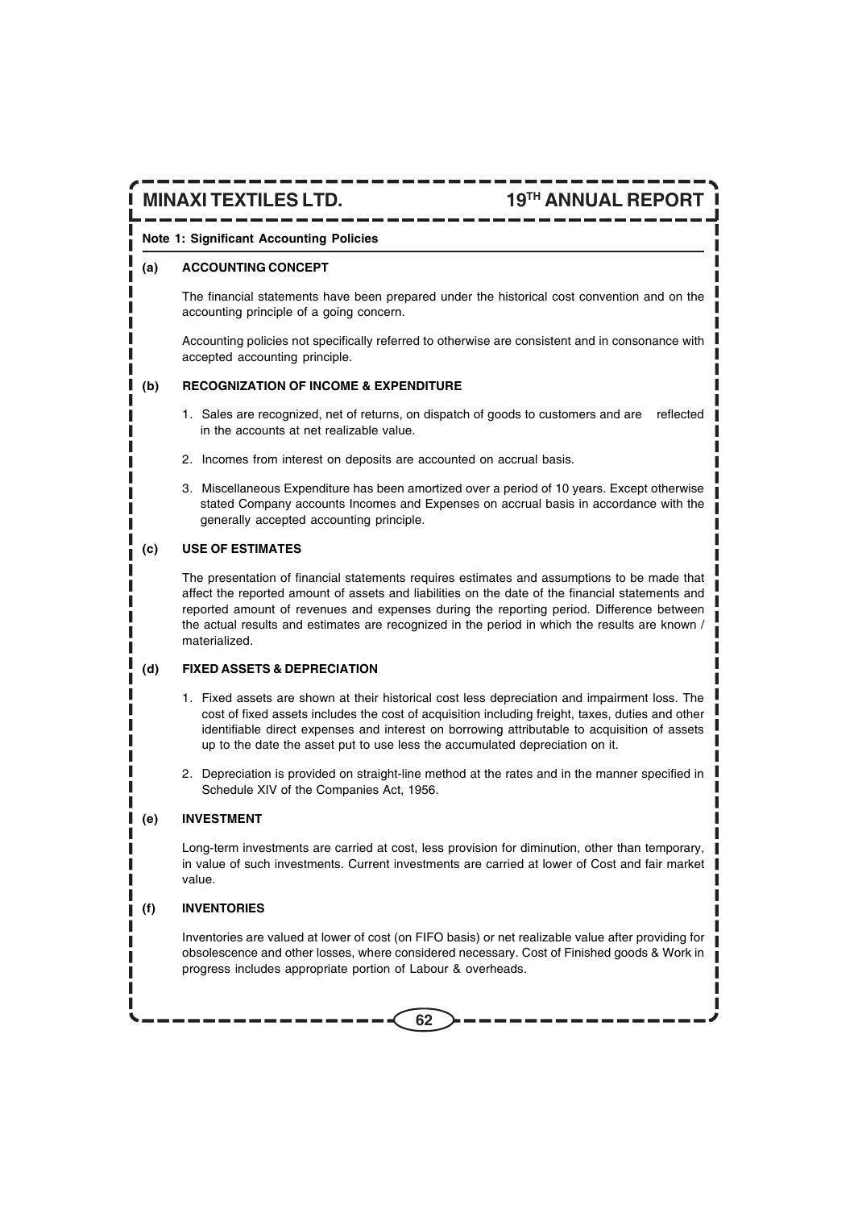## Note 1: Significant Accounting Policies

### (a) ACCOUNTING CONCEPT

The financial statements have been prepared under the historical cost convention and on the accounting principle of a going concern.

Accounting policies not specifically referred to otherwise are consistent and in consonance with accepted accounting principle.

### (b) RECOGNIZATION OF INCOME & EXPENDITURE

1. Sales are recognized, net of returns, on dispatch of goods to customers and are reflected in the accounts at net realizable value.
2. Incomes from interest on deposits are accounted on accrual basis.
3. Miscellaneous Expenditure has been amortized over a period of 10 years. Except otherwise stated Company accounts Incomes and Expenses on accrual basis in accordance with the generally accepted accounting principle.

### (c) USE OF ESTIMATES

The presentation of financial statements requires estimates and assumptions to be made that affect the reported amount of assets and liabilities on the date of the financial statements and reported amount of revenues and expenses during the reporting period. Difference between the actual results and estimates are recognized in the period in which the results are known / materialized.

### (d) FIXED ASSETS & DEPRECIATION

1. Fixed assets are shown at their historical cost less depreciation and impairment loss. The cost of fixed assets includes the cost of acquisition including freight, taxes, duties and other identifiable direct expenses and interest on borrowing attributable to acquisition of assets up to the date the asset put to use less the accumulated depreciation on it.
2. Depreciation is provided on straight-line method at the rates and in the manner specified in Schedule XIV of the Companies Act, 1956.

### (e) INVESTMENT

Long-term investments are carried at cost, less provision for diminution, other than temporary, in value of such investments. Current investments are carried at lower of Cost and fair market value.

### (f) INVENTORIES

Inventories are valued at lower of cost (on FIFO basis) or net realizable value after providing for obsolescence and other losses, where considered necessary. Cost of Finished goods & Work in progress includes appropriate portion of Labour & overheads.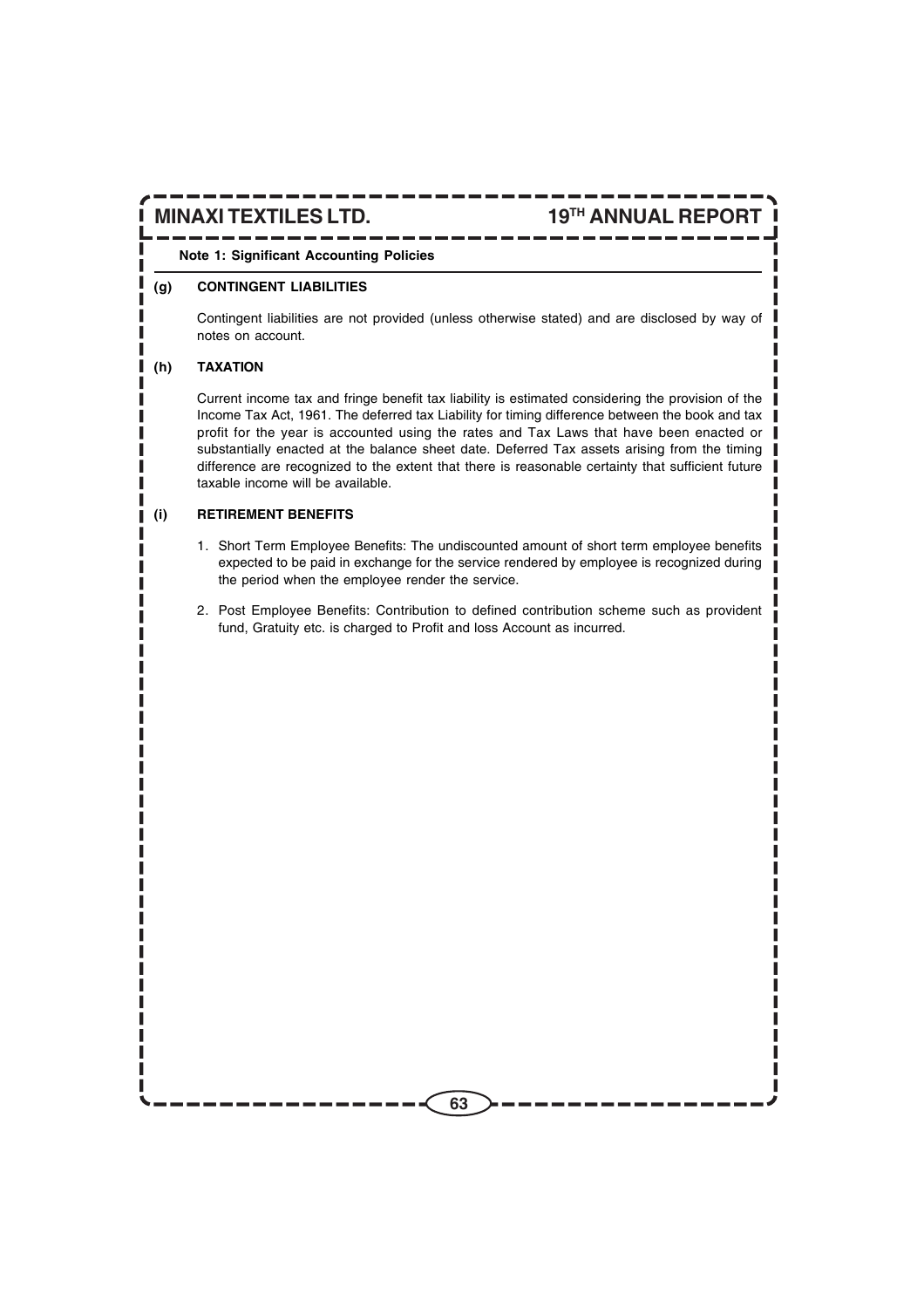**Note 1: Significant Accounting Policies**

**(g) CONTINGENT LIABILITIES**

Contingent liabilities are not provided (unless otherwise stated) and are disclosed by way of notes on account.

**(h) TAXATION**

Current income tax and fringe benefit tax liability is estimated considering the provision of the Income Tax Act, 1961. The deferred tax Liability for timing difference between the book and tax profit for the year is accounted using the rates and Tax Laws that have been enacted or substantially enacted at the balance sheet date. Deferred Tax assets arising from the timing difference are recognized to the extent that there is reasonable certainty that sufficient future taxable income will be available.

**(i) RETIREMENT BENEFITS**

1. Short Term Employee Benefits: The undiscounted amount of short term employee benefits expected to be paid in exchange for the service rendered by employee is recognized during the period when the employee render the service.

2. Post Employee Benefits: Contribution to defined contribution scheme such as provident fund, Gratuity etc. is charged to Profit and loss Account as incurred.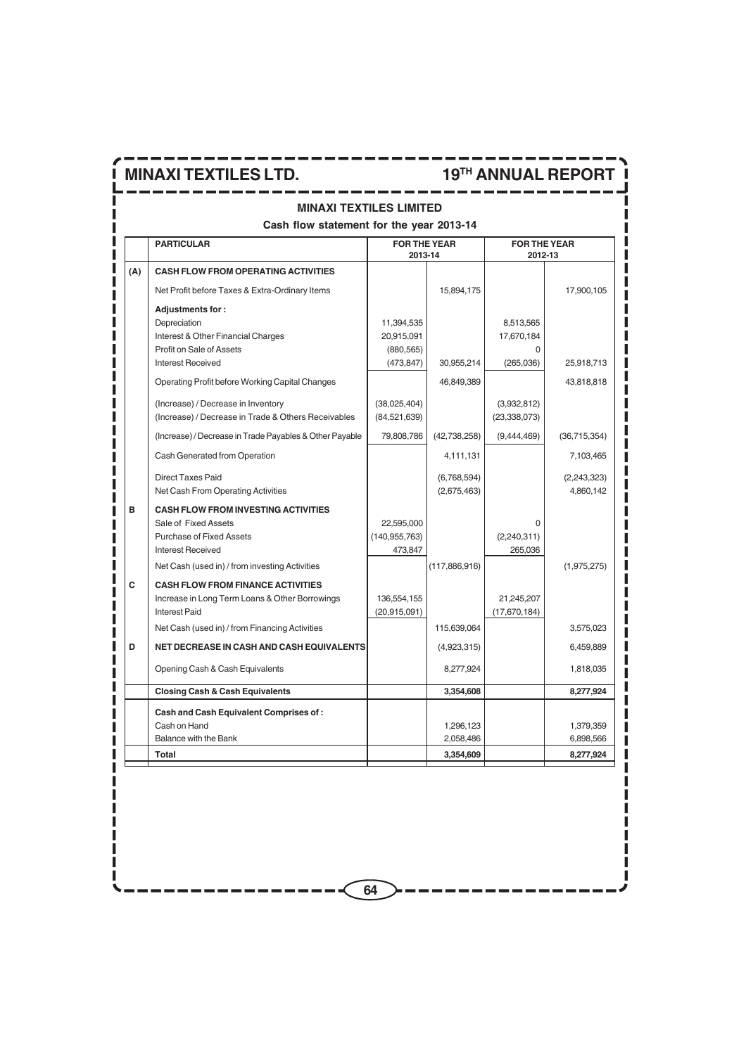## MINAXI TEXTILES LIMITED

### Cash flow statement for the year 2013-14

| | PARTICULAR | FOR THE YEAR 2013-14 | | FOR THE YEAR 2012-13 | |
|---|---|---|---|---|---|
| (A) | **CASH FLOW FROM OPERATING ACTIVITIES** | | | | |
| | Net Profit before Taxes & Extra-Ordinary Items | | 15,894,175 | | 17,900,105 |
| | **Adjustments for :** | | | | |
| | Depreciation | 11,394,535 | | 8,513,565 | |
| | Interest & Other Financial Charges | 20,915,091 | | 17,670,184 | |
| | Profit on Sale of Assets | (880,565) | | 0 | |
| | Interest Received | (473,847) | 30,955,214 | (265,036) | 25,918,713 |
| | Operating Profit before Working Capital Changes | | 46,849,389 | | 43,818,818 |
| | (Increase) / Decrease in Inventory | (38,025,404) | | (3,932,812) | |
| | (Increase) / Decrease in Trade & Others Receivables | (84,521,639) | | (23,338,073) | |
| | (Increase) / Decrease in Trade Payables & Other Payable | 79,808,786 | (42,738,258) | (9,444,469) | (36,715,354) |
| | Cash Generated from Operation | | 4,111,131 | | 7,103,465 |
| | Direct Taxes Paid | | (6,768,594) | | (2,243,323) |
| | Net Cash From Operating Activities | | (2,675,463) | | 4,860,142 |
| B | **CASH FLOW FROM INVESTING ACTIVITIES** | | | | |
| | Sale of Fixed Assets | 22,595,000 | | 0 | |
| | Purchase of Fixed Assets | (140,955,763) | | (2,240,311) | |
| | Interest Received | 473,847 | | 265,036 | |
| | Net Cash (used in) / from investing Activities | | (117,886,916) | | (1,975,275) |
| C | **CASH FLOW FROM FINANCE ACTIVITIES** | | | | |
| | Increase in Long Term Loans & Other Borrowings | 136,554,155 | | 21,245,207 | |
| | Interest Paid | (20,915,091) | | (17,670,184) | |
| | Net Cash (used in) / from Financing Activities | | 115,639,064 | | 3,575,023 |
| D | **NET DECREASE IN CASH AND CASH EQUIVALENTS** | | (4,923,315) | | 6,459,889 |
| | Opening Cash & Cash Equivalents | | 8,277,924 | | 1,818,035 |
| | **Closing Cash & Cash Equivalents** | | **3,354,608** | | **8,277,924** |
| | **Cash and Cash Equivalent Comprises of :** | | | | |
| | Cash on Hand | | 1,296,123 | | 1,379,359 |
| | Balance with the Bank | | 2,058,486 | | 6,898,566 |
| | **Total** | | **3,354,609** | | **8,277,924** |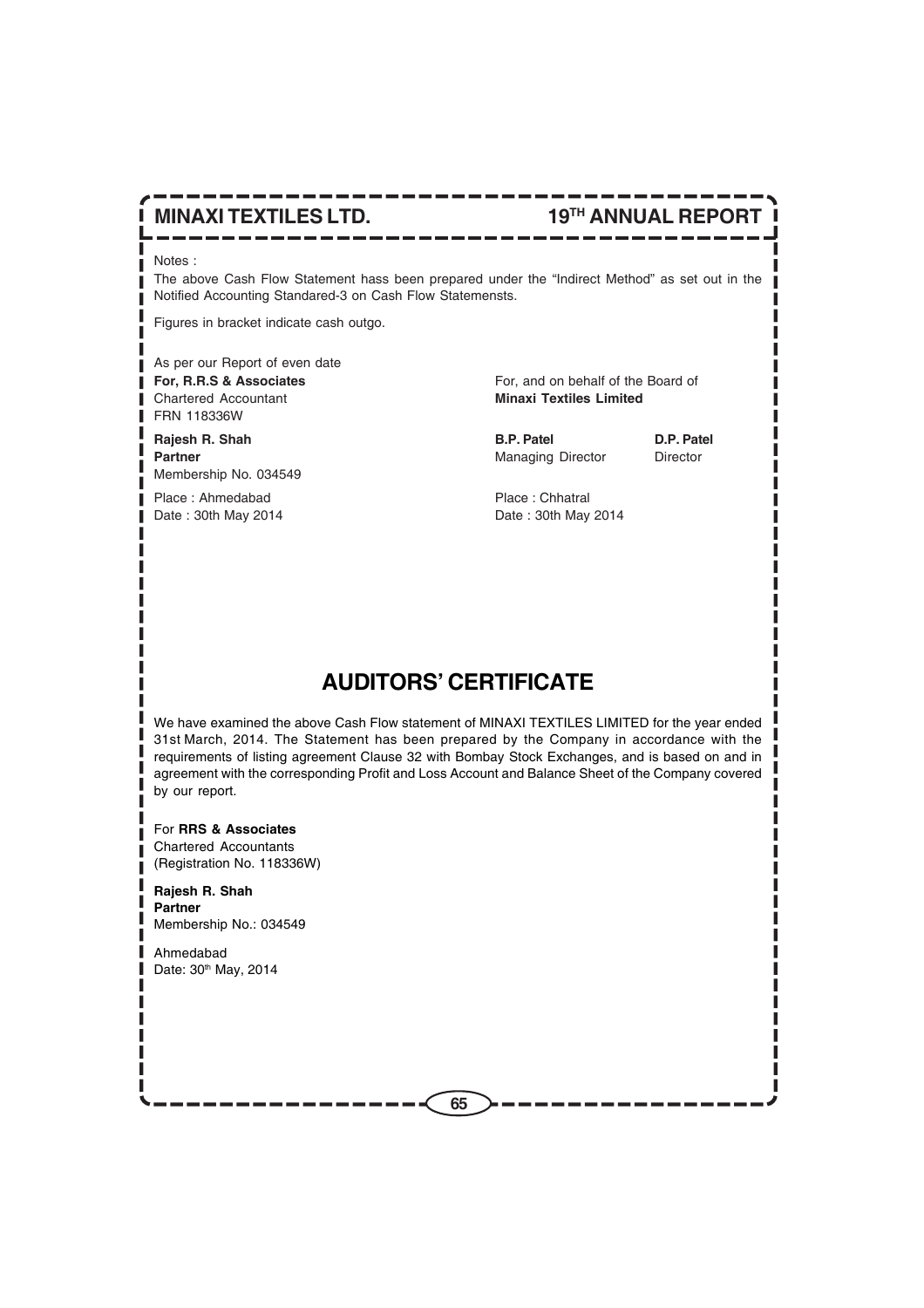Notes :

The above Cash Flow Statement hass been prepared under the "Indirect Method" as set out in the Notified Accounting Standared-3 on Cash Flow Statemensts.

Figures in bracket indicate cash outgo.

As per our Report of even date

| | | |
|---|---|---|
| **For, R.R.S & Associates** | For, and on behalf of the Board of | |
| Chartered Accountant | **Minaxi Textiles Limited** | |
| FRN 118336W | | |
| **Rajesh R. Shah** | **B.P. Patel** | **D.P. Patel** |
| **Partner** | Managing Director | Director |
| Membership No. 034549 | | |
| Place : Ahmedabad | Place : Chhatral | |
| Date : 30th May 2014 | Date : 30th May 2014 | |

# AUDITORS' CERTIFICATE

We have examined the above Cash Flow statement of MINAXI TEXTILES LIMITED for the year ended 31st March, 2014. The Statement has been prepared by the Company in accordance with the requirements of listing agreement Clause 32 with Bombay Stock Exchanges, and is based on and in agreement with the corresponding Profit and Loss Account and Balance Sheet of the Company covered by our report.

For **RRS & Associates**
Chartered Accountants
(Registration No. 118336W)

**Rajesh R. Shah**
**Partner**
Membership No.: 034549

Ahmedabad
Date: 30th May, 2014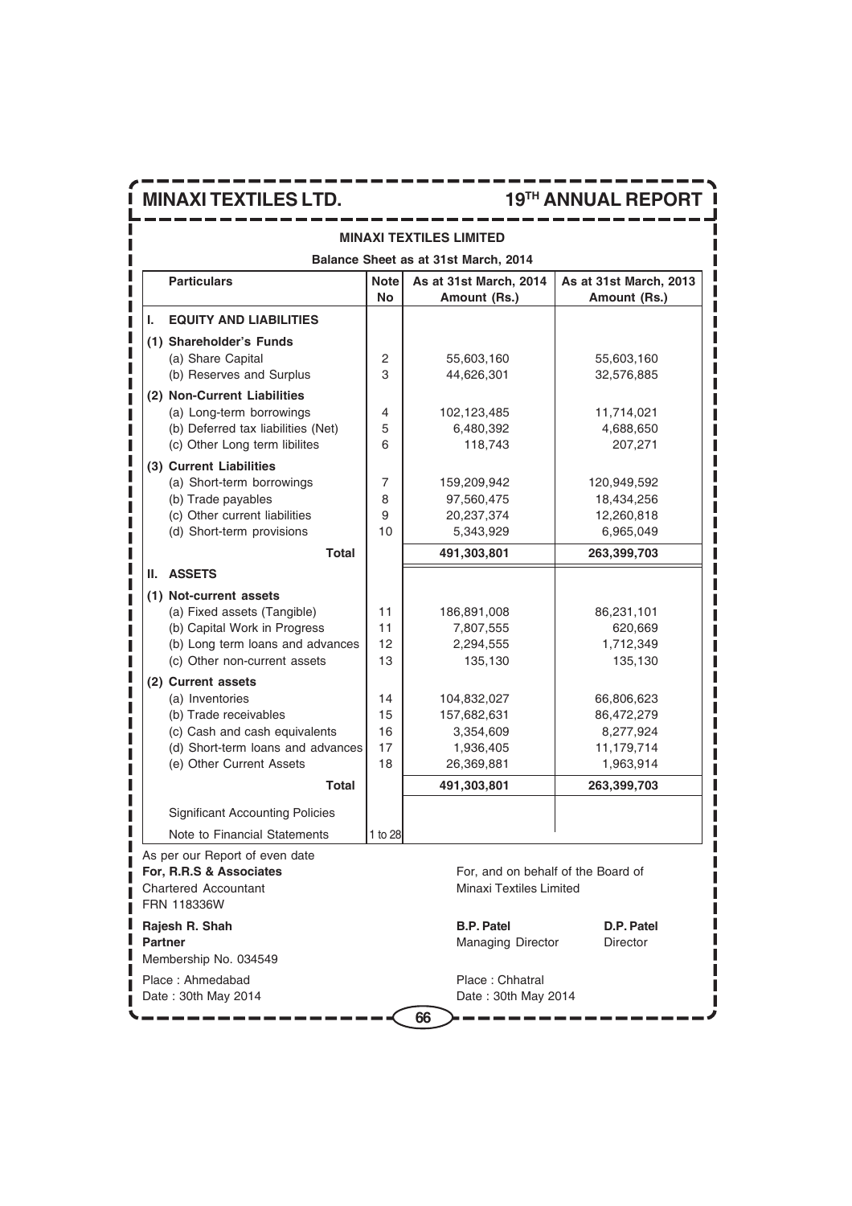## MINAXI TEXTILES LIMITED

### Balance Sheet as at 31st March, 2014

| Particulars | Note No | As at 31st March, 2014 Amount (Rs.) | As at 31st March, 2013 Amount (Rs.) |
|---|---|---|---|
| **I. EQUITY AND LIABILITIES** | | | |
| **(1) Shareholder's Funds** | | | |
| (a) Share Capital | 2 | 55,603,160 | 55,603,160 |
| (b) Reserves and Surplus | 3 | 44,626,301 | 32,576,885 |
| **(2) Non-Current Liabilities** | | | |
| (a) Long-term borrowings | 4 | 102,123,485 | 11,714,021 |
| (b) Deferred tax liabilities (Net) | 5 | 6,480,392 | 4,688,650 |
| (c) Other Long term libilites | 6 | 118,743 | 207,271 |
| **(3) Current Liabilities** | | | |
| (a) Short-term borrowings | 7 | 159,209,942 | 120,949,592 |
| (b) Trade payables | 8 | 97,560,475 | 18,434,256 |
| (c) Other current liabilities | 9 | 20,237,374 | 12,260,818 |
| (d) Short-term provisions | 10 | 5,343,929 | 6,965,049 |
| **Total** | | **491,303,801** | **263,399,703** |
| **II. ASSETS** | | | |
| **(1) Not-current assets** | | | |
| (a) Fixed assets (Tangible) | 11 | 186,891,008 | 86,231,101 |
| (b) Capital Work in Progress | 11 | 7,807,555 | 620,669 |
| (b) Long term loans and advances | 12 | 2,294,555 | 1,712,349 |
| (c) Other non-current assets | 13 | 135,130 | 135,130 |
| **(2) Current assets** | | | |
| (a) Inventories | 14 | 104,832,027 | 66,806,623 |
| (b) Trade receivables | 15 | 157,682,631 | 86,472,279 |
| (c) Cash and cash equivalents | 16 | 3,354,609 | 8,277,924 |
| (d) Short-term loans and advances | 17 | 1,936,405 | 11,179,714 |
| (e) Other Current Assets | 18 | 26,369,881 | 1,963,914 |
| **Total** | | **491,303,801** | **263,399,703** |
| Significant Accounting Policies | | | |
| Note to Financial Statements | 1 to 28 | | |

As per our Report of even date
**For, R.R.S & Associates**
Chartered Accountant
FRN 118336W

**Rajesh R. Shah**
**Partner**
Membership No. 034549

Place : Ahmedabad
Date : 30th May 2014

For, and on behalf of the Board of
Minaxi Textiles Limited

**B.P. Patel** — Managing Director
**D.P. Patel** — Director

Place : Chhatral
Date : 30th May 2014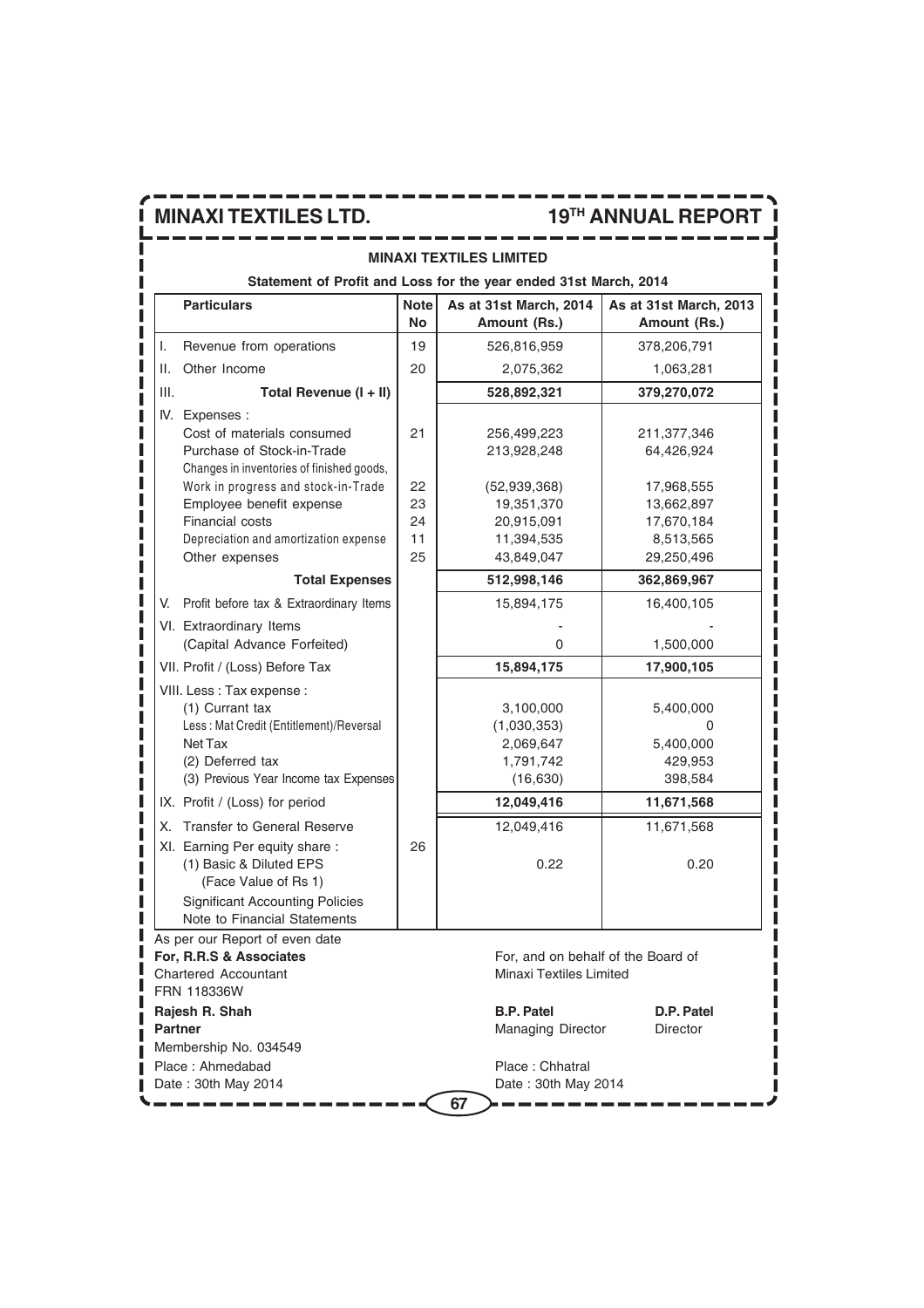## MINAXI TEXTILES LIMITED

### Statement of Profit and Loss for the year ended 31st March, 2014

| | Particulars | Note No | As at 31st March, 2014 Amount (Rs.) | As at 31st March, 2013 Amount (Rs.) |
|---|---|---|---|---|
| I. | Revenue from operations | 19 | 526,816,959 | 378,206,791 |
| II. | Other Income | 20 | 2,075,362 | 1,063,281 |
| III. | **Total Revenue (I + II)** | | **528,892,321** | **379,270,072** |
| IV. | Expenses : | | | |
| | Cost of materials consumed | 21 | 256,499,223 | 211,377,346 |
| | Purchase of Stock-in-Trade | | 213,928,248 | 64,426,924 |
| | Changes in inventories of finished goods, Work in progress and stock-in-Trade | 22 | (52,939,368) | 17,968,555 |
| | Employee benefit expense | 23 | 19,351,370 | 13,662,897 |
| | Financial costs | 24 | 20,915,091 | 17,670,184 |
| | Depreciation and amortization expense | 11 | 11,394,535 | 8,513,565 |
| | Other expenses | 25 | 43,849,047 | 29,250,496 |
| | **Total Expenses** | | **512,998,146** | **362,869,967** |
| V. | Profit before tax & Extraordinary Items | | 15,894,175 | 16,400,105 |
| VI. | Extraordinary Items | | - | - |
| | (Capital Advance Forfeited) | | 0 | 1,500,000 |
| VII. | Profit / (Loss) Before Tax | | **15,894,175** | **17,900,105** |
| VIII. | Less : Tax expense : | | | |
| | (1) Currant tax | | 3,100,000 | 5,400,000 |
| | Less : Mat Credit (Entitlement)/Reversal | | (1,030,353) | 0 |
| | Net Tax | | 2,069,647 | 5,400,000 |
| | (2) Deferred tax | | 1,791,742 | 429,953 |
| | (3) Previous Year Income tax Expenses | | (16,630) | 398,584 |
| IX. | Profit / (Loss) for period | | **12,049,416** | **11,671,568** |
| X. | Transfer to General Reserve | | 12,049,416 | 11,671,568 |
| XI. | Earning Per equity share : | 26 | | |
| | (1) Basic & Diluted EPS (Face Value of Rs 1) | | 0.22 | 0.20 |
| | Significant Accounting Policies | | | |
| | Note to Financial Statements | | | |

As per our Report of even date

**For, R.R.S & Associates**
Chartered Accountant
FRN 118336W

**Rajesh R. Shah**
**Partner**
Membership No. 034549
Place : Ahmedabad
Date : 30th May 2014

For, and on behalf of the Board of
Minaxi Textiles Limited

**B.P. Patel** — Managing Director
**D.P. Patel** — Director

Place : Chhatral
Date : 30th May 2014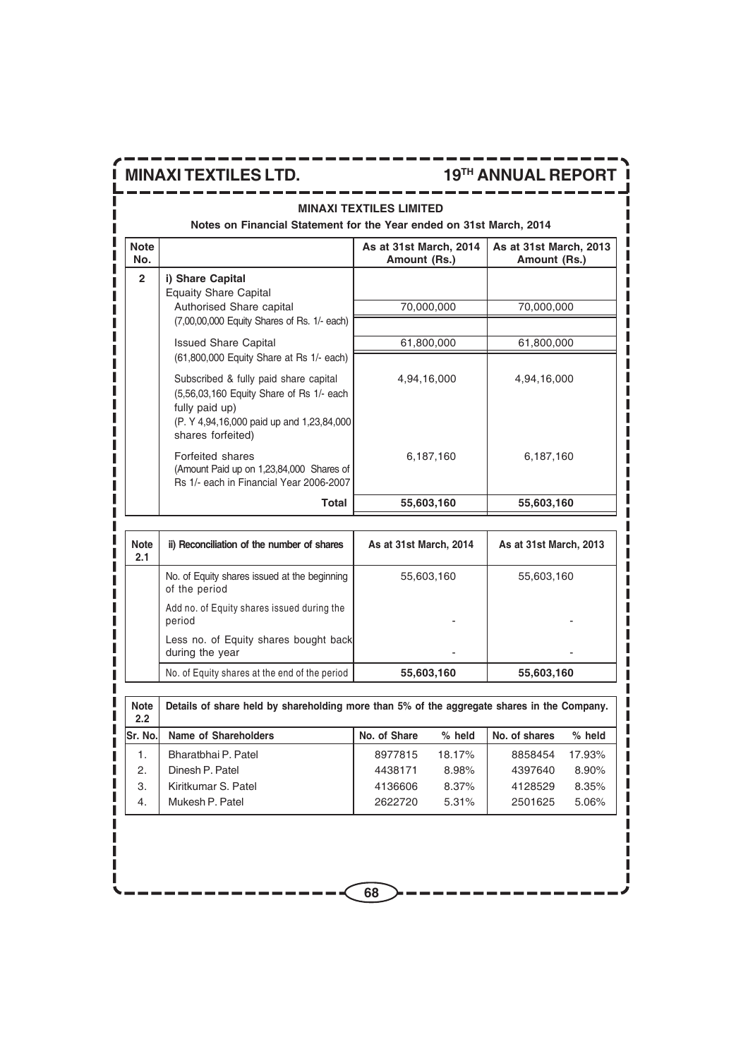## MINAXI TEXTILES LIMITED

**Notes on Financial Statement for the Year ended on 31st March, 2014**

| Note No. | | As at 31st March, 2014 Amount (Rs.) | As at 31st March, 2013 Amount (Rs.) |
|---|---|---|---|
| **2** | **i) Share Capital** | | |
| | Equaity Share Capital | | |
| | Authorised Share capital (7,00,00,000 Equity Shares of Rs. 1/- each) | 70,000,000 | 70,000,000 |
| | Issued Share Capital (61,800,000 Equity Share at Rs 1/- each) | 61,800,000 | 61,800,000 |
| | Subscribed & fully paid share capital (5,56,03,160 Equity Share of Rs 1/- each fully paid up) (P. Y 4,94,16,000 paid up and 1,23,84,000 shares forfeited) | 4,94,16,000 | 4,94,16,000 |
| | Forfeited shares (Amount Paid up on 1,23,84,000 Shares of Rs 1/- each in Financial Year 2006-2007 | 6,187,160 | 6,187,160 |
| | **Total** | **55,603,160** | **55,603,160** |

| Note 2.1 | ii) Reconciliation of the number of shares | As at 31st March, 2014 | As at 31st March, 2013 |
|---|---|---|---|
| | No. of Equity shares issued at the beginning of the period | 55,603,160 | 55,603,160 |
| | Add no. of Equity shares issued during the period | - | - |
| | Less no. of Equity shares bought back during the year | - | - |
| | No. of Equity shares at the end of the period | **55,603,160** | **55,603,160** |

| Note 2.2 | Details of share held by shareholding more than 5% of the aggregate shares in the Company. | | | | |
|---|---|---|---|---|---|
| **Sr. No.** | **Name of Shareholders** | **No. of Share** | **% held** | **No. of shares** | **% held** |
| 1. | Bharatbhai P. Patel | 8977815 | 18.17% | 8858454 | 17.93% |
| 2. | Dinesh P. Patel | 4438171 | 8.98% | 4397640 | 8.90% |
| 3. | Kiritkumar S. Patel | 4136606 | 8.37% | 4128529 | 8.35% |
| 4. | Mukesh P. Patel | 2622720 | 5.31% | 2501625 | 5.06% |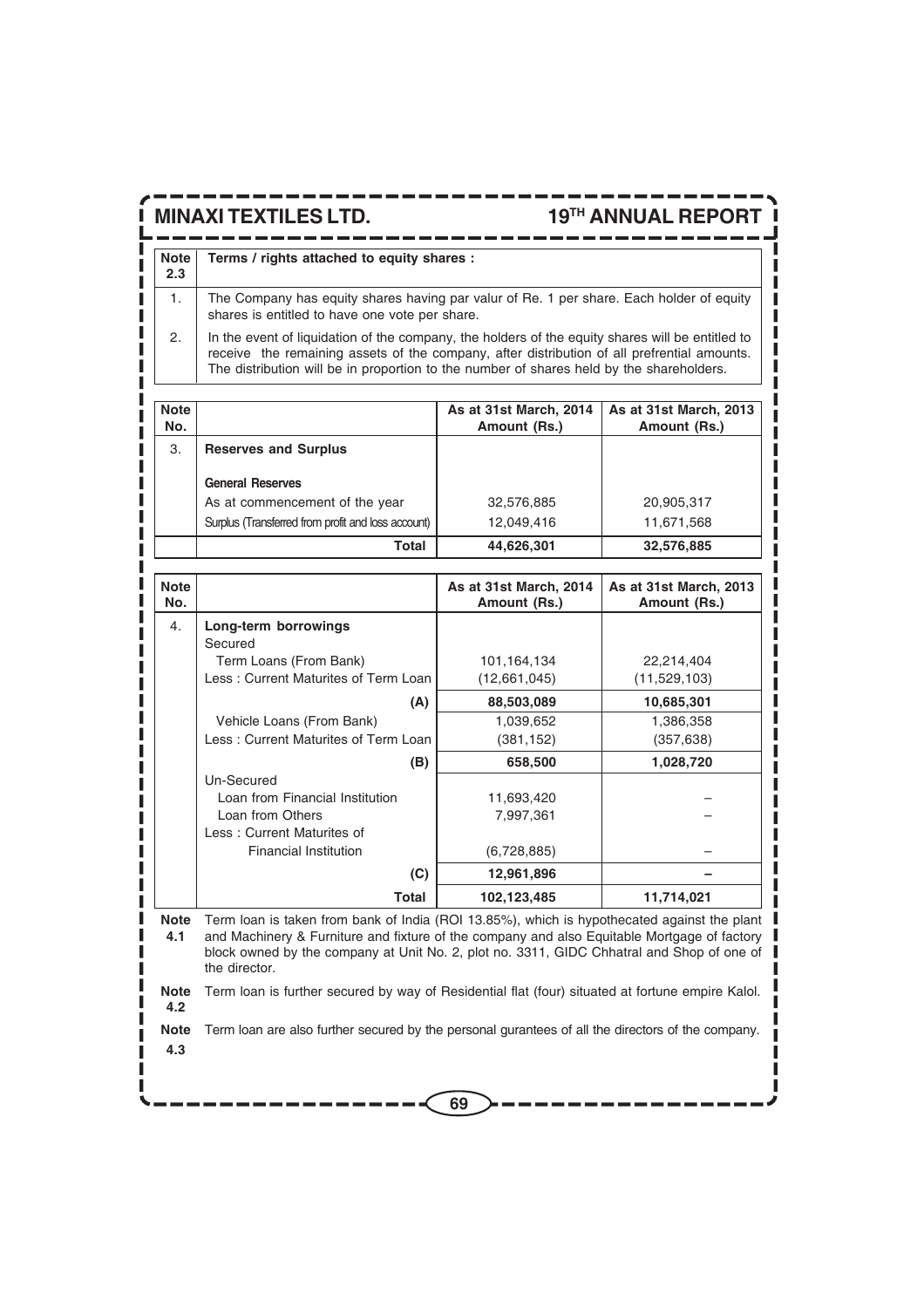| Note 2.3 | Terms / rights attached to equity shares : |
|---|---|
| 1. | The Company has equity shares having par valur of Re. 1 per share. Each holder of equity shares is entitled to have one vote per share. |
| 2. | In the event of liquidation of the company, the holders of the equity shares will be entitled to receive the remaining assets of the company, after distribution of all prefrential amounts. The distribution will be in proportion to the number of shares held by the shareholders. |

| Note No. | | As at 31st March, 2014 Amount (Rs.) | As at 31st March, 2013 Amount (Rs.) |
|---|---|---|---|
| 3. | **Reserves and Surplus** | | |
| | **General Reserves** | | |
| | As at commencement of the year | 32,576,885 | 20,905,317 |
| | Surplus (Transferred from profit and loss account) | 12,049,416 | 11,671,568 |
| | **Total** | **44,626,301** | **32,576,885** |

| Note No. | | As at 31st March, 2014 Amount (Rs.) | As at 31st March, 2013 Amount (Rs.) |
|---|---|---|---|
| 4. | **Long-term borrowings** | | |
| | Secured | | |
| | Term Loans (From Bank) | 101,164,134 | 22,214,404 |
| | Less : Current Maturites of Term Loan | (12,661,045) | (11,529,103) |
| | **(A)** | **88,503,089** | **10,685,301** |
| | Vehicle Loans (From Bank) | 1,039,652 | 1,386,358 |
| | Less : Current Maturites of Term Loan | (381,152) | (357,638) |
| | **(B)** | **658,500** | **1,028,720** |
| | Un-Secured | | |
| | Loan from Financial Institution | 11,693,420 | – |
| | Loan from Others | 7,997,361 | – |
| | Less : Current Maturites of Financial Institution | (6,728,885) | – |
| | **(C)** | **12,961,896** | **–** |
| | **Total** | **102,123,485** | **11,714,021** |

**Note 4.1** Term loan is taken from bank of India (ROI 13.85%), which is hypothecated against the plant and Machinery & Furniture and fixture of the company and also Equitable Mortgage of factory block owned by the company at Unit No. 2, plot no. 3311, GIDC Chhatral and Shop of one of the director.

**Note 4.2** Term loan is further secured by way of Residential flat (four) situated at fortune empire Kalol.

**Note 4.3** Term loan are also further secured by the personal gurantees of all the directors of the company.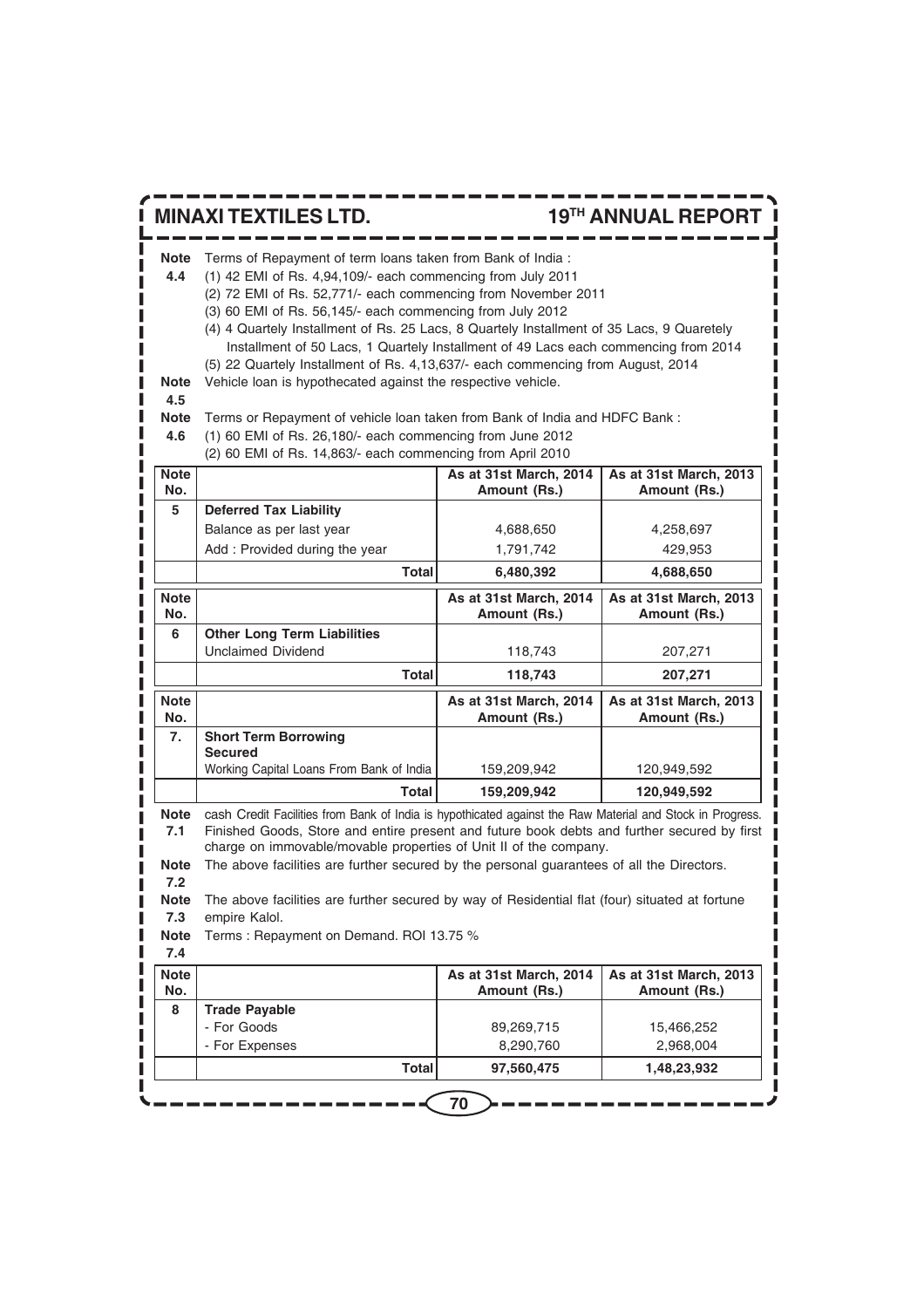**Note 4.4** Terms of Repayment of term loans taken from Bank of India :

(1) 42 EMI of Rs. 4,94,109/- each commencing from July 2011

(2) 72 EMI of Rs. 52,771/- each commencing from November 2011

(3) 60 EMI of Rs. 56,145/- each commencing from July 2012

(4) 4 Quartely Installment of Rs. 25 Lacs, 8 Quartely Installment of 35 Lacs, 9 Quaretely Installment of 50 Lacs, 1 Quartely Installment of 49 Lacs each commencing from 2014

(5) 22 Quartely Installment of Rs. 4,13,637/- each commencing from August, 2014

**Note 4.5** Vehicle loan is hypothecated against the respective vehicle.

**Note 4.6** Terms or Repayment of vehicle loan taken from Bank of India and HDFC Bank :

(1) 60 EMI of Rs. 26,180/- each commencing from June 2012

(2) 60 EMI of Rs. 14,863/- each commencing from April 2010

| Note No. | | As at 31st March, 2014 Amount (Rs.) | As at 31st March, 2013 Amount (Rs.) |
|---|---|---|---|
| 5 | **Deferred Tax Liability** | | |
| | Balance as per last year | 4,688,650 | 4,258,697 |
| | Add : Provided during the year | 1,791,742 | 429,953 |
| | **Total** | **6,480,392** | **4,688,650** |

| Note No. | | As at 31st March, 2014 Amount (Rs.) | As at 31st March, 2013 Amount (Rs.) |
|---|---|---|---|
| 6 | **Other Long Term Liabilities** | | |
| | Unclaimed Dividend | 118,743 | 207,271 |
| | **Total** | **118,743** | **207,271** |

| Note No. | | As at 31st March, 2014 Amount (Rs.) | As at 31st March, 2013 Amount (Rs.) |
|---|---|---|---|
| 7. | **Short Term Borrowing** | | |
| | **Secured** | | |
| | Working Capital Loans From Bank of India | 159,209,942 | 120,949,592 |
| | **Total** | **159,209,942** | **120,949,592** |

**Note 7.1** cash Credit Facilities from Bank of India is hypothicated against the Raw Material and Stock in Progress. Finished Goods, Store and entire present and future book debts and further secured by first charge on immovable/movable properties of Unit II of the company.

**Note 7.2** The above facilities are further secured by the personal guarantees of all the Directors.

**Note 7.3** The above facilities are further secured by way of Residential flat (four) situated at fortune empire Kalol.

**Note 7.4** Terms : Repayment on Demand. ROI 13.75 %

| Note No. | | As at 31st March, 2014 Amount (Rs.) | As at 31st March, 2013 Amount (Rs.) |
|---|---|---|---|
| 8 | **Trade Payable** | | |
| | - For Goods | 89,269,715 | 15,466,252 |
| | - For Expenses | 8,290,760 | 2,968,004 |
| | **Total** | **97,560,475** | **1,48,23,932** |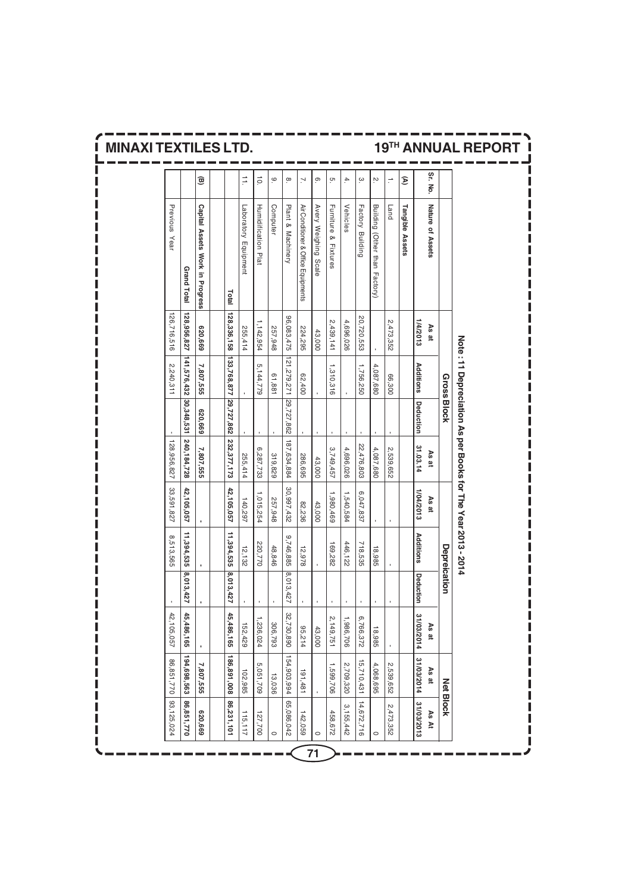## Note : 11 Depreciation As per Books for The Year 2013 - 2014

| Sr. No. | Nature of Assets | Gross Block | | | | Depreication | | | | Net Block | |
|---|---|---|---|---|---|---|---|---|---|---|---|
| | | As at 1/4/2013 | Additions | Deduction | As at 31.03.14 | As at 1/04/2013 | Additions | Deduction | As at 31/03/2014 | As at 31/03/2014 | As At 31/03/2013 |
| **(A)** | **Tangible Assets** | | | | | | | | | | |
| 1. | Land | 2,473,352 | 66,300 | - | 2,539,652 | - | - | - | - | 2,539,652 | 2,473,352 |
| 2. | Building (Other than Factory) | - | 4,087,680 | - | 4,087,680 | - | 18,985 | - | 18,985 | 4,068,695 | 0 |
| 3. | Factory Building | 20,720,553 | 1,756,250 | - | 22,476,803 | 6,047,837 | 718,535 | - | 6,766,372 | 15,710,431 | 14,672,716 |
| 4. | Vehicles | 4,696,026 | - | - | 4,696,026 | 1,540,584 | 446,122 | - | 1,986,706 | 2,709,320 | 3,155,442 |
| 5. | Furniture & Fixtures | 2,439,141 | 1,310,316 | - | 3,749,457 | 1,980,469 | 169,282 | - | 2,149,751 | 1,599,706 | 458,672 |
| 6. | Avery Weighing Scale | 43,000 | - | - | 43,000 | 43,000 | - | - | 43,000 | - | 0 |
| 7. | Air Conditioner & Office Equipments | 224,295 | 62,400 | - | 286,695 | 82,236 | 12,978 | - | 95,214 | 191,481 | 142,059 |
| 8. | Plant & Machinery | 96,083,475 | 121,279,271 | 29,727,862 | 187,634,884 | 30,997,432 | 9,746,885 | 8,013,427 | 32,730,890 | 154,903,994 | 65,086,042 |
| 9. | Computer | 257,948 | 61,881 | - | 319,829 | 257,948 | 48,846 | - | 306,793 | 13,036 | 0 |
| 10. | Humidification Plat | 1,142,954 | 5,144,779 | - | 6,287,733 | 1,015,254 | 220,770 | - | 1,236,024 | 5,051,709 | 127,700 |
| 11. | Laboratory Equipment | 255,414 | - | - | 255,414 | 140,297 | 12,132 | - | 152,429 | 102,985 | 115,117 |
| | **Total** | **128,336,158** | **133,768,877** | **29,727,862** | **232,377,173** | **42,105,057** | **11,394,535** | **8,013,427** | **45,486,165** | **186,891,008** | **86,231,101** |
| **(B)** | **Capital Assets Work in Progress** | **620,669** | **7,807,555** | **620,669** | **7,807,555** | **-** | **-** | **-** | **-** | **7,807,555** | **620,669** |
| | **Grand Total** | **128,956,827** | **141,576,432** | **30,348,531** | **240,184,728** | **42,105,057** | **11,394,535** | **8,013,427** | **45,486,165** | **194,698,563** | **86,851,770** |
| | Previous Year | 126,716,516 | 2,240,311 | - | 128,956,827 | 33,591,827 | 8,513,565 | - | 42,105,057 | 86,851,770 | 93,125,024 |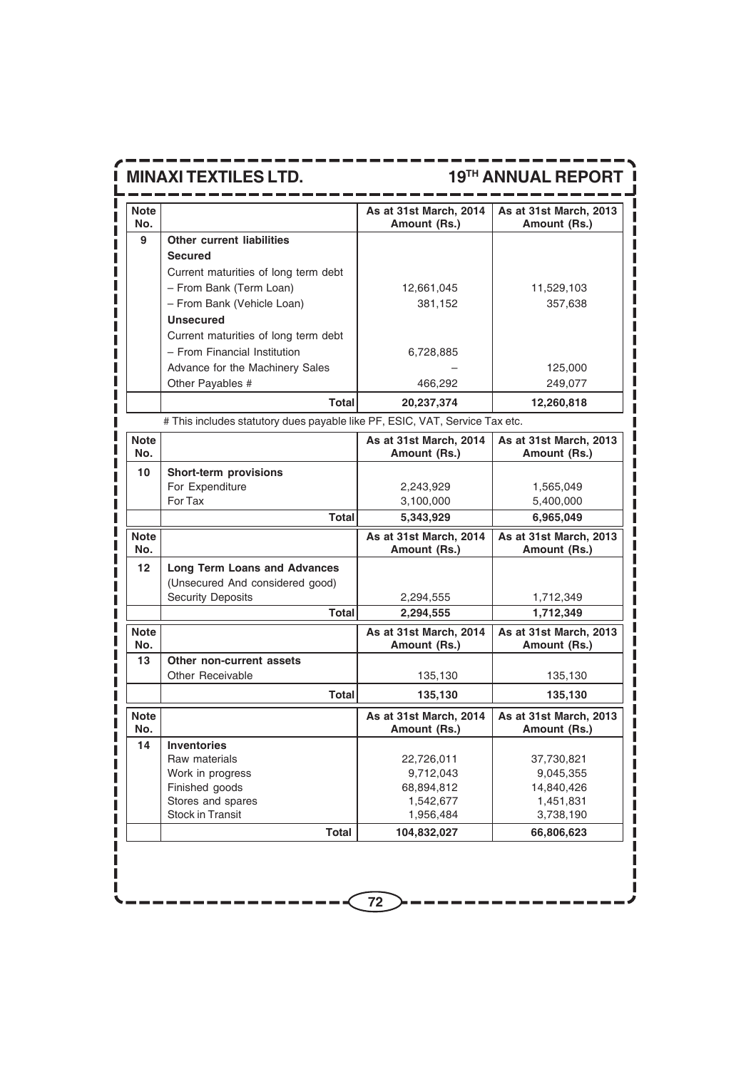| Note No. | | As at 31st March, 2014 Amount (Rs.) | As at 31st March, 2013 Amount (Rs.) |
|---|---|---|---|
| 9 | **Other current liabilities** | | |
| | **Secured** | | |
| | Current maturities of long term debt | | |
| | – From Bank (Term Loan) | 12,661,045 | 11,529,103 |
| | – From Bank (Vehicle Loan) | 381,152 | 357,638 |
| | **Unsecured** | | |
| | Current maturities of long term debt | | |
| | – From Financial Institution | 6,728,885 | |
| | Advance for the Machinery Sales | – | 125,000 |
| | Other Payables # | 466,292 | 249,077 |
| | **Total** | **20,237,374** | **12,260,818** |

# This includes statutory dues payable like PF, ESIC, VAT, Service Tax etc.

| Note No. | | As at 31st March, 2014 Amount (Rs.) | As at 31st March, 2013 Amount (Rs.) |
|---|---|---|---|
| 10 | **Short-term provisions** | | |
| | For Expenditure | 2,243,929 | 1,565,049 |
| | For Tax | 3,100,000 | 5,400,000 |
| | **Total** | **5,343,929** | **6,965,049** |

| Note No. | | As at 31st March, 2014 Amount (Rs.) | As at 31st March, 2013 Amount (Rs.) |
|---|---|---|---|
| 12 | **Long Term Loans and Advances** | | |
| | (Unsecured And considered good) | | |
| | Security Deposits | 2,294,555 | 1,712,349 |
| | **Total** | **2,294,555** | **1,712,349** |

| Note No. | | As at 31st March, 2014 Amount (Rs.) | As at 31st March, 2013 Amount (Rs.) |
|---|---|---|---|
| 13 | **Other non-current assets** | | |
| | Other Receivable | 135,130 | 135,130 |
| | **Total** | **135,130** | **135,130** |

| Note No. | | As at 31st March, 2014 Amount (Rs.) | As at 31st March, 2013 Amount (Rs.) |
|---|---|---|---|
| 14 | **Inventories** | | |
| | Raw materials | 22,726,011 | 37,730,821 |
| | Work in progress | 9,712,043 | 9,045,355 |
| | Finished goods | 68,894,812 | 14,840,426 |
| | Stores and spares | 1,542,677 | 1,451,831 |
| | Stock in Transit | 1,956,484 | 3,738,190 |
| | **Total** | **104,832,027** | **66,806,623** |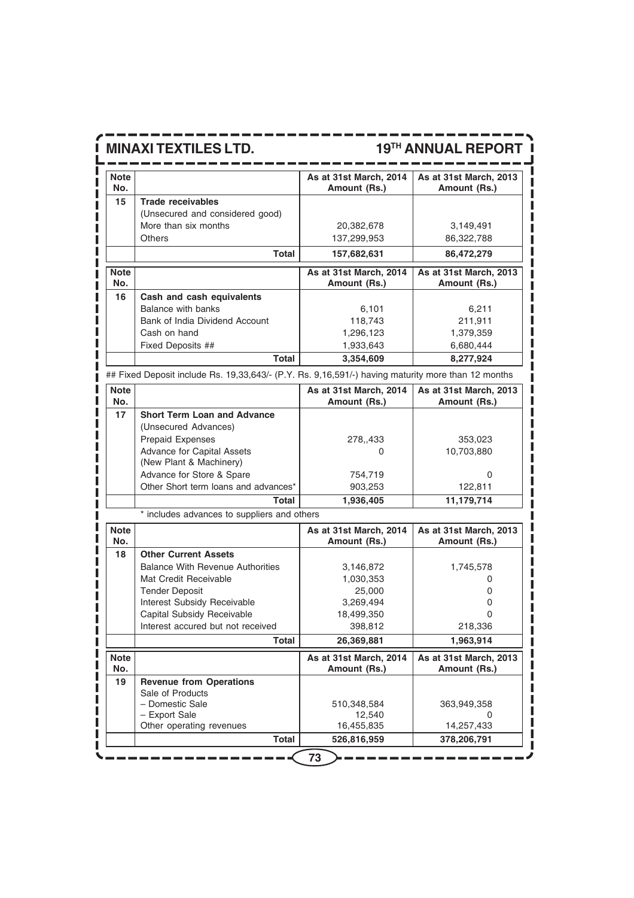| Note No. | | As at 31st March, 2014 Amount (Rs.) | As at 31st March, 2013 Amount (Rs.) |
|---|---|---|---|
| 15 | **Trade receivables** | | |
| | (Unsecured and considered good) | | |
| | More than six months | 20,382,678 | 3,149,491 |
| | Others | 137,299,953 | 86,322,788 |
| | **Total** | **157,682,631** | **86,472,279** |

| Note No. | | As at 31st March, 2014 Amount (Rs.) | As at 31st March, 2013 Amount (Rs.) |
|---|---|---|---|
| 16 | **Cash and cash equivalents** | | |
| | Balance with banks | 6,101 | 6,211 |
| | Bank of India Dividend Account | 118,743 | 211,911 |
| | Cash on hand | 1,296,123 | 1,379,359 |
| | Fixed Deposits ## | 1,933,643 | 6,680,444 |
| | **Total** | **3,354,609** | **8,277,924** |

## Fixed Deposit include Rs. 19,33,643/- (P.Y. Rs. 9,16,591/-) having maturity more than 12 months

| Note No. | | As at 31st March, 2014 Amount (Rs.) | As at 31st March, 2013 Amount (Rs.) |
|---|---|---|---|
| 17 | **Short Term Loan and Advance** | | |
| | (Unsecured Advances) | | |
| | Prepaid Expenses | 278,,433 | 353,023 |
| | Advance for Capital Assets (New Plant & Machinery) | 0 | 10,703,880 |
| | Advance for Store & Spare | 754,719 | 0 |
| | Other Short term loans and advances* | 903,253 | 122,811 |
| | **Total** | **1,936,405** | **11,179,714** |

* includes advances to suppliers and others

| Note No. | | As at 31st March, 2014 Amount (Rs.) | As at 31st March, 2013 Amount (Rs.) |
|---|---|---|---|
| 18 | **Other Current Assets** | | |
| | Balance With Revenue Authorities | 3,146,872 | 1,745,578 |
| | Mat Credit Receivable | 1,030,353 | 0 |
| | Tender Deposit | 25,000 | 0 |
| | Interest Subsidy Receivable | 3,269,494 | 0 |
| | Capital Subsidy Receivable | 18,499,350 | 0 |
| | Interest accured but not received | 398,812 | 218,336 |
| | **Total** | **26,369,881** | **1,963,914** |

| Note No. | | As at 31st March, 2014 Amount (Rs.) | As at 31st March, 2013 Amount (Rs.) |
|---|---|---|---|
| 19 | **Revenue from Operations** | | |
| | Sale of Products | | |
| | – Domestic Sale | 510,348,584 | 363,949,358 |
| | – Export Sale | 12,540 | 0 |
| | Other operating revenues | 16,455,835 | 14,257,433 |
| | **Total** | **526,816,959** | **378,206,791** |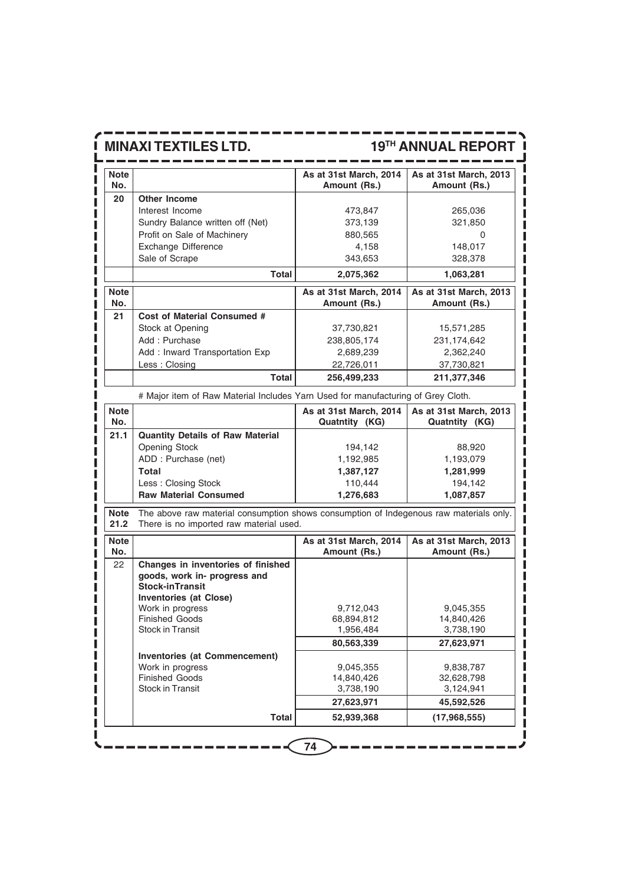| Note No. | | As at 31st March, 2014 Amount (Rs.) | As at 31st March, 2013 Amount (Rs.) |
|---|---|---|---|
| 20 | **Other Income** | | |
| | Interest Income | 473,847 | 265,036 |
| | Sundry Balance written off (Net) | 373,139 | 321,850 |
| | Profit on Sale of Machinery | 880,565 | 0 |
| | Exchange Difference | 4,158 | 148,017 |
| | Sale of Scrape | 343,653 | 328,378 |
| | **Total** | **2,075,362** | **1,063,281** |

| Note No. | | As at 31st March, 2014 Amount (Rs.) | As at 31st March, 2013 Amount (Rs.) |
|---|---|---|---|
| 21 | **Cost of Material Consumed #** | | |
| | Stock at Opening | 37,730,821 | 15,571,285 |
| | Add : Purchase | 238,805,174 | 231,174,642 |
| | Add : Inward Transportation Exp | 2,689,239 | 2,362,240 |
| | Less : Closing | 22,726,011 | 37,730,821 |
| | **Total** | **256,499,233** | **211,377,346** |

# Major item of Raw Material Includes Yarn Used for manufacturing of Grey Cloth.

| Note No. | | As at 31st March, 2014 Quatntity (KG) | As at 31st March, 2013 Quatntity (KG) |
|---|---|---|---|
| 21.1 | **Quantity Details of Raw Material** | | |
| | Opening Stock | 194,142 | 88,920 |
| | ADD : Purchase (net) | 1,192,985 | 1,193,079 |
| | **Total** | **1,387,127** | **1,281,999** |
| | Less : Closing Stock | 110,444 | 194,142 |
| | **Raw Material Consumed** | **1,276,683** | **1,087,857** |

**Note 21.2** The above raw material consumption shows consumption of Indegenous raw materials only. There is no imported raw material used.

| Note No. | | As at 31st March, 2014 Amount (Rs.) | As at 31st March, 2013 Amount (Rs.) |
|---|---|---|---|
| 22 | **Changes in inventories of finished goods, work in- progress and Stock-inTransit** | | |
| | **Inventories (at Close)** | | |
| | Work in progress | 9,712,043 | 9,045,355 |
| | Finished Goods | 68,894,812 | 14,840,426 |
| | Stock in Transit | 1,956,484 | 3,738,190 |
| | | **80,563,339** | **27,623,971** |
| | **Inventories (at Commencement)** | | |
| | Work in progress | 9,045,355 | 9,838,787 |
| | Finished Goods | 14,840,426 | 32,628,798 |
| | Stock in Transit | 3,738,190 | 3,124,941 |
| | | **27,623,971** | **45,592,526** |
| | **Total** | **52,939,368** | **(17,968,555)** |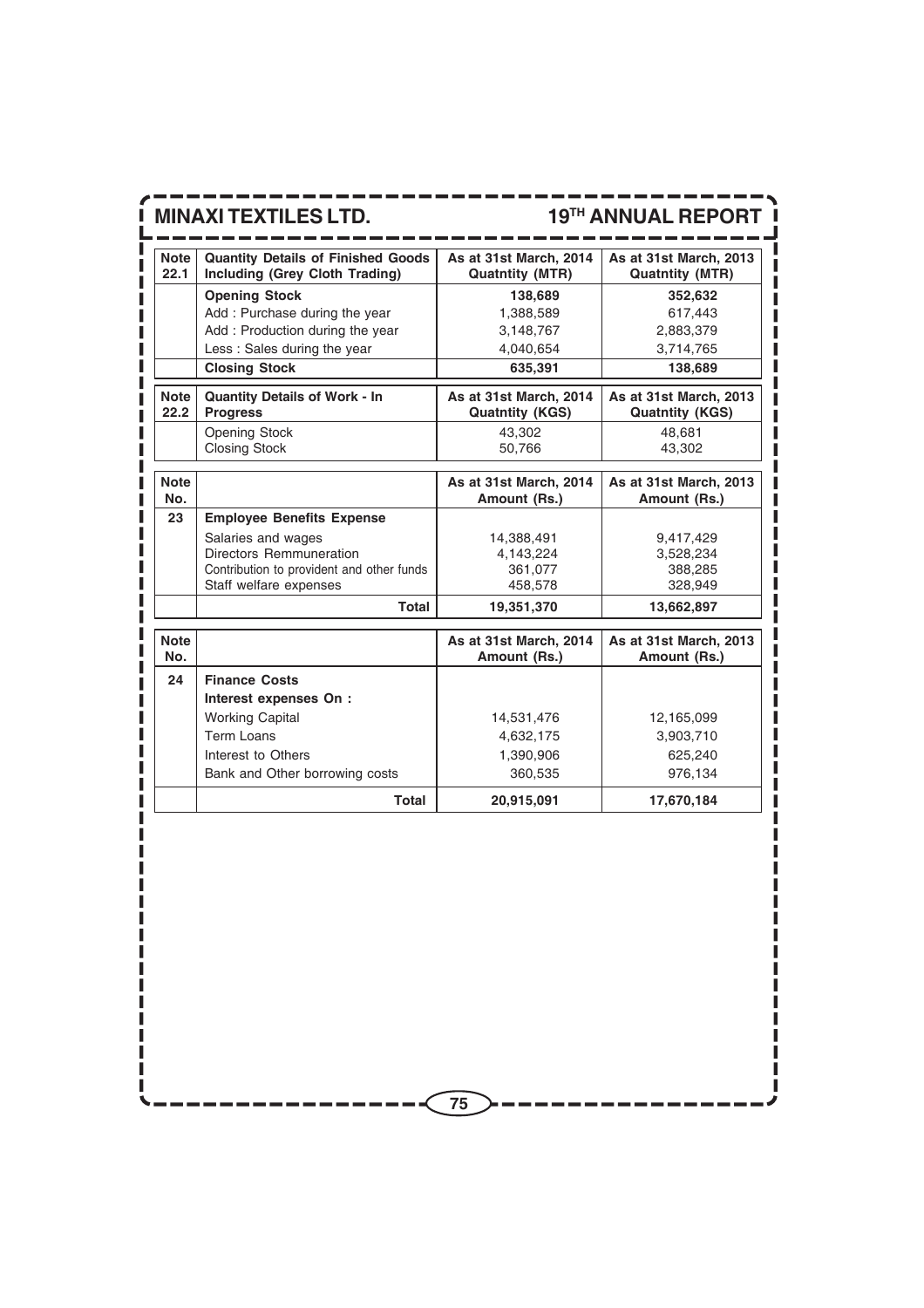| Note 22.1 | Quantity Details of Finished Goods Including (Grey Cloth Trading) | As at 31st March, 2014 Quatntity (MTR) | As at 31st March, 2013 Quatntity (MTR) |
|---|---|---|---|
| | **Opening Stock** | **138,689** | **352,632** |
| | Add : Purchase during the year | 1,388,589 | 617,443 |
| | Add : Production during the year | 3,148,767 | 2,883,379 |
| | Less : Sales during the year | 4,040,654 | 3,714,765 |
| | **Closing Stock** | **635,391** | **138,689** |

| Note 22.2 | Quantity Details of Work - In Progress | As at 31st March, 2014 Quatntity (KGS) | As at 31st March, 2013 Quatntity (KGS) |
|---|---|---|---|
| | Opening Stock | 43,302 | 48,681 |
| | Closing Stock | 50,766 | 43,302 |

| Note No. | | As at 31st March, 2014 Amount (Rs.) | As at 31st March, 2013 Amount (Rs.) |
|---|---|---|---|
| 23 | **Employee Benefits Expense** | | |
| | Salaries and wages | 14,388,491 | 9,417,429 |
| | Directors Remmuneration | 4,143,224 | 3,528,234 |
| | Contribution to provident and other funds | 361,077 | 388,285 |
| | Staff welfare expenses | 458,578 | 328,949 |
| | **Total** | **19,351,370** | **13,662,897** |

| Note No. | | As at 31st March, 2014 Amount (Rs.) | As at 31st March, 2013 Amount (Rs.) |
|---|---|---|---|
| 24 | **Finance Costs** | | |
| | **Interest expenses On :** | | |
| | Working Capital | 14,531,476 | 12,165,099 |
| | Term Loans | 4,632,175 | 3,903,710 |
| | Interest to Others | 1,390,906 | 625,240 |
| | Bank and Other borrowing costs | 360,535 | 976,134 |
| | **Total** | **20,915,091** | **17,670,184** |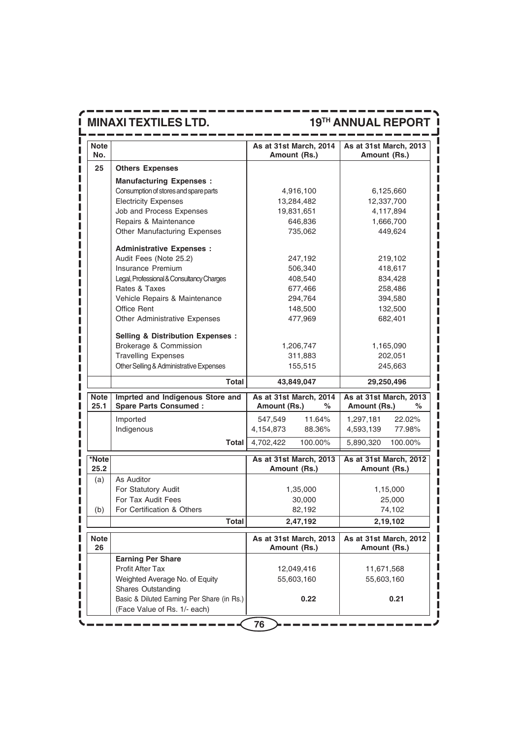| Note No. | | As at 31st March, 2014 Amount (Rs.) | As at 31st March, 2013 Amount (Rs.) |
|---|---|---|---|
| 25 | **Others Expenses** | | |
| | **Manufacturing Expenses :** | | |
| | Consumption of stores and spare parts | 4,916,100 | 6,125,660 |
| | Electricity Expenses | 13,284,482 | 12,337,700 |
| | Job and Process Expenses | 19,831,651 | 4,117,894 |
| | Repairs & Maintenance | 646,836 | 1,666,700 |
| | Other Manufacturing Expenses | 735,062 | 449,624 |
| | **Administrative Expenses :** | | |
| | Audit Fees (Note 25.2) | 247,192 | 219,102 |
| | Insurance Premium | 506,340 | 418,617 |
| | Legal, Professional & Consultancy Charges | 408,540 | 834,428 |
| | Rates & Taxes | 677,466 | 258,486 |
| | Vehicle Repairs & Maintenance | 294,764 | 394,580 |
| | Office Rent | 148,500 | 132,500 |
| | Other Administrative Expenses | 477,969 | 682,401 |
| | **Selling & Distribution Expenses :** | | |
| | Brokerage & Commission | 1,206,747 | 1,165,090 |
| | Travelling Expenses | 311,883 | 202,051 |
| | Other Selling & Administrative Expenses | 155,515 | 245,663 |
| | **Total** | **43,849,047** | **29,250,496** |

| Note 25.1 | Imprted and Indigenous Store and Spare Parts Consumed : | As at 31st March, 2014 Amount (Rs.) | % | As at 31st March, 2013 Amount (Rs.) | % |
|---|---|---|---|---|---|
| | Imported | 547,549 | 11.64% | 1,297,181 | 22.02% |
| | Indigenous | 4,154,873 | 88.36% | 4,593,139 | 77.98% |
| | **Total** | 4,702,422 | 100.00% | 5,890,320 | 100.00% |

| *Note 25.2 | | As at 31st March, 2013 Amount (Rs.) | As at 31st March, 2012 Amount (Rs.) |
|---|---|---|---|
| (a) | As Auditor | | |
| | For Statutory Audit | 1,35,000 | 1,15,000 |
| | For Tax Audit Fees | 30,000 | 25,000 |
| (b) | For Certification & Others | 82,192 | 74,102 |
| | **Total** | **2,47,192** | **2,19,102** |

| Note 26 | | As at 31st March, 2013 Amount (Rs.) | As at 31st March, 2012 Amount (Rs.) |
|---|---|---|---|
| | **Earning Per Share** | | |
| | Profit After Tax | 12,049,416 | 11,671,568 |
| | Weighted Average No. of Equity Shares Outstanding | 55,603,160 | 55,603,160 |
| | Basic & Diluted Earning Per Share (in Rs.) (Face Value of Rs. 1/- each) | **0.22** | **0.21** |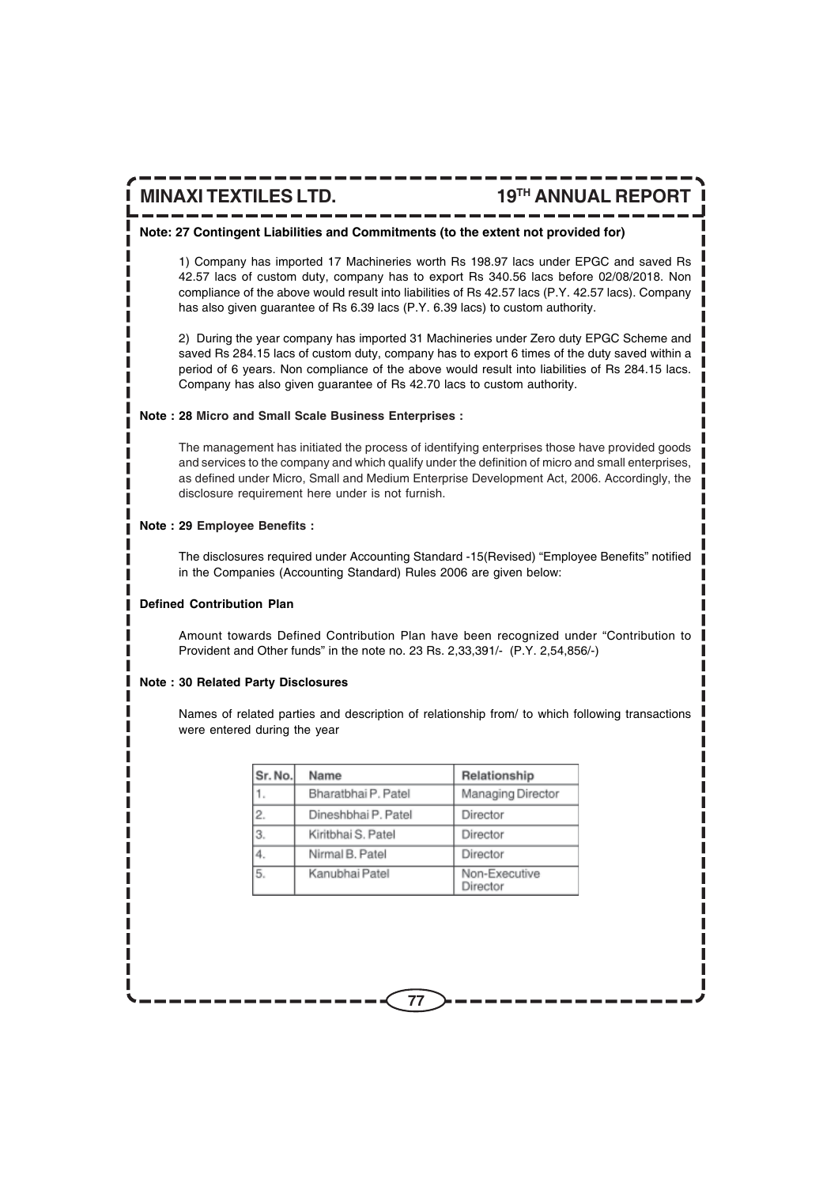**Note: 27 Contingent Liabilities and Commitments (to the extent not provided for)**

1) Company has imported 17 Machineries worth Rs 198.97 lacs under EPGC and saved Rs 42.57 lacs of custom duty, company has to export Rs 340.56 lacs before 02/08/2018. Non compliance of the above would result into liabilities of Rs 42.57 lacs (P.Y. 42.57 lacs). Company has also given guarantee of Rs 6.39 lacs (P.Y. 6.39 lacs) to custom authority.

2) During the year company has imported 31 Machineries under Zero duty EPGC Scheme and saved Rs 284.15 lacs of custom duty, company has to export 6 times of the duty saved within a period of 6 years. Non compliance of the above would result into liabilities of Rs 284.15 lacs. Company has also given guarantee of Rs 42.70 lacs to custom authority.

**Note : 28 Micro and Small Scale Business Enterprises :**

The management has initiated the process of identifying enterprises those have provided goods and services to the company and which qualify under the definition of micro and small enterprises, as defined under Micro, Small and Medium Enterprise Development Act, 2006. Accordingly, the disclosure requirement here under is not furnish.

**Note : 29 Employee Benefits :**

The disclosures required under Accounting Standard -15(Revised) "Employee Benefits" notified in the Companies (Accounting Standard) Rules 2006 are given below:

**Defined Contribution Plan**

Amount towards Defined Contribution Plan have been recognized under "Contribution to Provident and Other funds" in the note no. 23 Rs. 2,33,391/- (P.Y. 2,54,856/-)

**Note : 30 Related Party Disclosures**

Names of related parties and description of relationship from/ to which following transactions were entered during the year

| Sr. No. | Name | Relationship |
|---|---|---|
| 1. | Bharatbhai P. Patel | Managing Director |
| 2. | Dineshbhai P. Patel | Director |
| 3. | Kiritbhai S. Patel | Director |
| 4. | Nirmal B. Patel | Director |
| 5. | Kanubhai Patel | Non-Executive Director |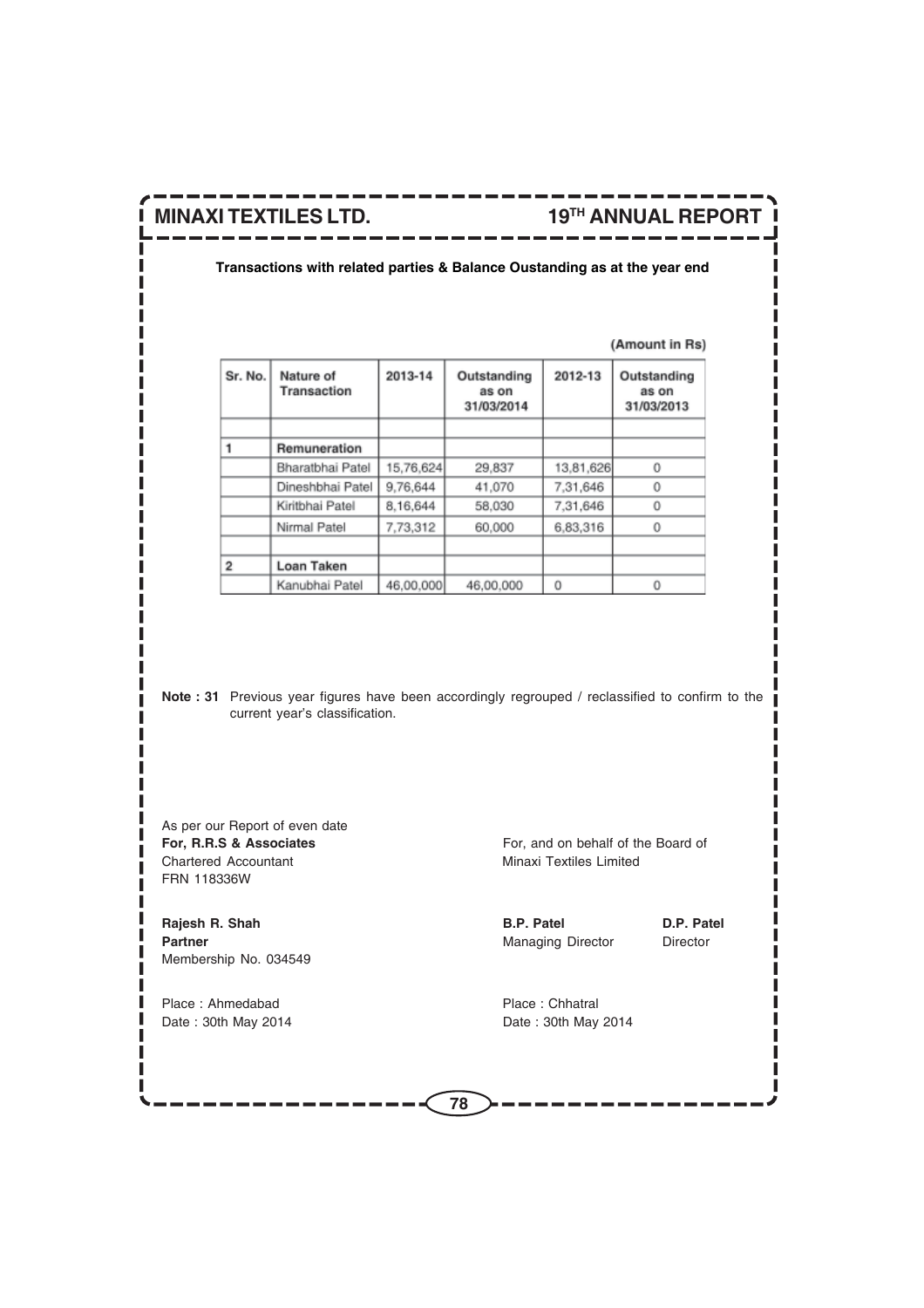**Transactions with related parties & Balance Oustanding as at the year end**

(Amount in Rs)

| Sr. No. | Nature of Transaction | 2013-14 | Outstanding as on 31/03/2014 | 2012-13 | Outstanding as on 31/03/2013 |
|---|---|---|---|---|---|
| | | | | | |
| 1 | **Remuneration** | | | | |
| | Bharatbhai Patel | 15,76,624 | 29,837 | 13,81,626 | 0 |
| | Dineshbhai Patel | 9,76,644 | 41,070 | 7,31,646 | 0 |
| | Kiritbhai Patel | 8,16,644 | 58,030 | 7,31,646 | 0 |
| | Nirmal Patel | 7,73,312 | 60,000 | 6,83,316 | 0 |
| | | | | | |
| 2 | **Loan Taken** | | | | |
| | Kanubhai Patel | 46,00,000 | 46,00,000 | 0 | 0 |

**Note : 31** Previous year figures have been accordingly regrouped / reclassified to confirm to the current year's classification.

As per our Report of even date
**For, R.R.S & Associates**
Chartered Accountant
FRN 118336W

**Rajesh R. Shah**
**Partner**
Membership No. 034549

Place : Ahmedabad
Date : 30th May 2014

For, and on behalf of the Board of
Minaxi Textiles Limited

**B.P. Patel**
Managing Director

**D.P. Patel**
Director

Place : Chhatral
Date : 30th May 2014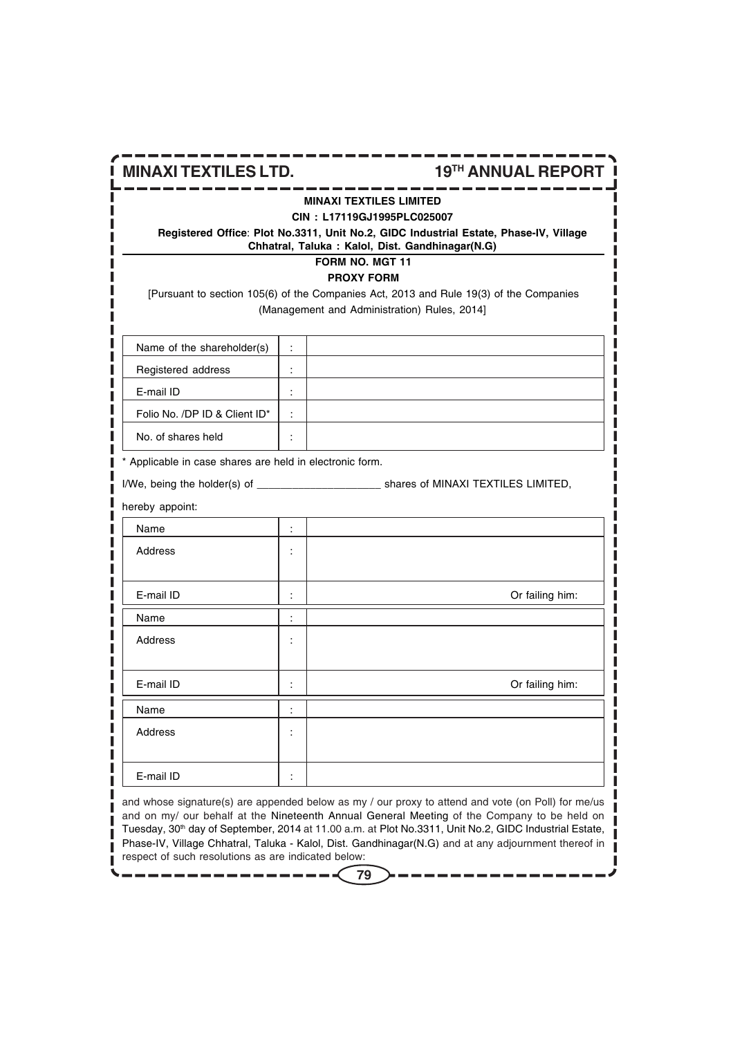**MINAXI TEXTILES LIMITED**

**CIN : L17119GJ1995PLC025007**

**Registered Office**: **Plot No.3311, Unit No.2, GIDC Industrial Estate, Phase-IV, Village Chhatral, Taluka : Kalol, Dist. Gandhinagar(N.G)**

**FORM NO. MGT 11**

**PROXY FORM**

[Pursuant to section 105(6) of the Companies Act, 2013 and Rule 19(3) of the Companies (Management and Administration) Rules, 2014]

| | | |
|---|---|---|
| Name of the shareholder(s) | : | |
| Registered address | : | |
| E-mail ID | : | |
| Folio No. /DP ID & Client ID* | : | |
| No. of shares held | : | |

* Applicable in case shares are held in electronic form.

I/We, being the holder(s) of ____________________ shares of MINAXI TEXTILES LIMITED,

hereby appoint:

| | | |
|---|---|---|
| Name | : | |
| Address | : | |
| E-mail ID | : | Or failing him: |
| Name | : | |
| Address | : | |
| E-mail ID | : | Or failing him: |
| Name | : | |
| Address | : | |
| E-mail ID | : | |

and whose signature(s) are appended below as my / our proxy to attend and vote (on Poll) for me/us and on my/ our behalf at the Nineteenth Annual General Meeting of the Company to be held on Tuesday, 30th day of September, 2014 at 11.00 a.m. at Plot No.3311, Unit No.2, GIDC Industrial Estate, Phase-IV, Village Chhatral, Taluka - Kalol, Dist. Gandhinagar(N.G) and at any adjournment thereof in respect of such resolutions as are indicated below: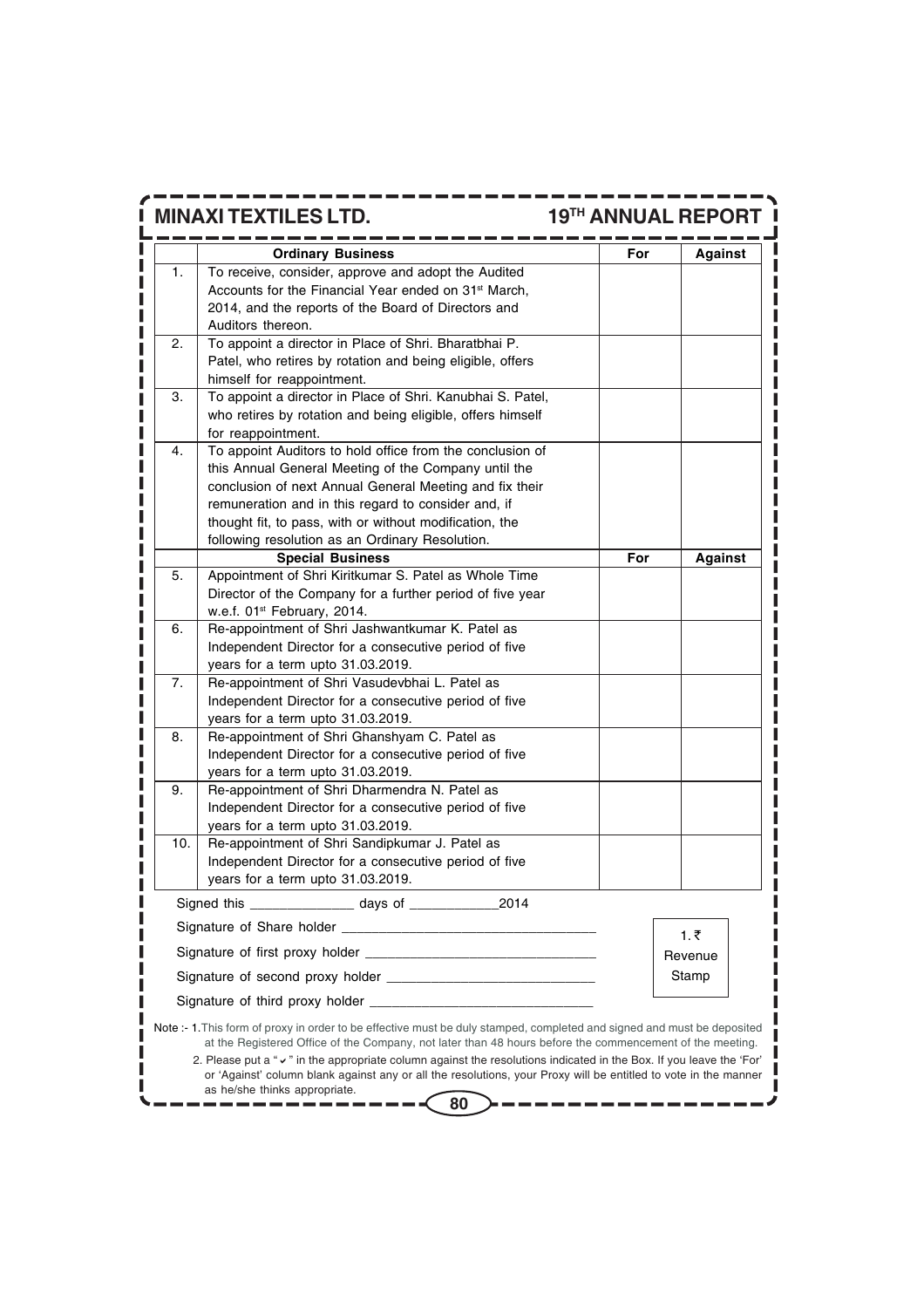| | Ordinary Business | For | Against |
|---|---|---|---|
| 1. | To receive, consider, approve and adopt the Audited Accounts for the Financial Year ended on 31st March, 2014, and the reports of the Board of Directors and Auditors thereon. | | |
| 2. | To appoint a director in Place of Shri. Bharatbhai P. Patel, who retires by rotation and being eligible, offers himself for reappointment. | | |
| 3. | To appoint a director in Place of Shri. Kanubhai S. Patel, who retires by rotation and being eligible, offers himself for reappointment. | | |
| 4. | To appoint Auditors to hold office from the conclusion of this Annual General Meeting of the Company until the conclusion of next Annual General Meeting and fix their remuneration and in this regard to consider and, if thought fit, to pass, with or without modification, the following resolution as an Ordinary Resolution. | | |
| | **Special Business** | **For** | **Against** |
| 5. | Appointment of Shri Kiritkumar S. Patel as Whole Time Director of the Company for a further period of five year w.e.f. 01st February, 2014. | | |
| 6. | Re-appointment of Shri Jashwantkumar K. Patel as Independent Director for a consecutive period of five years for a term upto 31.03.2019. | | |
| 7. | Re-appointment of Shri Vasudevbhai L. Patel as Independent Director for a consecutive period of five years for a term upto 31.03.2019. | | |
| 8. | Re-appointment of Shri Ghanshyam C. Patel as Independent Director for a consecutive period of five years for a term upto 31.03.2019. | | |
| 9. | Re-appointment of Shri Dharmendra N. Patel as Independent Director for a consecutive period of five years for a term upto 31.03.2019. | | |
| 10. | Re-appointment of Shri Sandipkumar J. Patel as Independent Director for a consecutive period of five years for a term upto 31.03.2019. | | |

Signed this ______________ days of ____________2014

Signature of Share holder ________________________________

Signature of first proxy holder ______________________________

Signature of second proxy holder ____________________________

Signature of third proxy holder ______________________________

1. ₹ Revenue Stamp

Note :- 1. This form of proxy in order to be effective must be duly stamped, completed and signed and must be deposited at the Registered Office of the Company, not later than 48 hours before the commencement of the meeting.

2. Please put a "✓" in the appropriate column against the resolutions indicated in the Box. If you leave the 'For' or 'Against' column blank against any or all the resolutions, your Proxy will be entitled to vote in the manner as he/she thinks appropriate.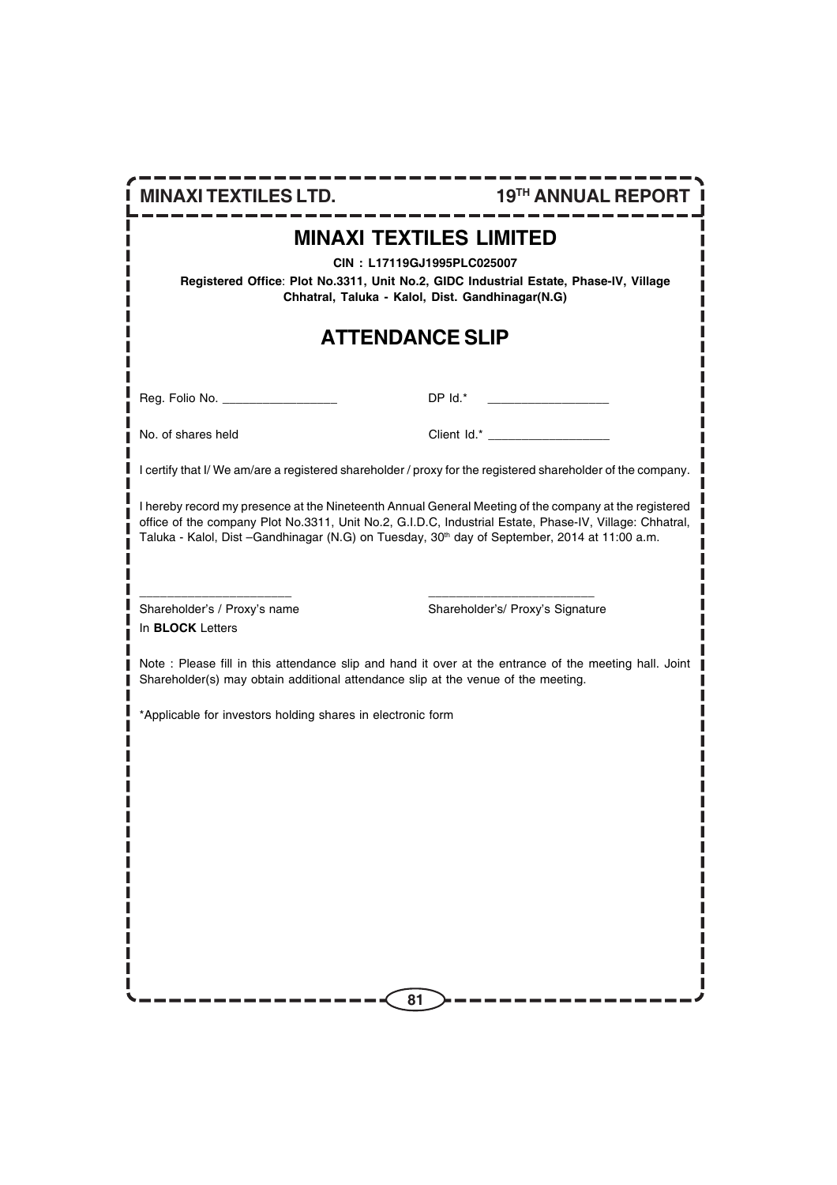# MINAXI TEXTILES LIMITED

**CIN : L17119GJ1995PLC025007**

**Registered Office**: **Plot No.3311, Unit No.2, GIDC Industrial Estate, Phase-IV, Village Chhatral, Taluka - Kalol, Dist. Gandhinagar(N.G)**

## ATTENDANCE SLIP

Reg. Folio No. ________________ DP Id.* _________________

No. of shares held Client Id.* _________________

I certify that I/ We am/are a registered shareholder / proxy for the registered shareholder of the company.

I hereby record my presence at the Nineteenth Annual General Meeting of the company at the registered office of the company Plot No.3311, Unit No.2, G.I.D.C, Industrial Estate, Phase-IV, Village: Chhatral, Taluka - Kalol, Dist –Gandhinagar (N.G) on Tuesday, 30th day of September, 2014 at 11:00 a.m.

_____________________ _______________________

Shareholder's / Proxy's name Shareholder's/ Proxy's Signature

In **BLOCK** Letters

Note : Please fill in this attendance slip and hand it over at the entrance of the meeting hall. Joint Shareholder(s) may obtain additional attendance slip at the venue of the meeting.

*Applicable for investors holding shares in electronic form